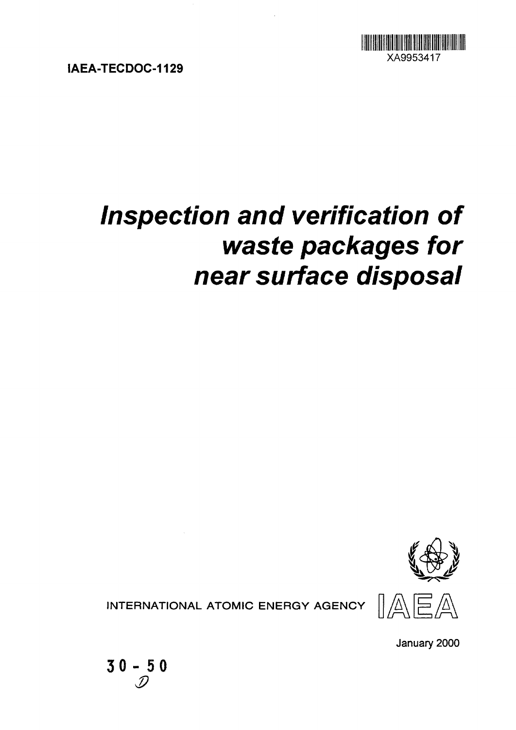XA9953417

IAEA-TECDOC-1129

# *Inspection and verification of waste packages for near surface disposal*

INTERNATIONAL ATOMIC ENERGY AGENCY

IAEA

January 2000

30 - 50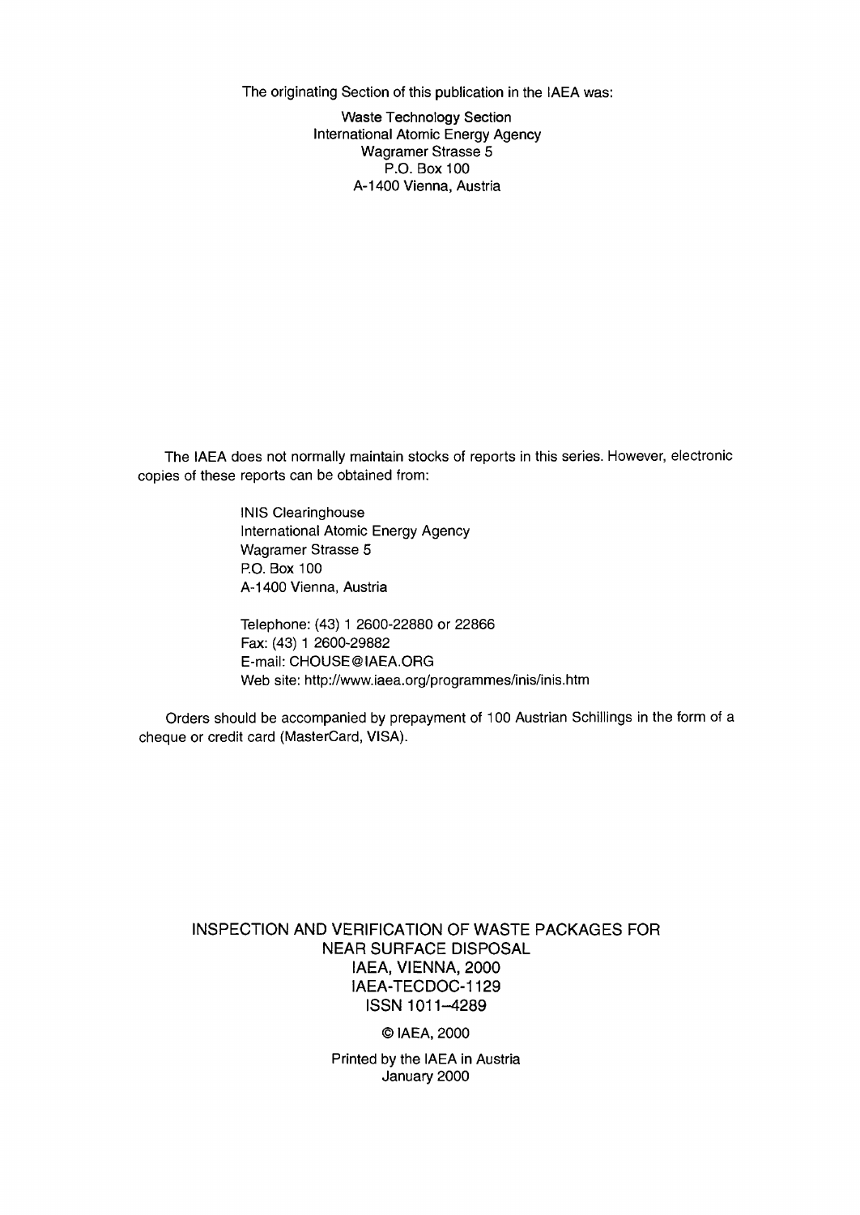The originating Section of this publication in the IAEA was:

Waste Technology Section
International Atomic Energy Agency
Wagramer Strasse 5
P.O. Box 100
A-1400 Vienna, Austria

The IAEA does not normally maintain stocks of reports in this series. However, electronic copies of these reports can be obtained from:

INIS Clearinghouse
International Atomic Energy Agency
Wagramer Strasse 5
P.O. Box 100
A-1400 Vienna, Austria

Telephone: (43) 1 2600-22880 or 22866
Fax: (43) 1 2600-29882
E-mail: CHOUSE@IAEA.ORG
Web site: http://www.iaea.org/programmes/inis/inis.htm

Orders should be accompanied by prepayment of 100 Austrian Schillings in the form of a cheque or credit card (MasterCard, VISA).

INSPECTION AND VERIFICATION OF WASTE PACKAGES FOR NEAR SURFACE DISPOSAL
IAEA, VIENNA, 2000
IAEA-TECDOC-1129
ISSN 1011–4289

© IAEA, 2000

Printed by the IAEA in Austria
January 2000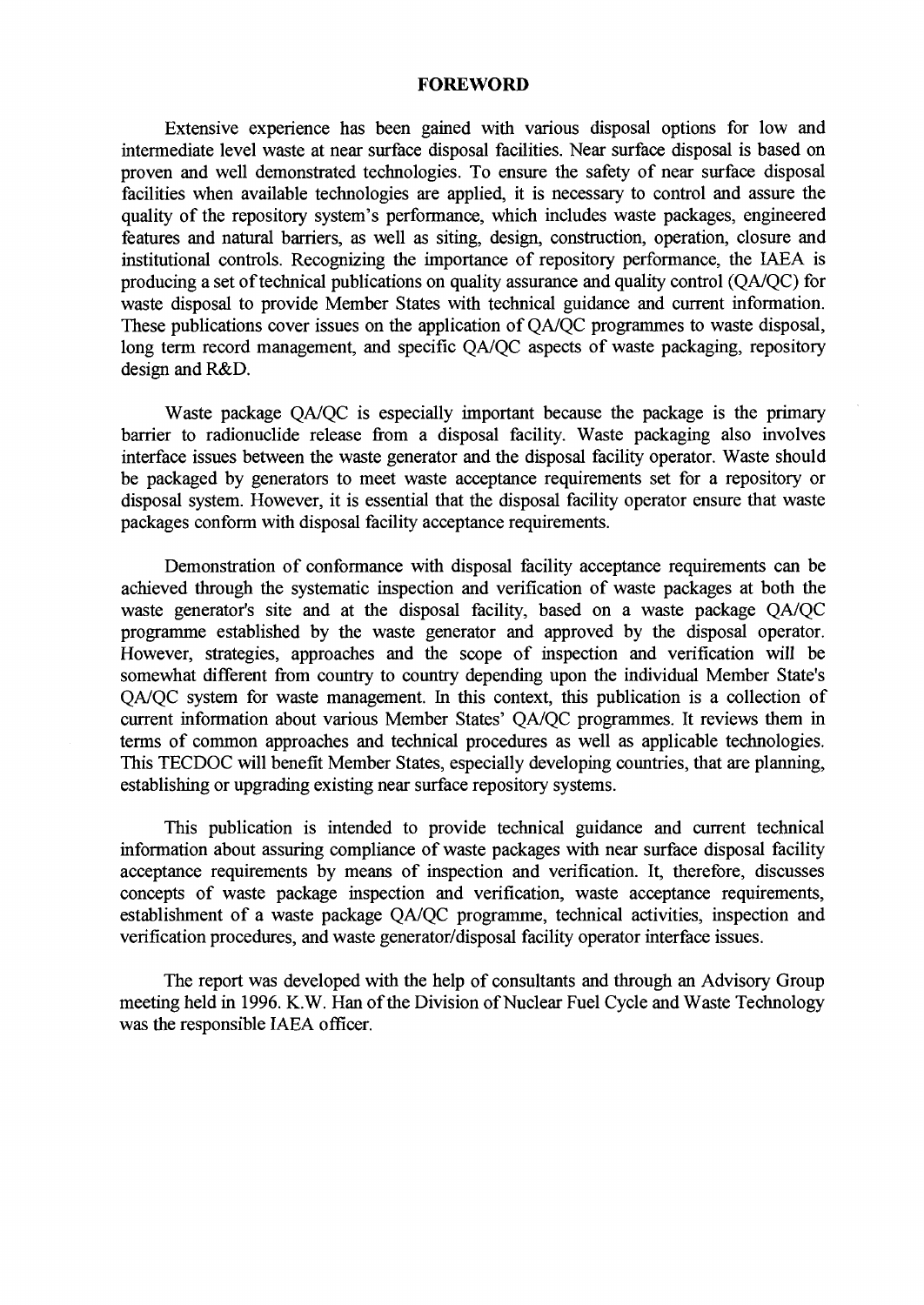# FOREWORD

Extensive experience has been gained with various disposal options for low and intermediate level waste at near surface disposal facilities. Near surface disposal is based on proven and well demonstrated technologies. To ensure the safety of near surface disposal facilities when available technologies are applied, it is necessary to control and assure the quality of the repository system's performance, which includes waste packages, engineered features and natural barriers, as well as siting, design, construction, operation, closure and institutional controls. Recognizing the importance of repository performance, the IAEA is producing a set of technical publications on quality assurance and quality control (QA/QC) for waste disposal to provide Member States with technical guidance and current information. These publications cover issues on the application of QA/QC programmes to waste disposal, long term record management, and specific QA/QC aspects of waste packaging, repository design and R&D.

Waste package QA/QC is especially important because the package is the primary barrier to radionuclide release from a disposal facility. Waste packaging also involves interface issues between the waste generator and the disposal facility operator. Waste should be packaged by generators to meet waste acceptance requirements set for a repository or disposal system. However, it is essential that the disposal facility operator ensure that waste packages conform with disposal facility acceptance requirements.

Demonstration of conformance with disposal facility acceptance requirements can be achieved through the systematic inspection and verification of waste packages at both the waste generator's site and at the disposal facility, based on a waste package QA/QC programme established by the waste generator and approved by the disposal operator. However, strategies, approaches and the scope of inspection and verification will be somewhat different from country to country depending upon the individual Member State's QA/QC system for waste management. In this context, this publication is a collection of current information about various Member States' QA/QC programmes. It reviews them in terms of common approaches and technical procedures as well as applicable technologies. This TECDOC will benefit Member States, especially developing countries, that are planning, establishing or upgrading existing near surface repository systems.

This publication is intended to provide technical guidance and current technical information about assuring compliance of waste packages with near surface disposal facility acceptance requirements by means of inspection and verification. It, therefore, discusses concepts of waste package inspection and verification, waste acceptance requirements, establishment of a waste package QA/QC programme, technical activities, inspection and verification procedures, and waste generator/disposal facility operator interface issues.

The report was developed with the help of consultants and through an Advisory Group meeting held in 1996. K.W. Han of the Division of Nuclear Fuel Cycle and Waste Technology was the responsible IAEA officer.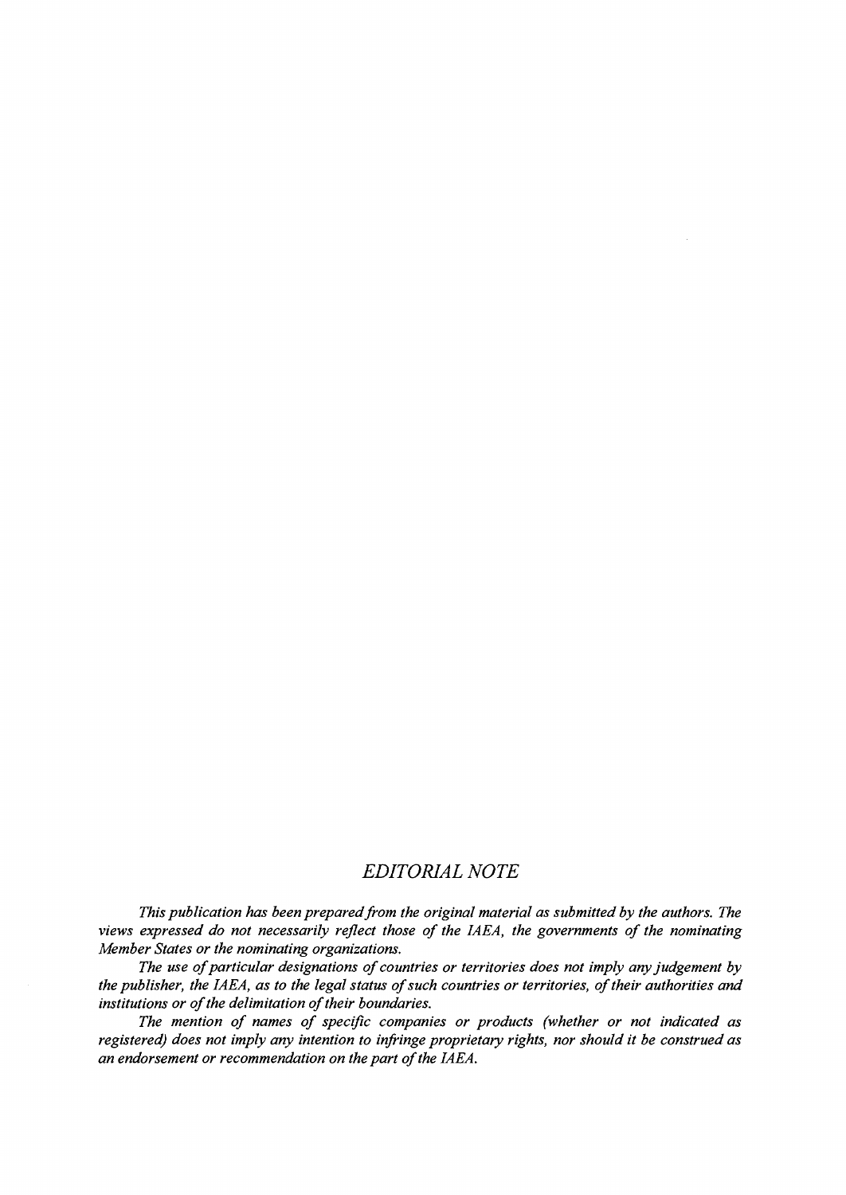## *EDITORIAL NOTE*

*This publication has been prepared from the original material as submitted by the authors. The views expressed do not necessarily reflect those of the IAEA, the governments of the nominating Member States or the nominating organizations.*

*The use of particular designations of countries or territories does not imply any judgement by the publisher, the IAEA, as to the legal status of such countries or territories, of their authorities and institutions or of the delimitation of their boundaries.*

*The mention of names of specific companies or products (whether or not indicated as registered) does not imply any intention to infringe proprietary rights, nor should it be construed as an endorsement or recommendation on the part of the IAEA.*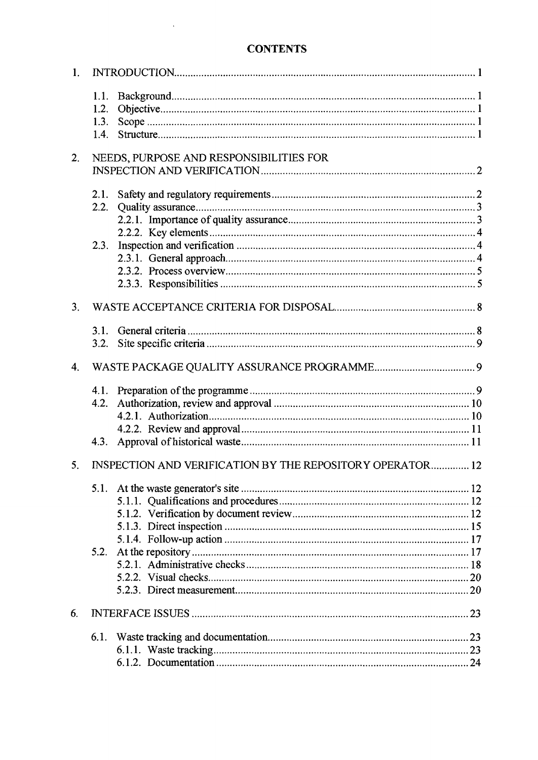# CONTENTS

1. INTRODUCTION ..... 1
   - 1.1. Background ..... 1
   - 1.2. Objective ..... 1
   - 1.3. Scope ..... 1
   - 1.4. Structure ..... 1

2. NEEDS, PURPOSE AND RESPONSIBILITIES FOR INSPECTION AND VERIFICATION ..... 2
   - 2.1. Safety and regulatory requirements ..... 2
   - 2.2. Quality assurance ..... 3
     - 2.2.1. Importance of quality assurance ..... 3
     - 2.2.2. Key elements ..... 4
   - 2.3. Inspection and verification ..... 4
     - 2.3.1. General approach ..... 4
     - 2.3.2. Process overview ..... 5
     - 2.3.3. Responsibilities ..... 5

3. WASTE ACCEPTANCE CRITERIA FOR DISPOSAL ..... 8
   - 3.1. General criteria ..... 8
   - 3.2. Site specific criteria ..... 9

4. WASTE PACKAGE QUALITY ASSURANCE PROGRAMME ..... 9
   - 4.1. Preparation of the programme ..... 9
   - 4.2. Authorization, review and approval ..... 10
     - 4.2.1. Authorization ..... 10
     - 4.2.2. Review and approval ..... 11
   - 4.3. Approval of historical waste ..... 11

5. INSPECTION AND VERIFICATION BY THE REPOSITORY OPERATOR ..... 12
   - 5.1. At the waste generator's site ..... 12
     - 5.1.1. Qualifications and procedures ..... 12
     - 5.1.2. Verification by document review ..... 12
     - 5.1.3. Direct inspection ..... 15
     - 5.1.4. Follow-up action ..... 17
   - 5.2. At the repository ..... 17
     - 5.2.1. Administrative checks ..... 18
     - 5.2.2. Visual checks ..... 20
     - 5.2.3. Direct measurement ..... 20

6. INTERFACE ISSUES ..... 23
   - 6.1. Waste tracking and documentation ..... 23
     - 6.1.1. Waste tracking ..... 23
     - 6.1.2. Documentation ..... 24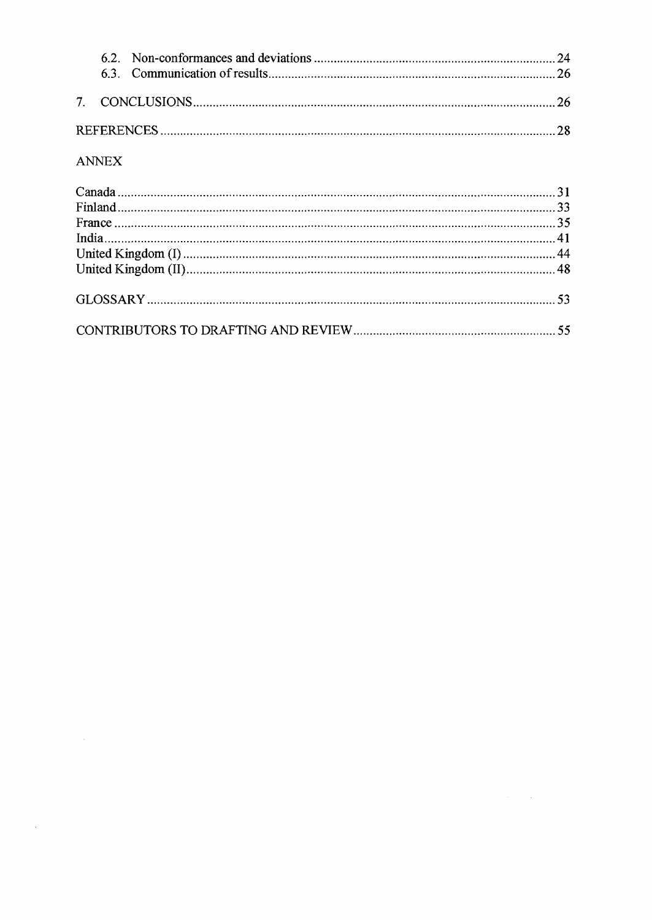6.2. Non-conformances and deviations ........................................................................ 24
6.3. Communication of results...................................................................................... 26

7. CONCLUSIONS.............................................................................................................. 26

REFERENCES ........................................................................................................................ 28

ANNEX

Canada .................................................................................................................................... 31
Finland.................................................................................................................................... 33
France ..................................................................................................................................... 35
India........................................................................................................................................ 41
United Kingdom (I) ................................................................................................................ 44
United Kingdom (II)............................................................................................................... 48

GLOSSARY ............................................................................................................................ 53

CONTRIBUTORS TO DRAFTING AND REVIEW .............................................................. 55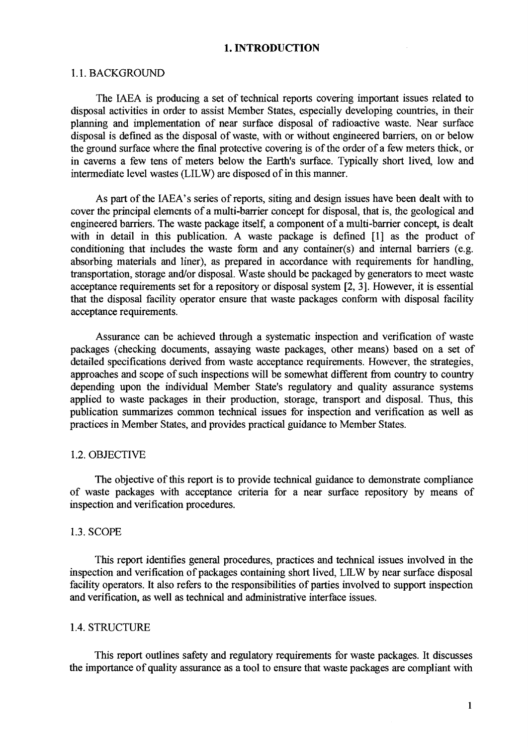# 1. INTRODUCTION

## 1.1. BACKGROUND

The IAEA is producing a set of technical reports covering important issues related to disposal activities in order to assist Member States, especially developing countries, in their planning and implementation of near surface disposal of radioactive waste. Near surface disposal is defined as the disposal of waste, with or without engineered barriers, on or below the ground surface where the final protective covering is of the order of a few meters thick, or in caverns a few tens of meters below the Earth's surface. Typically short lived, low and intermediate level wastes (LILW) are disposed of in this manner.

As part of the IAEA's series of reports, siting and design issues have been dealt with to cover the principal elements of a multi-barrier concept for disposal, that is, the geological and engineered barriers. The waste package itself, a component of a multi-barrier concept, is dealt with in detail in this publication. A waste package is defined [1] as the product of conditioning that includes the waste form and any container(s) and internal barriers (e.g. absorbing materials and liner), as prepared in accordance with requirements for handling, transportation, storage and/or disposal. Waste should be packaged by generators to meet waste acceptance requirements set for a repository or disposal system [2, 3]. However, it is essential that the disposal facility operator ensure that waste packages conform with disposal facility acceptance requirements.

Assurance can be achieved through a systematic inspection and verification of waste packages (checking documents, assaying waste packages, other means) based on a set of detailed specifications derived from waste acceptance requirements. However, the strategies, approaches and scope of such inspections will be somewhat different from country to country depending upon the individual Member State's regulatory and quality assurance systems applied to waste packages in their production, storage, transport and disposal. Thus, this publication summarizes common technical issues for inspection and verification as well as practices in Member States, and provides practical guidance to Member States.

## 1.2. OBJECTIVE

The objective of this report is to provide technical guidance to demonstrate compliance of waste packages with acceptance criteria for a near surface repository by means of inspection and verification procedures.

## 1.3. SCOPE

This report identifies general procedures, practices and technical issues involved in the inspection and verification of packages containing short lived, LILW by near surface disposal facility operators. It also refers to the responsibilities of parties involved to support inspection and verification, as well as technical and administrative interface issues.

## 1.4. STRUCTURE

This report outlines safety and regulatory requirements for waste packages. It discusses the importance of quality assurance as a tool to ensure that waste packages are compliant with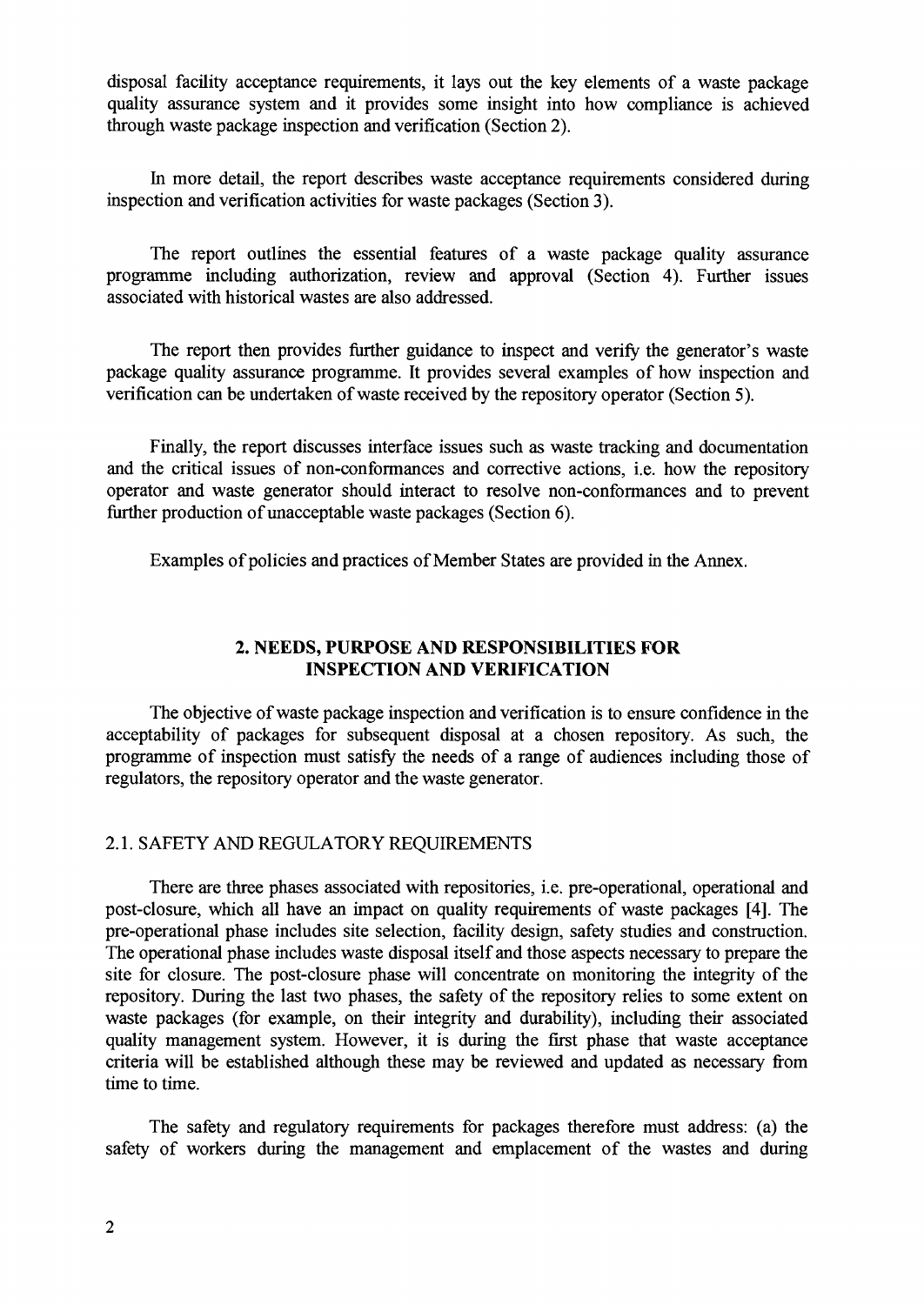disposal facility acceptance requirements, it lays out the key elements of a waste package quality assurance system and it provides some insight into how compliance is achieved through waste package inspection and verification (Section 2).

In more detail, the report describes waste acceptance requirements considered during inspection and verification activities for waste packages (Section 3).

The report outlines the essential features of a waste package quality assurance programme including authorization, review and approval (Section 4). Further issues associated with historical wastes are also addressed.

The report then provides further guidance to inspect and verify the generator's waste package quality assurance programme. It provides several examples of how inspection and verification can be undertaken of waste received by the repository operator (Section 5).

Finally, the report discusses interface issues such as waste tracking and documentation and the critical issues of non-conformances and corrective actions, i.e. how the repository operator and waste generator should interact to resolve non-conformances and to prevent further production of unacceptable waste packages (Section 6).

Examples of policies and practices of Member States are provided in the Annex.

## 2. NEEDS, PURPOSE AND RESPONSIBILITIES FOR INSPECTION AND VERIFICATION

The objective of waste package inspection and verification is to ensure confidence in the acceptability of packages for subsequent disposal at a chosen repository. As such, the programme of inspection must satisfy the needs of a range of audiences including those of regulators, the repository operator and the waste generator.

### 2.1. SAFETY AND REGULATORY REQUIREMENTS

There are three phases associated with repositories, i.e. pre-operational, operational and post-closure, which all have an impact on quality requirements of waste packages [4]. The pre-operational phase includes site selection, facility design, safety studies and construction. The operational phase includes waste disposal itself and those aspects necessary to prepare the site for closure. The post-closure phase will concentrate on monitoring the integrity of the repository. During the last two phases, the safety of the repository relies to some extent on waste packages (for example, on their integrity and durability), including their associated quality management system. However, it is during the first phase that waste acceptance criteria will be established although these may be reviewed and updated as necessary from time to time.

The safety and regulatory requirements for packages therefore must address: (a) the safety of workers during the management and emplacement of the wastes and during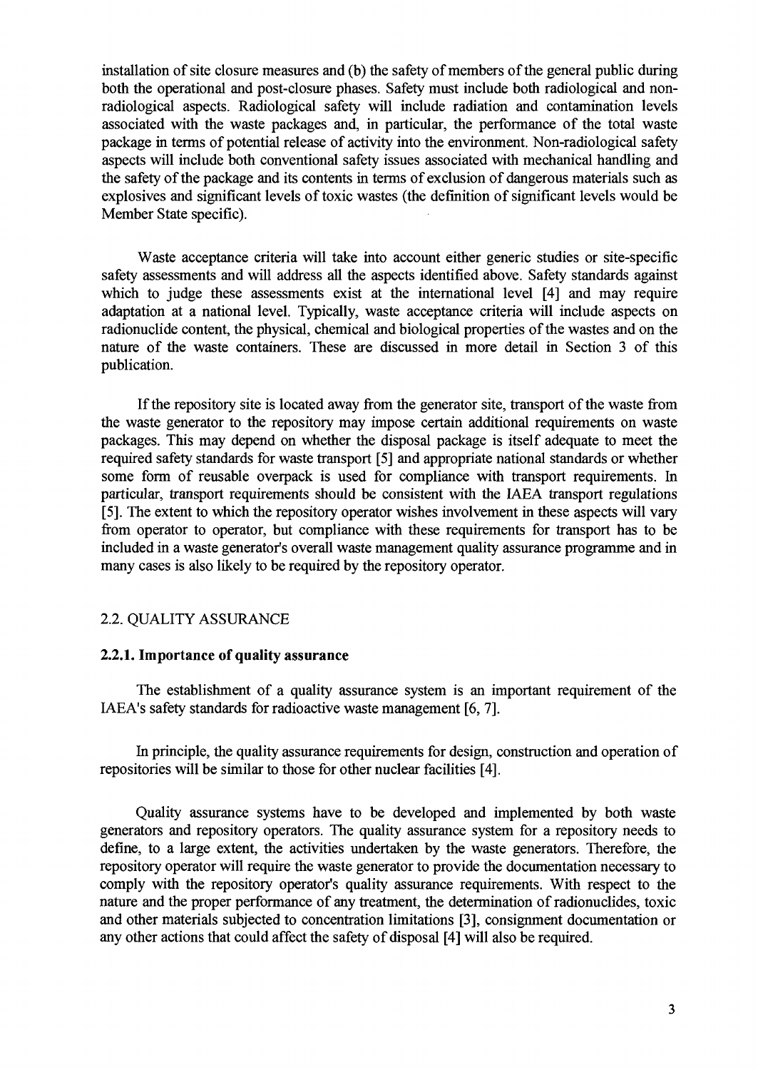installation of site closure measures and (b) the safety of members of the general public during both the operational and post-closure phases. Safety must include both radiological and non-radiological aspects. Radiological safety will include radiation and contamination levels associated with the waste packages and, in particular, the performance of the total waste package in terms of potential release of activity into the environment. Non-radiological safety aspects will include both conventional safety issues associated with mechanical handling and the safety of the package and its contents in terms of exclusion of dangerous materials such as explosives and significant levels of toxic wastes (the definition of significant levels would be Member State specific).

Waste acceptance criteria will take into account either generic studies or site-specific safety assessments and will address all the aspects identified above. Safety standards against which to judge these assessments exist at the international level [4] and may require adaptation at a national level. Typically, waste acceptance criteria will include aspects on radionuclide content, the physical, chemical and biological properties of the wastes and on the nature of the waste containers. These are discussed in more detail in Section 3 of this publication.

If the repository site is located away from the generator site, transport of the waste from the waste generator to the repository may impose certain additional requirements on waste packages. This may depend on whether the disposal package is itself adequate to meet the required safety standards for waste transport [5] and appropriate national standards or whether some form of reusable overpack is used for compliance with transport requirements. In particular, transport requirements should be consistent with the IAEA transport regulations [5]. The extent to which the repository operator wishes involvement in these aspects will vary from operator to operator, but compliance with these requirements for transport has to be included in a waste generator's overall waste management quality assurance programme and in many cases is also likely to be required by the repository operator.

## 2.2. QUALITY ASSURANCE

### 2.2.1. Importance of quality assurance

The establishment of a quality assurance system is an important requirement of the IAEA's safety standards for radioactive waste management [6, 7].

In principle, the quality assurance requirements for design, construction and operation of repositories will be similar to those for other nuclear facilities [4].

Quality assurance systems have to be developed and implemented by both waste generators and repository operators. The quality assurance system for a repository needs to define, to a large extent, the activities undertaken by the waste generators. Therefore, the repository operator will require the waste generator to provide the documentation necessary to comply with the repository operator's quality assurance requirements. With respect to the nature and the proper performance of any treatment, the determination of radionuclides, toxic and other materials subjected to concentration limitations [3], consignment documentation or any other actions that could affect the safety of disposal [4] will also be required.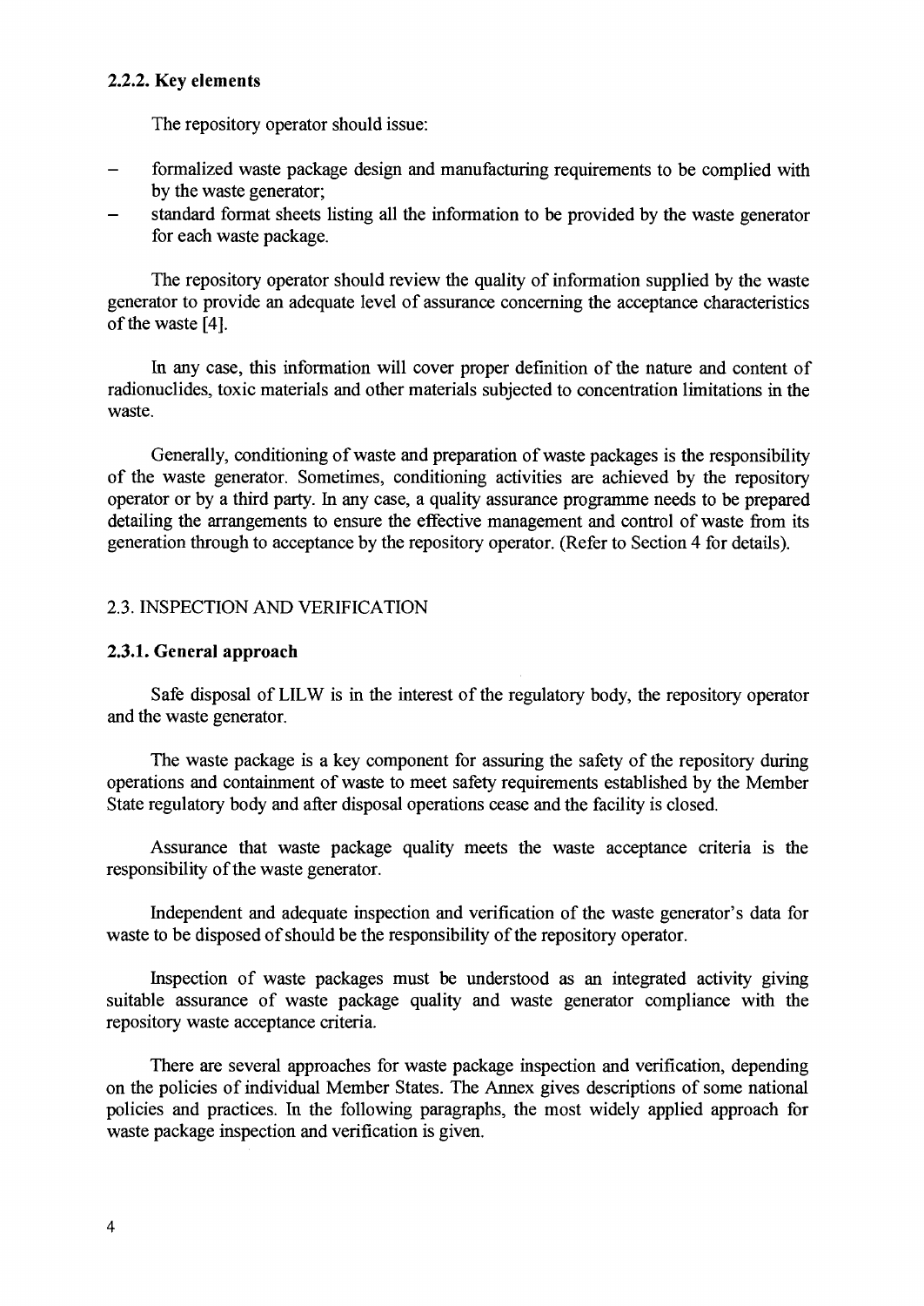### 2.2.2. Key elements

The repository operator should issue:

- formalized waste package design and manufacturing requirements to be complied with by the waste generator;
- standard format sheets listing all the information to be provided by the waste generator for each waste package.

The repository operator should review the quality of information supplied by the waste generator to provide an adequate level of assurance concerning the acceptance characteristics of the waste [4].

In any case, this information will cover proper definition of the nature and content of radionuclides, toxic materials and other materials subjected to concentration limitations in the waste.

Generally, conditioning of waste and preparation of waste packages is the responsibility of the waste generator. Sometimes, conditioning activities are achieved by the repository operator or by a third party. In any case, a quality assurance programme needs to be prepared detailing the arrangements to ensure the effective management and control of waste from its generation through to acceptance by the repository operator. (Refer to Section 4 for details).

## 2.3. INSPECTION AND VERIFICATION

### 2.3.1. General approach

Safe disposal of LILW is in the interest of the regulatory body, the repository operator and the waste generator.

The waste package is a key component for assuring the safety of the repository during operations and containment of waste to meet safety requirements established by the Member State regulatory body and after disposal operations cease and the facility is closed.

Assurance that waste package quality meets the waste acceptance criteria is the responsibility of the waste generator.

Independent and adequate inspection and verification of the waste generator's data for waste to be disposed of should be the responsibility of the repository operator.

Inspection of waste packages must be understood as an integrated activity giving suitable assurance of waste package quality and waste generator compliance with the repository waste acceptance criteria.

There are several approaches for waste package inspection and verification, depending on the policies of individual Member States. The Annex gives descriptions of some national policies and practices. In the following paragraphs, the most widely applied approach for waste package inspection and verification is given.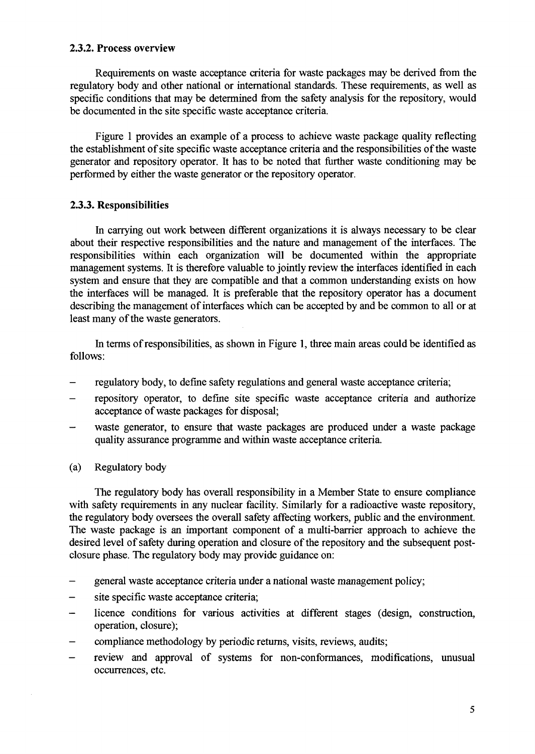### 2.3.2. Process overview

Requirements on waste acceptance criteria for waste packages may be derived from the regulatory body and other national or international standards. These requirements, as well as specific conditions that may be determined from the safety analysis for the repository, would be documented in the site specific waste acceptance criteria.

Figure 1 provides an example of a process to achieve waste package quality reflecting the establishment of site specific waste acceptance criteria and the responsibilities of the waste generator and repository operator. It has to be noted that further waste conditioning may be performed by either the waste generator or the repository operator.

### 2.3.3. Responsibilities

In carrying out work between different organizations it is always necessary to be clear about their respective responsibilities and the nature and management of the interfaces. The responsibilities within each organization will be documented within the appropriate management systems. It is therefore valuable to jointly review the interfaces identified in each system and ensure that they are compatible and that a common understanding exists on how the interfaces will be managed. It is preferable that the repository operator has a document describing the management of interfaces which can be accepted by and be common to all or at least many of the waste generators.

In terms of responsibilities, as shown in Figure 1, three main areas could be identified as follows:

- regulatory body, to define safety regulations and general waste acceptance criteria;
- repository operator, to define site specific waste acceptance criteria and authorize acceptance of waste packages for disposal;
- waste generator, to ensure that waste packages are produced under a waste package quality assurance programme and within waste acceptance criteria.

(a) Regulatory body

The regulatory body has overall responsibility in a Member State to ensure compliance with safety requirements in any nuclear facility. Similarly for a radioactive waste repository, the regulatory body oversees the overall safety affecting workers, public and the environment. The waste package is an important component of a multi-barrier approach to achieve the desired level of safety during operation and closure of the repository and the subsequent post-closure phase. The regulatory body may provide guidance on:

- general waste acceptance criteria under a national waste management policy;
- site specific waste acceptance criteria;
- licence conditions for various activities at different stages (design, construction, operation, closure);
- compliance methodology by periodic returns, visits, reviews, audits;
- review and approval of systems for non-conformances, modifications, unusual occurrences, etc.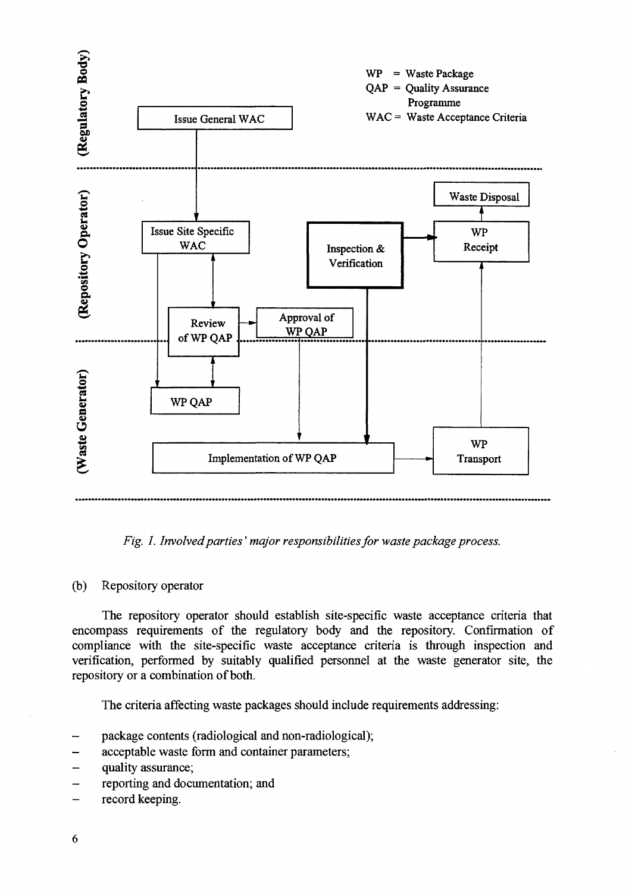*Fig. 1. Involved parties' major responsibilities for waste package process.*

(b) Repository operator

The repository operator should establish site-specific waste acceptance criteria that encompass requirements of the regulatory body and the repository. Confirmation of compliance with the site-specific waste acceptance criteria is through inspection and verification, performed by suitably qualified personnel at the waste generator site, the repository or a combination of both.

The criteria affecting waste packages should include requirements addressing:

- package contents (radiological and non-radiological);
- acceptable waste form and container parameters;
- quality assurance;
- reporting and documentation; and
- record keeping.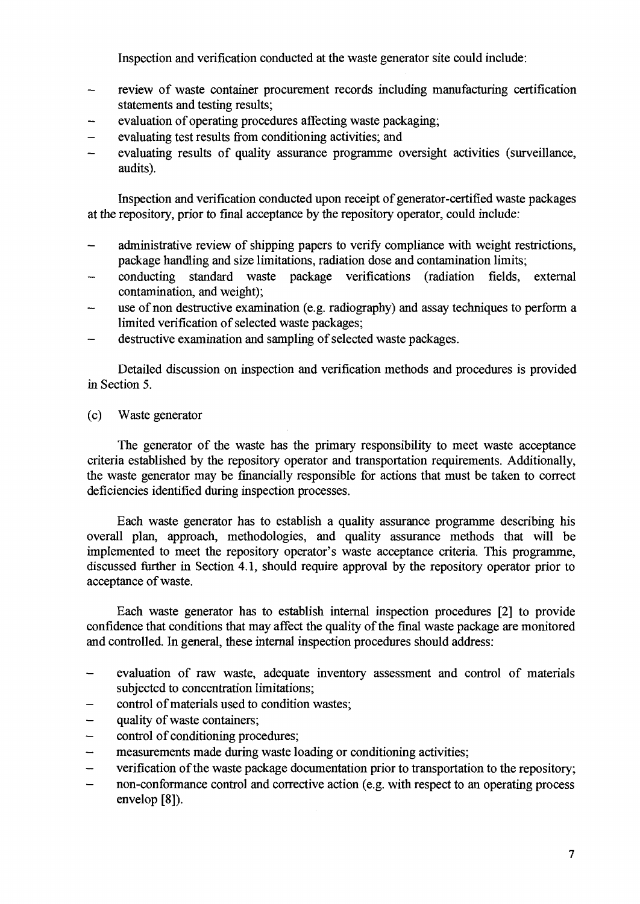Inspection and verification conducted at the waste generator site could include:

- review of waste container procurement records including manufacturing certification statements and testing results;
- evaluation of operating procedures affecting waste packaging;
- evaluating test results from conditioning activities; and
- evaluating results of quality assurance programme oversight activities (surveillance, audits).

Inspection and verification conducted upon receipt of generator-certified waste packages at the repository, prior to final acceptance by the repository operator, could include:

- administrative review of shipping papers to verify compliance with weight restrictions, package handling and size limitations, radiation dose and contamination limits;
- conducting standard waste package verifications (radiation fields, external contamination, and weight);
- use of non destructive examination (e.g. radiography) and assay techniques to perform a limited verification of selected waste packages;
- destructive examination and sampling of selected waste packages.

Detailed discussion on inspection and verification methods and procedures is provided in Section 5.

(c) Waste generator

The generator of the waste has the primary responsibility to meet waste acceptance criteria established by the repository operator and transportation requirements. Additionally, the waste generator may be financially responsible for actions that must be taken to correct deficiencies identified during inspection processes.

Each waste generator has to establish a quality assurance programme describing his overall plan, approach, methodologies, and quality assurance methods that will be implemented to meet the repository operator's waste acceptance criteria. This programme, discussed further in Section 4.1, should require approval by the repository operator prior to acceptance of waste.

Each waste generator has to establish internal inspection procedures [2] to provide confidence that conditions that may affect the quality of the final waste package are monitored and controlled. In general, these internal inspection procedures should address:

- evaluation of raw waste, adequate inventory assessment and control of materials subjected to concentration limitations;
- control of materials used to condition wastes;
- quality of waste containers;
- control of conditioning procedures;
- measurements made during waste loading or conditioning activities;
- verification of the waste package documentation prior to transportation to the repository;
- non-conformance control and corrective action (e.g. with respect to an operating process envelop [8]).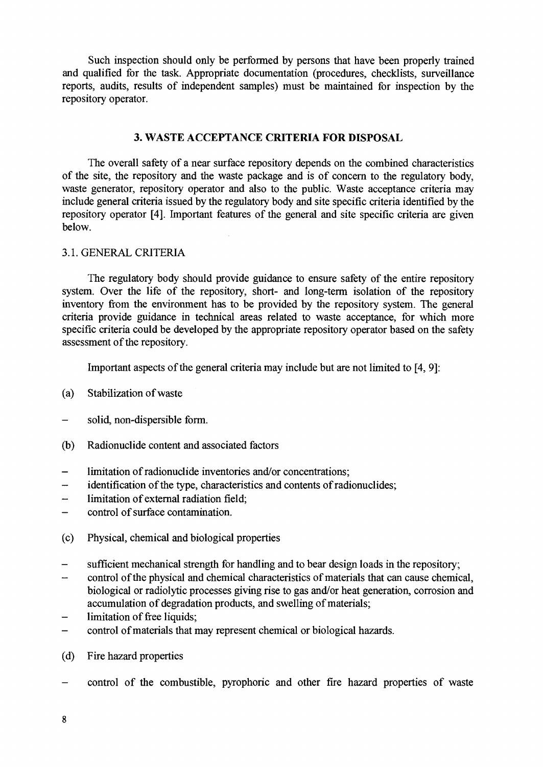Such inspection should only be performed by persons that have been properly trained and qualified for the task. Appropriate documentation (procedures, checklists, surveillance reports, audits, results of independent samples) must be maintained for inspection by the repository operator.

## 3. WASTE ACCEPTANCE CRITERIA FOR DISPOSAL

The overall safety of a near surface repository depends on the combined characteristics of the site, the repository and the waste package and is of concern to the regulatory body, waste generator, repository operator and also to the public. Waste acceptance criteria may include general criteria issued by the regulatory body and site specific criteria identified by the repository operator [4]. Important features of the general and site specific criteria are given below.

### 3.1. GENERAL CRITERIA

The regulatory body should provide guidance to ensure safety of the entire repository system. Over the life of the repository, short- and long-term isolation of the repository inventory from the environment has to be provided by the repository system. The general criteria provide guidance in technical areas related to waste acceptance, for which more specific criteria could be developed by the appropriate repository operator based on the safety assessment of the repository.

Important aspects of the general criteria may include but are not limited to [4, 9]:

(a) Stabilization of waste

- solid, non-dispersible form.

(b) Radionuclide content and associated factors

- limitation of radionuclide inventories and/or concentrations;
- identification of the type, characteristics and contents of radionuclides;
- limitation of external radiation field;
- control of surface contamination.

(c) Physical, chemical and biological properties

- sufficient mechanical strength for handling and to bear design loads in the repository;
- control of the physical and chemical characteristics of materials that can cause chemical, biological or radiolytic processes giving rise to gas and/or heat generation, corrosion and accumulation of degradation products, and swelling of materials;
- limitation of free liquids;
- control of materials that may represent chemical or biological hazards.

(d) Fire hazard properties

- control of the combustible, pyrophoric and other fire hazard properties of waste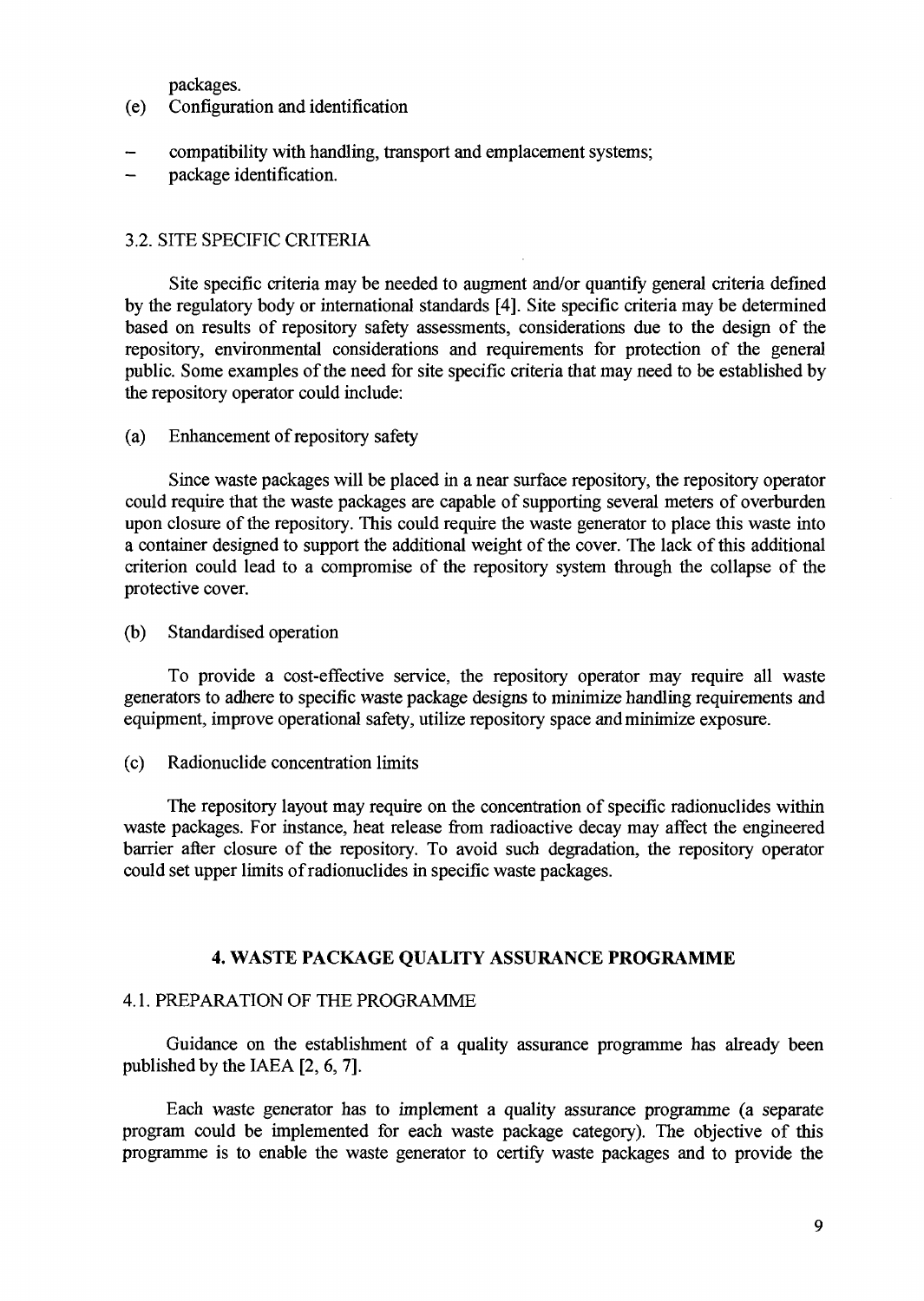packages.

(e) Configuration and identification

- compatibility with handling, transport and emplacement systems;
- package identification.

### 3.2. SITE SPECIFIC CRITERIA

Site specific criteria may be needed to augment and/or quantify general criteria defined by the regulatory body or international standards [4]. Site specific criteria may be determined based on results of repository safety assessments, considerations due to the design of the repository, environmental considerations and requirements for protection of the general public. Some examples of the need for site specific criteria that may need to be established by the repository operator could include:

(a) Enhancement of repository safety

Since waste packages will be placed in a near surface repository, the repository operator could require that the waste packages are capable of supporting several meters of overburden upon closure of the repository. This could require the waste generator to place this waste into a container designed to support the additional weight of the cover. The lack of this additional criterion could lead to a compromise of the repository system through the collapse of the protective cover.

(b) Standardised operation

To provide a cost-effective service, the repository operator may require all waste generators to adhere to specific waste package designs to minimize handling requirements and equipment, improve operational safety, utilize repository space and minimize exposure.

(c) Radionuclide concentration limits

The repository layout may require on the concentration of specific radionuclides within waste packages. For instance, heat release from radioactive decay may affect the engineered barrier after closure of the repository. To avoid such degradation, the repository operator could set upper limits of radionuclides in specific waste packages.

## 4. WASTE PACKAGE QUALITY ASSURANCE PROGRAMME

### 4.1. PREPARATION OF THE PROGRAMME

Guidance on the establishment of a quality assurance programme has already been published by the IAEA [2, 6, 7].

Each waste generator has to implement a quality assurance programme (a separate program could be implemented for each waste package category). The objective of this programme is to enable the waste generator to certify waste packages and to provide the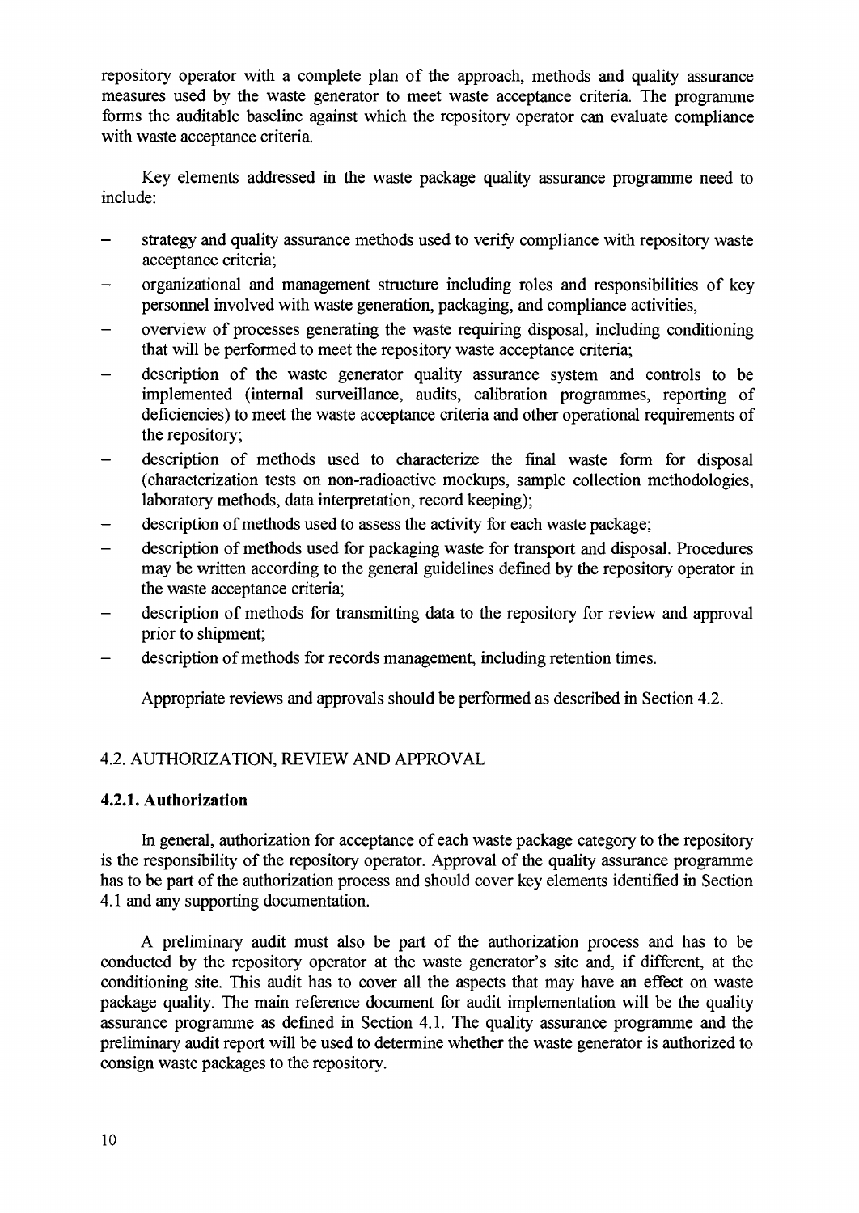repository operator with a complete plan of the approach, methods and quality assurance measures used by the waste generator to meet waste acceptance criteria. The programme forms the auditable baseline against which the repository operator can evaluate compliance with waste acceptance criteria.

Key elements addressed in the waste package quality assurance programme need to include:

- strategy and quality assurance methods used to verify compliance with repository waste acceptance criteria;
- organizational and management structure including roles and responsibilities of key personnel involved with waste generation, packaging, and compliance activities,
- overview of processes generating the waste requiring disposal, including conditioning that will be performed to meet the repository waste acceptance criteria;
- description of the waste generator quality assurance system and controls to be implemented (internal surveillance, audits, calibration programmes, reporting of deficiencies) to meet the waste acceptance criteria and other operational requirements of the repository;
- description of methods used to characterize the final waste form for disposal (characterization tests on non-radioactive mockups, sample collection methodologies, laboratory methods, data interpretation, record keeping);
- description of methods used to assess the activity for each waste package;
- description of methods used for packaging waste for transport and disposal. Procedures may be written according to the general guidelines defined by the repository operator in the waste acceptance criteria;
- description of methods for transmitting data to the repository for review and approval prior to shipment;
- description of methods for records management, including retention times.

Appropriate reviews and approvals should be performed as described in Section 4.2.

## 4.2. AUTHORIZATION, REVIEW AND APPROVAL

### 4.2.1. Authorization

In general, authorization for acceptance of each waste package category to the repository is the responsibility of the repository operator. Approval of the quality assurance programme has to be part of the authorization process and should cover key elements identified in Section 4.1 and any supporting documentation.

A preliminary audit must also be part of the authorization process and has to be conducted by the repository operator at the waste generator's site and, if different, at the conditioning site. This audit has to cover all the aspects that may have an effect on waste package quality. The main reference document for audit implementation will be the quality assurance programme as defined in Section 4.1. The quality assurance programme and the preliminary audit report will be used to determine whether the waste generator is authorized to consign waste packages to the repository.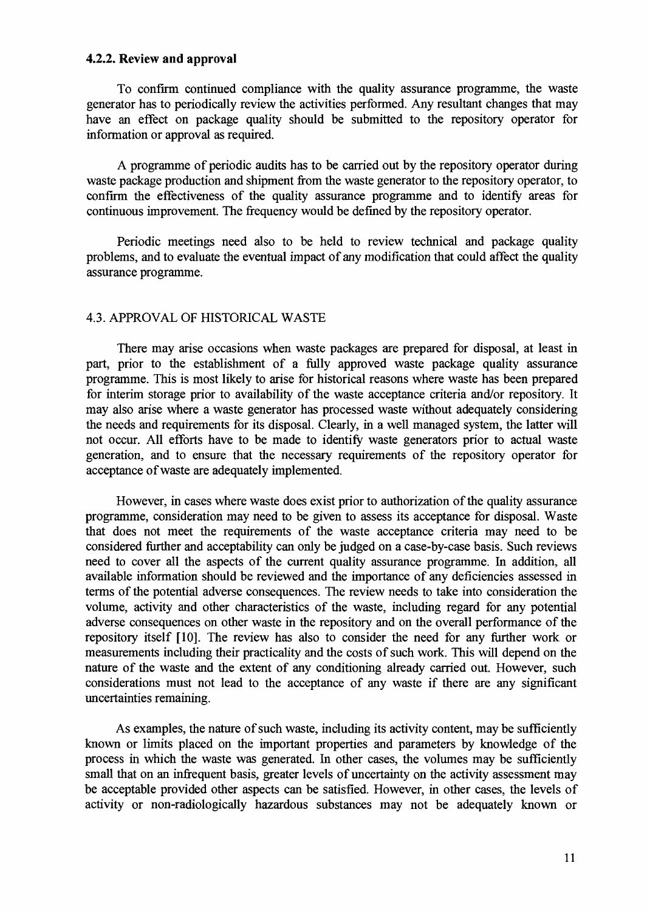#### 4.2.2. Review and approval

To confirm continued compliance with the quality assurance programme, the waste generator has to periodically review the activities performed. Any resultant changes that may have an effect on package quality should be submitted to the repository operator for information or approval as required.

A programme of periodic audits has to be carried out by the repository operator during waste package production and shipment from the waste generator to the repository operator, to confirm the effectiveness of the quality assurance programme and to identify areas for continuous improvement. The frequency would be defined by the repository operator.

Periodic meetings need also to be held to review technical and package quality problems, and to evaluate the eventual impact of any modification that could affect the quality assurance programme.

### 4.3. APPROVAL OF HISTORICAL WASTE

There may arise occasions when waste packages are prepared for disposal, at least in part, prior to the establishment of a fully approved waste package quality assurance programme. This is most likely to arise for historical reasons where waste has been prepared for interim storage prior to availability of the waste acceptance criteria and/or repository. It may also arise where a waste generator has processed waste without adequately considering the needs and requirements for its disposal. Clearly, in a well managed system, the latter will not occur. All efforts have to be made to identify waste generators prior to actual waste generation, and to ensure that the necessary requirements of the repository operator for acceptance of waste are adequately implemented.

However, in cases where waste does exist prior to authorization of the quality assurance programme, consideration may need to be given to assess its acceptance for disposal. Waste that does not meet the requirements of the waste acceptance criteria may need to be considered further and acceptability can only be judged on a case-by-case basis. Such reviews need to cover all the aspects of the current quality assurance programme. In addition, all available information should be reviewed and the importance of any deficiencies assessed in terms of the potential adverse consequences. The review needs to take into consideration the volume, activity and other characteristics of the waste, including regard for any potential adverse consequences on other waste in the repository and on the overall performance of the repository itself [10]. The review has also to consider the need for any further work or measurements including their practicality and the costs of such work. This will depend on the nature of the waste and the extent of any conditioning already carried out. However, such considerations must not lead to the acceptance of any waste if there are any significant uncertainties remaining.

As examples, the nature of such waste, including its activity content, may be sufficiently known or limits placed on the important properties and parameters by knowledge of the process in which the waste was generated. In other cases, the volumes may be sufficiently small that on an infrequent basis, greater levels of uncertainty on the activity assessment may be acceptable provided other aspects can be satisfied. However, in other cases, the levels of activity or non-radiologically hazardous substances may not be adequately known or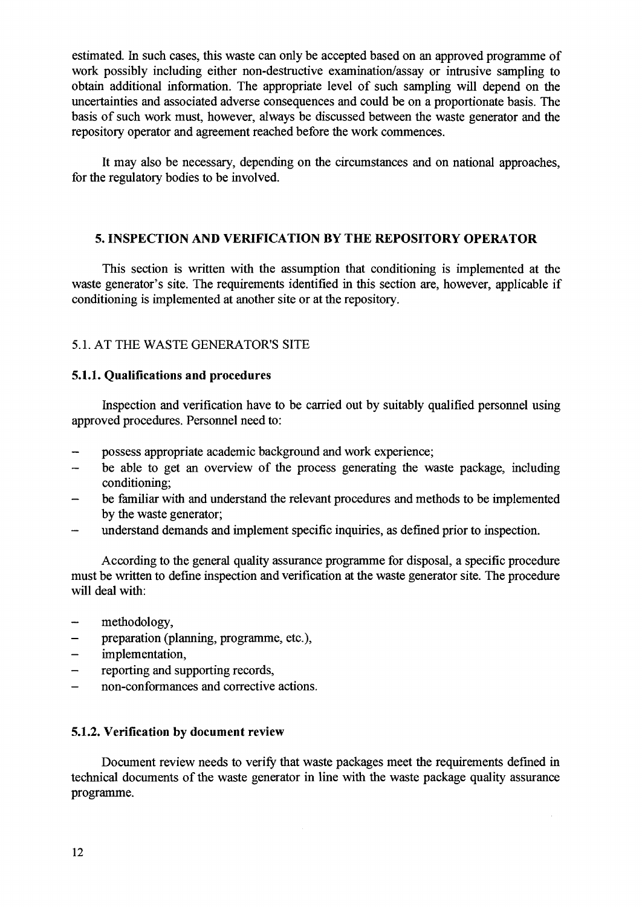estimated. In such cases, this waste can only be accepted based on an approved programme of work possibly including either non-destructive examination/assay or intrusive sampling to obtain additional information. The appropriate level of such sampling will depend on the uncertainties and associated adverse consequences and could be on a proportionate basis. The basis of such work must, however, always be discussed between the waste generator and the repository operator and agreement reached before the work commences.

It may also be necessary, depending on the circumstances and on national approaches, for the regulatory bodies to be involved.

## 5. INSPECTION AND VERIFICATION BY THE REPOSITORY OPERATOR

This section is written with the assumption that conditioning is implemented at the waste generator's site. The requirements identified in this section are, however, applicable if conditioning is implemented at another site or at the repository.

### 5.1. AT THE WASTE GENERATOR'S SITE

#### 5.1.1. Qualifications and procedures

Inspection and verification have to be carried out by suitably qualified personnel using approved procedures. Personnel need to:

- possess appropriate academic background and work experience;
- be able to get an overview of the process generating the waste package, including conditioning;
- be familiar with and understand the relevant procedures and methods to be implemented by the waste generator;
- understand demands and implement specific inquiries, as defined prior to inspection.

According to the general quality assurance programme for disposal, a specific procedure must be written to define inspection and verification at the waste generator site. The procedure will deal with:

- methodology,
- preparation (planning, programme, etc.),
- implementation,
- reporting and supporting records,
- non-conformances and corrective actions.

#### 5.1.2. Verification by document review

Document review needs to verify that waste packages meet the requirements defined in technical documents of the waste generator in line with the waste package quality assurance programme.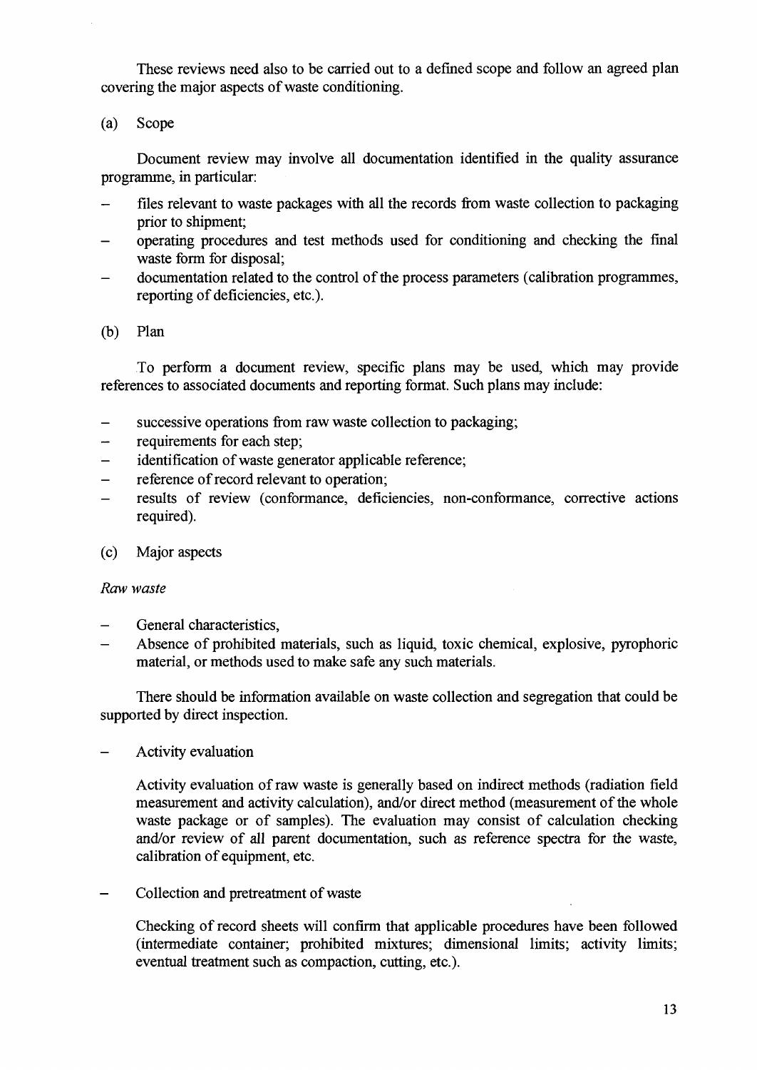These reviews need also to be carried out to a defined scope and follow an agreed plan covering the major aspects of waste conditioning.

(a) Scope

Document review may involve all documentation identified in the quality assurance programme, in particular:

- files relevant to waste packages with all the records from waste collection to packaging prior to shipment;
- operating procedures and test methods used for conditioning and checking the final waste form for disposal;
- documentation related to the control of the process parameters (calibration programmes, reporting of deficiencies, etc.).

(b) Plan

To perform a document review, specific plans may be used, which may provide references to associated documents and reporting format. Such plans may include:

- successive operations from raw waste collection to packaging;
- requirements for each step;
- identification of waste generator applicable reference;
- reference of record relevant to operation;
- results of review (conformance, deficiencies, non-conformance, corrective actions required).

(c) Major aspects

*Raw waste*

- General characteristics,
- Absence of prohibited materials, such as liquid, toxic chemical, explosive, pyrophoric material, or methods used to make safe any such materials.

There should be information available on waste collection and segregation that could be supported by direct inspection.

- Activity evaluation

  Activity evaluation of raw waste is generally based on indirect methods (radiation field measurement and activity calculation), and/or direct method (measurement of the whole waste package or of samples). The evaluation may consist of calculation checking and/or review of all parent documentation, such as reference spectra for the waste, calibration of equipment, etc.

- Collection and pretreatment of waste

  Checking of record sheets will confirm that applicable procedures have been followed (intermediate container; prohibited mixtures; dimensional limits; activity limits; eventual treatment such as compaction, cutting, etc.).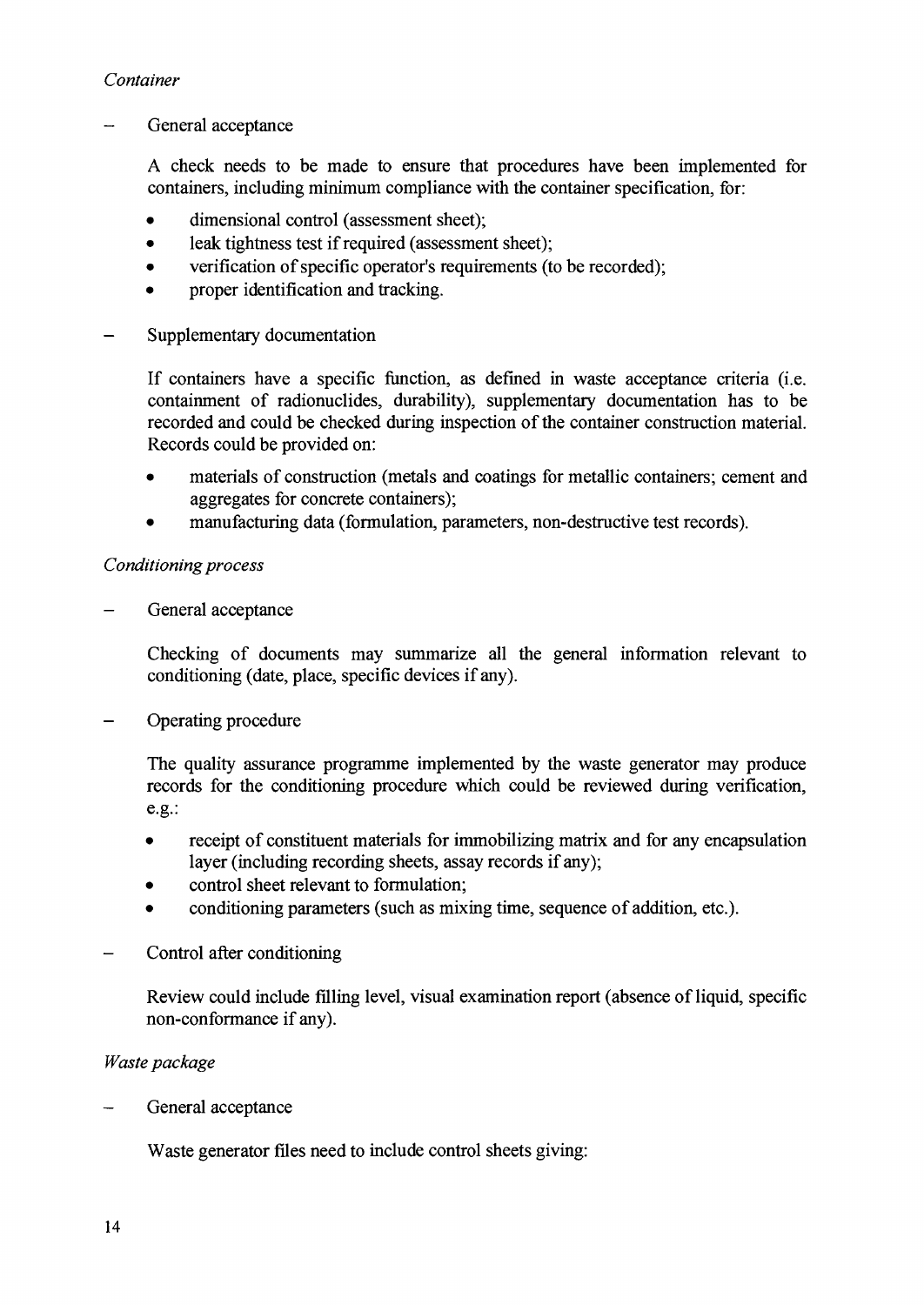*Container*

– General acceptance

  A check needs to be made to ensure that procedures have been implemented for containers, including minimum compliance with the container specification, for:

  - dimensional control (assessment sheet);
  - leak tightness test if required (assessment sheet);
  - verification of specific operator's requirements (to be recorded);
  - proper identification and tracking.

– Supplementary documentation

  If containers have a specific function, as defined in waste acceptance criteria (i.e. containment of radionuclides, durability), supplementary documentation has to be recorded and could be checked during inspection of the container construction material. Records could be provided on:

  - materials of construction (metals and coatings for metallic containers; cement and aggregates for concrete containers);
  - manufacturing data (formulation, parameters, non-destructive test records).

*Conditioning process*

– General acceptance

  Checking of documents may summarize all the general information relevant to conditioning (date, place, specific devices if any).

– Operating procedure

  The quality assurance programme implemented by the waste generator may produce records for the conditioning procedure which could be reviewed during verification, e.g.:

  - receipt of constituent materials for immobilizing matrix and for any encapsulation layer (including recording sheets, assay records if any);
  - control sheet relevant to formulation;
  - conditioning parameters (such as mixing time, sequence of addition, etc.).

– Control after conditioning

  Review could include filling level, visual examination report (absence of liquid, specific non-conformance if any).

*Waste package*

– General acceptance

  Waste generator files need to include control sheets giving: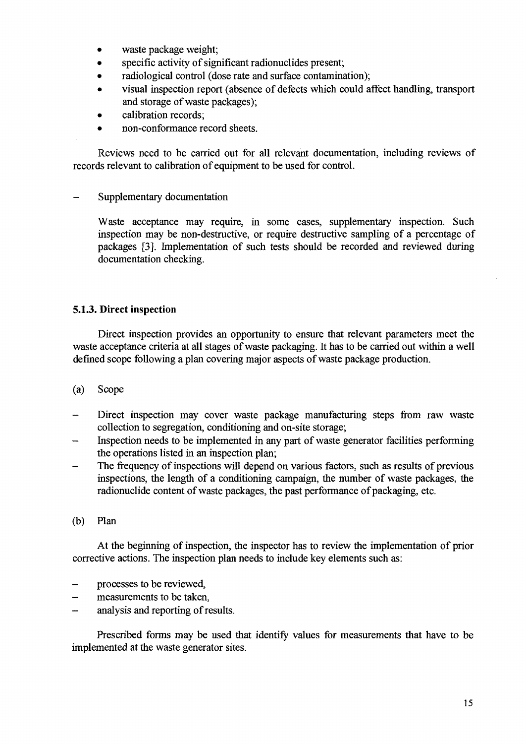- waste package weight;
- specific activity of significant radionuclides present;
- radiological control (dose rate and surface contamination);
- visual inspection report (absence of defects which could affect handling, transport and storage of waste packages);
- calibration records;
- non-conformance record sheets.

Reviews need to be carried out for all relevant documentation, including reviews of records relevant to calibration of equipment to be used for control.

– Supplementary documentation

  Waste acceptance may require, in some cases, supplementary inspection. Such inspection may be non-destructive, or require destructive sampling of a percentage of packages [3]. Implementation of such tests should be recorded and reviewed during documentation checking.

### 5.1.3. Direct inspection

Direct inspection provides an opportunity to ensure that relevant parameters meet the waste acceptance criteria at all stages of waste packaging. It has to be carried out within a well defined scope following a plan covering major aspects of waste package production.

(a) Scope

– Direct inspection may cover waste package manufacturing steps from raw waste collection to segregation, conditioning and on-site storage;
– Inspection needs to be implemented in any part of waste generator facilities performing the operations listed in an inspection plan;
– The frequency of inspections will depend on various factors, such as results of previous inspections, the length of a conditioning campaign, the number of waste packages, the radionuclide content of waste packages, the past performance of packaging, etc.

(b) Plan

At the beginning of inspection, the inspector has to review the implementation of prior corrective actions. The inspection plan needs to include key elements such as:

– processes to be reviewed,
– measurements to be taken,
– analysis and reporting of results.

Prescribed forms may be used that identify values for measurements that have to be implemented at the waste generator sites.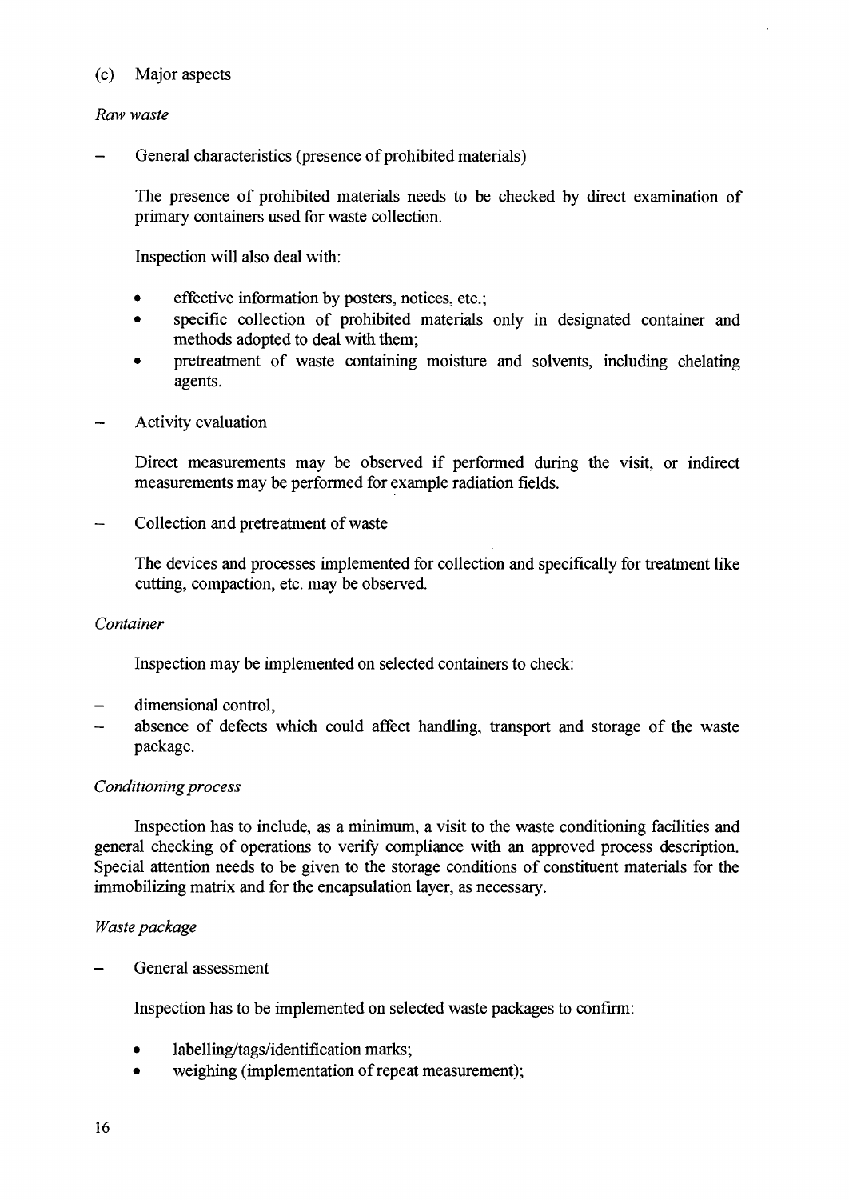(c) Major aspects

*Raw waste*

- General characteristics (presence of prohibited materials)

  The presence of prohibited materials needs to be checked by direct examination of primary containers used for waste collection.

  Inspection will also deal with:

  - effective information by posters, notices, etc.;
  - specific collection of prohibited materials only in designated container and methods adopted to deal with them;
  - pretreatment of waste containing moisture and solvents, including chelating agents.

- Activity evaluation

  Direct measurements may be observed if performed during the visit, or indirect measurements may be performed for example radiation fields.

- Collection and pretreatment of waste

  The devices and processes implemented for collection and specifically for treatment like cutting, compaction, etc. may be observed.

*Container*

Inspection may be implemented on selected containers to check:

- dimensional control,
- absence of defects which could affect handling, transport and storage of the waste package.

*Conditioning process*

Inspection has to include, as a minimum, a visit to the waste conditioning facilities and general checking of operations to verify compliance with an approved process description. Special attention needs to be given to the storage conditions of constituent materials for the immobilizing matrix and for the encapsulation layer, as necessary.

*Waste package*

- General assessment

  Inspection has to be implemented on selected waste packages to confirm:

  - labelling/tags/identification marks;
  - weighing (implementation of repeat measurement);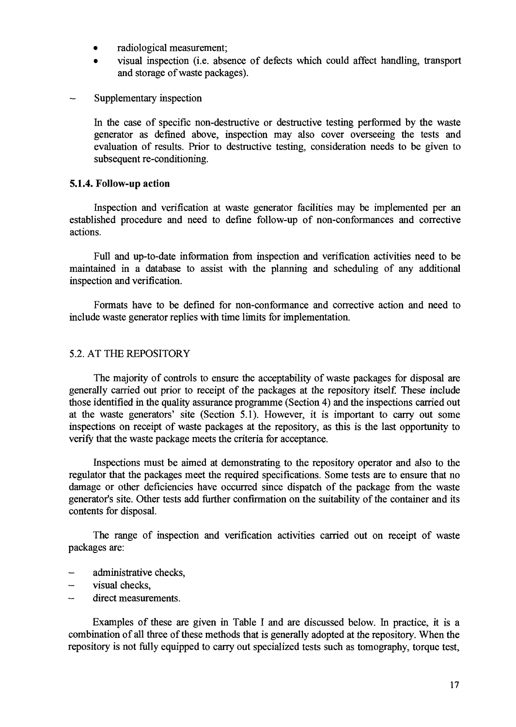- radiological measurement;
- visual inspection (i.e. absence of defects which could affect handling, transport and storage of waste packages).

– Supplementary inspection

  In the case of specific non-destructive or destructive testing performed by the waste generator as defined above, inspection may also cover overseeing the tests and evaluation of results. Prior to destructive testing, consideration needs to be given to subsequent re-conditioning.

### 5.1.4. Follow-up action

Inspection and verification at waste generator facilities may be implemented per an established procedure and need to define follow-up of non-conformances and corrective actions.

Full and up-to-date information from inspection and verification activities need to be maintained in a database to assist with the planning and scheduling of any additional inspection and verification.

Formats have to be defined for non-conformance and corrective action and need to include waste generator replies with time limits for implementation.

## 5.2. AT THE REPOSITORY

The majority of controls to ensure the acceptability of waste packages for disposal are generally carried out prior to receipt of the packages at the repository itself. These include those identified in the quality assurance programme (Section 4) and the inspections carried out at the waste generators' site (Section 5.1). However, it is important to carry out some inspections on receipt of waste packages at the repository, as this is the last opportunity to verify that the waste package meets the criteria for acceptance.

Inspections must be aimed at demonstrating to the repository operator and also to the regulator that the packages meet the required specifications. Some tests are to ensure that no damage or other deficiencies have occurred since dispatch of the package from the waste generator's site. Other tests add further confirmation on the suitability of the container and its contents for disposal.

The range of inspection and verification activities carried out on receipt of waste packages are:

- administrative checks,
- visual checks,
- direct measurements.

Examples of these are given in Table I and are discussed below. In practice, it is a combination of all three of these methods that is generally adopted at the repository. When the repository is not fully equipped to carry out specialized tests such as tomography, torque test,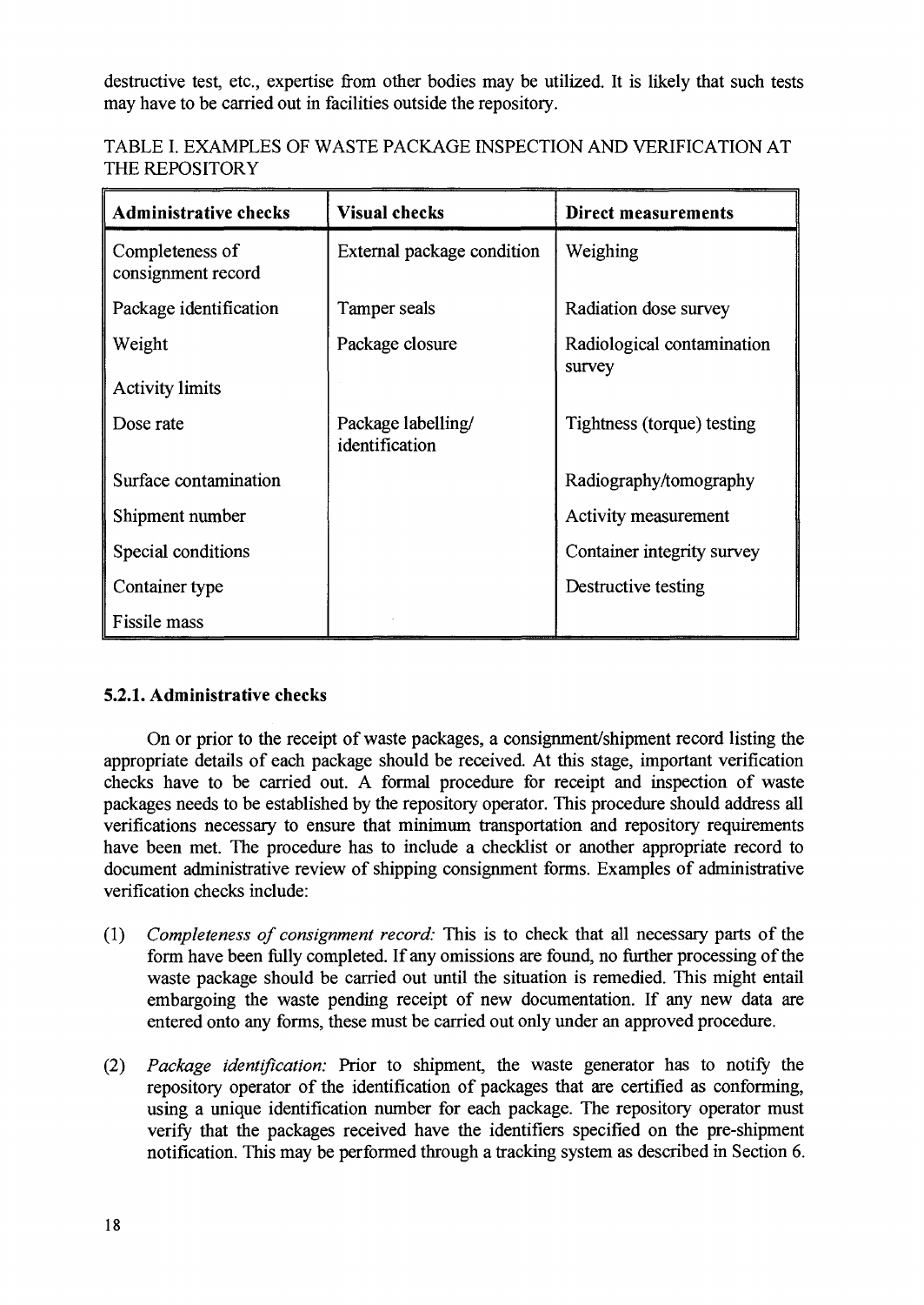destructive test, etc., expertise from other bodies may be utilized. It is likely that such tests may have to be carried out in facilities outside the repository.

TABLE I. EXAMPLES OF WASTE PACKAGE INSPECTION AND VERIFICATION AT THE REPOSITORY

| Administrative checks | Visual checks | Direct measurements |
|---|---|---|
| Completeness of consignment record | External package condition | Weighing |
| Package identification | Tamper seals | Radiation dose survey |
| Weight | Package closure | Radiological contamination survey |
| Activity limits | | |
| Dose rate | Package labelling/ identification | Tightness (torque) testing |
| Surface contamination | | Radiography/tomography |
| Shipment number | | Activity measurement |
| Special conditions | | Container integrity survey |
| Container type | | Destructive testing |
| Fissile mass | | |

### 5.2.1. Administrative checks

On or prior to the receipt of waste packages, a consignment/shipment record listing the appropriate details of each package should be received. At this stage, important verification checks have to be carried out. A formal procedure for receipt and inspection of waste packages needs to be established by the repository operator. This procedure should address all verifications necessary to ensure that minimum transportation and repository requirements have been met. The procedure has to include a checklist or another appropriate record to document administrative review of shipping consignment forms. Examples of administrative verification checks include:

(1) *Completeness of consignment record:* This is to check that all necessary parts of the form have been fully completed. If any omissions are found, no further processing of the waste package should be carried out until the situation is remedied. This might entail embargoing the waste pending receipt of new documentation. If any new data are entered onto any forms, these must be carried out only under an approved procedure.

(2) *Package identification:* Prior to shipment, the waste generator has to notify the repository operator of the identification of packages that are certified as conforming, using a unique identification number for each package. The repository operator must verify that the packages received have the identifiers specified on the pre-shipment notification. This may be performed through a tracking system as described in Section 6.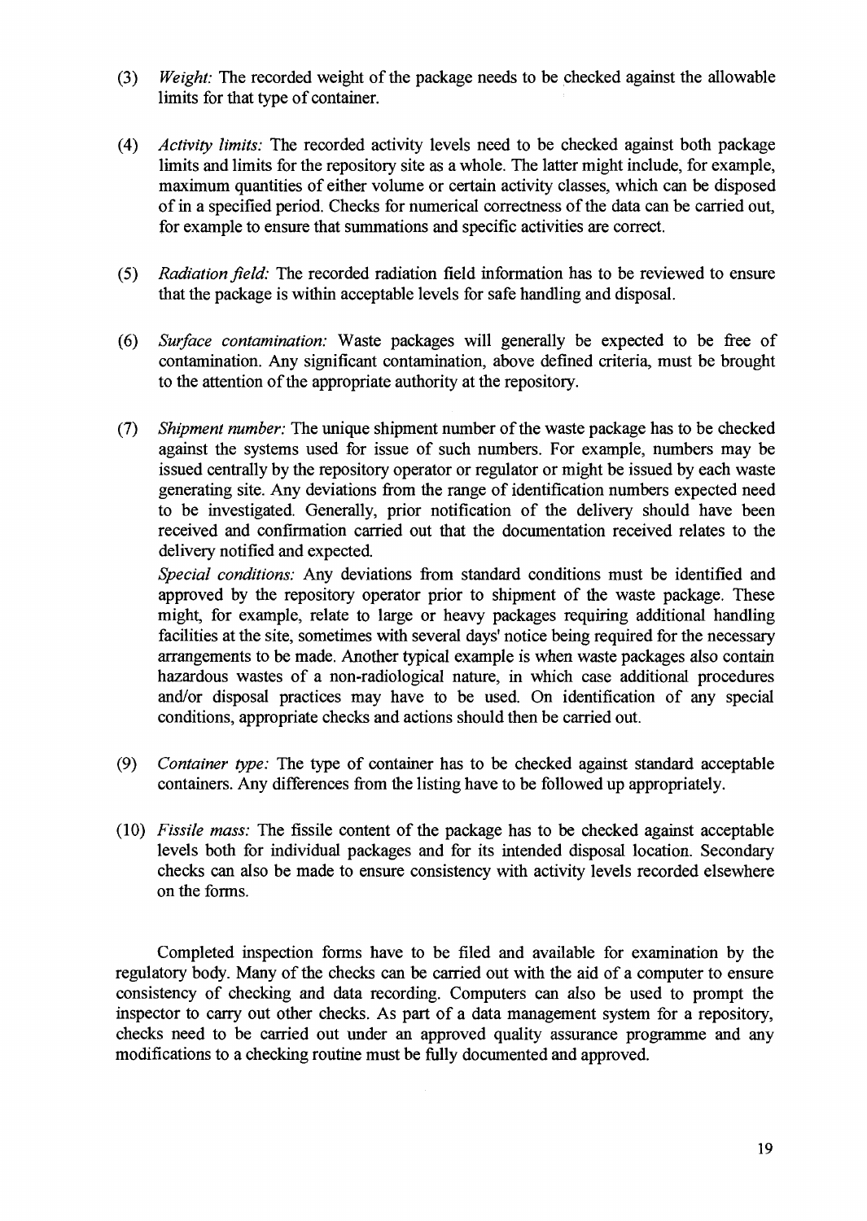(3) *Weight:* The recorded weight of the package needs to be checked against the allowable limits for that type of container.

(4) *Activity limits:* The recorded activity levels need to be checked against both package limits and limits for the repository site as a whole. The latter might include, for example, maximum quantities of either volume or certain activity classes, which can be disposed of in a specified period. Checks for numerical correctness of the data can be carried out, for example to ensure that summations and specific activities are correct.

(5) *Radiation field:* The recorded radiation field information has to be reviewed to ensure that the package is within acceptable levels for safe handling and disposal.

(6) *Surface contamination:* Waste packages will generally be expected to be free of contamination. Any significant contamination, above defined criteria, must be brought to the attention of the appropriate authority at the repository.

(7) *Shipment number:* The unique shipment number of the waste package has to be checked against the systems used for issue of such numbers. For example, numbers may be issued centrally by the repository operator or regulator or might be issued by each waste generating site. Any deviations from the range of identification numbers expected need to be investigated. Generally, prior notification of the delivery should have been received and confirmation carried out that the documentation received relates to the delivery notified and expected.

*Special conditions:* Any deviations from standard conditions must be identified and approved by the repository operator prior to shipment of the waste package. These might, for example, relate to large or heavy packages requiring additional handling facilities at the site, sometimes with several days' notice being required for the necessary arrangements to be made. Another typical example is when waste packages also contain hazardous wastes of a non-radiological nature, in which case additional procedures and/or disposal practices may have to be used. On identification of any special conditions, appropriate checks and actions should then be carried out.

(9) *Container type:* The type of container has to be checked against standard acceptable containers. Any differences from the listing have to be followed up appropriately.

(10) *Fissile mass:* The fissile content of the package has to be checked against acceptable levels both for individual packages and for its intended disposal location. Secondary checks can also be made to ensure consistency with activity levels recorded elsewhere on the forms.

Completed inspection forms have to be filed and available for examination by the regulatory body. Many of the checks can be carried out with the aid of a computer to ensure consistency of checking and data recording. Computers can also be used to prompt the inspector to carry out other checks. As part of a data management system for a repository, checks need to be carried out under an approved quality assurance programme and any modifications to a checking routine must be fully documented and approved.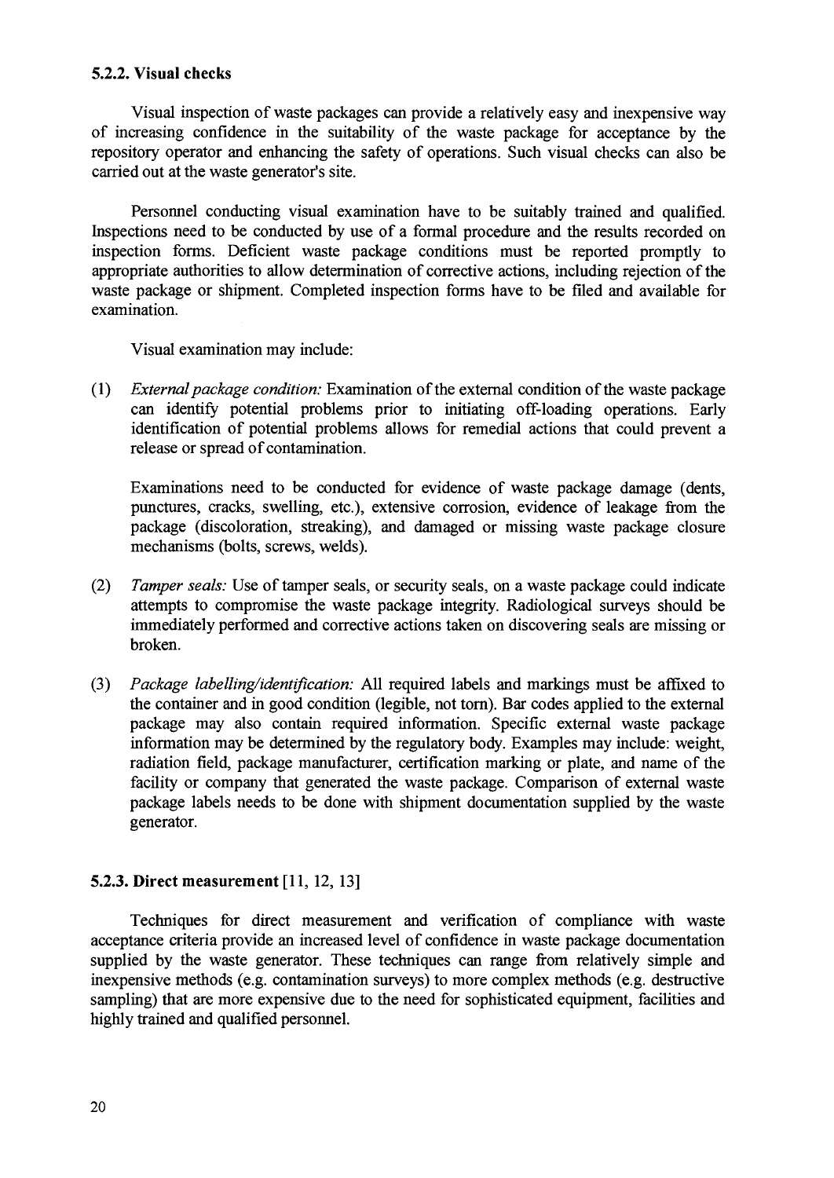### 5.2.2. Visual checks

Visual inspection of waste packages can provide a relatively easy and inexpensive way of increasing confidence in the suitability of the waste package for acceptance by the repository operator and enhancing the safety of operations. Such visual checks can also be carried out at the waste generator's site.

Personnel conducting visual examination have to be suitably trained and qualified. Inspections need to be conducted by use of a formal procedure and the results recorded on inspection forms. Deficient waste package conditions must be reported promptly to appropriate authorities to allow determination of corrective actions, including rejection of the waste package or shipment. Completed inspection forms have to be filed and available for examination.

Visual examination may include:

(1) *External package condition:* Examination of the external condition of the waste package can identify potential problems prior to initiating off-loading operations. Early identification of potential problems allows for remedial actions that could prevent a release or spread of contamination.

Examinations need to be conducted for evidence of waste package damage (dents, punctures, cracks, swelling, etc.), extensive corrosion, evidence of leakage from the package (discoloration, streaking), and damaged or missing waste package closure mechanisms (bolts, screws, welds).

(2) *Tamper seals:* Use of tamper seals, or security seals, on a waste package could indicate attempts to compromise the waste package integrity. Radiological surveys should be immediately performed and corrective actions taken on discovering seals are missing or broken.

(3) *Package labelling/identification:* All required labels and markings must be affixed to the container and in good condition (legible, not torn). Bar codes applied to the external package may also contain required information. Specific external waste package information may be determined by the regulatory body. Examples may include: weight, radiation field, package manufacturer, certification marking or plate, and name of the facility or company that generated the waste package. Comparison of external waste package labels needs to be done with shipment documentation supplied by the waste generator.

### 5.2.3. Direct measurement [11, 12, 13]

Techniques for direct measurement and verification of compliance with waste acceptance criteria provide an increased level of confidence in waste package documentation supplied by the waste generator. These techniques can range from relatively simple and inexpensive methods (e.g. contamination surveys) to more complex methods (e.g. destructive sampling) that are more expensive due to the need for sophisticated equipment, facilities and highly trained and qualified personnel.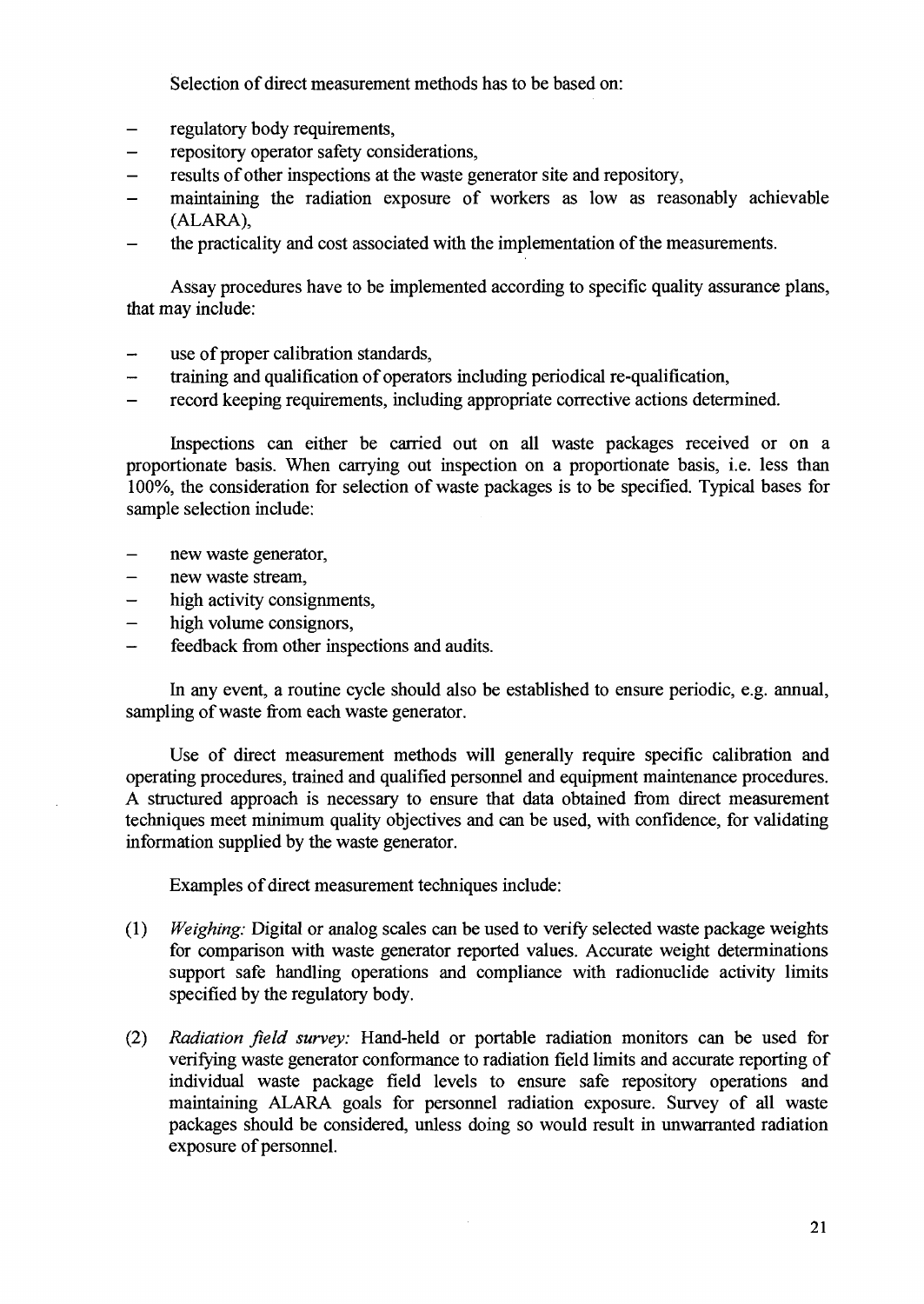Selection of direct measurement methods has to be based on:

- regulatory body requirements,
- repository operator safety considerations,
- results of other inspections at the waste generator site and repository,
- maintaining the radiation exposure of workers as low as reasonably achievable (ALARA),
- the practicality and cost associated with the implementation of the measurements.

Assay procedures have to be implemented according to specific quality assurance plans, that may include:

- use of proper calibration standards,
- training and qualification of operators including periodical re-qualification,
- record keeping requirements, including appropriate corrective actions determined.

Inspections can either be carried out on all waste packages received or on a proportionate basis. When carrying out inspection on a proportionate basis, i.e. less than 100%, the consideration for selection of waste packages is to be specified. Typical bases for sample selection include:

- new waste generator,
- new waste stream,
- high activity consignments,
- high volume consignors,
- feedback from other inspections and audits.

In any event, a routine cycle should also be established to ensure periodic, e.g. annual, sampling of waste from each waste generator.

Use of direct measurement methods will generally require specific calibration and operating procedures, trained and qualified personnel and equipment maintenance procedures. A structured approach is necessary to ensure that data obtained from direct measurement techniques meet minimum quality objectives and can be used, with confidence, for validating information supplied by the waste generator.

Examples of direct measurement techniques include:

(1) *Weighing:* Digital or analog scales can be used to verify selected waste package weights for comparison with waste generator reported values. Accurate weight determinations support safe handling operations and compliance with radionuclide activity limits specified by the regulatory body.

(2) *Radiation field survey:* Hand-held or portable radiation monitors can be used for verifying waste generator conformance to radiation field limits and accurate reporting of individual waste package field levels to ensure safe repository operations and maintaining ALARA goals for personnel radiation exposure. Survey of all waste packages should be considered, unless doing so would result in unwarranted radiation exposure of personnel.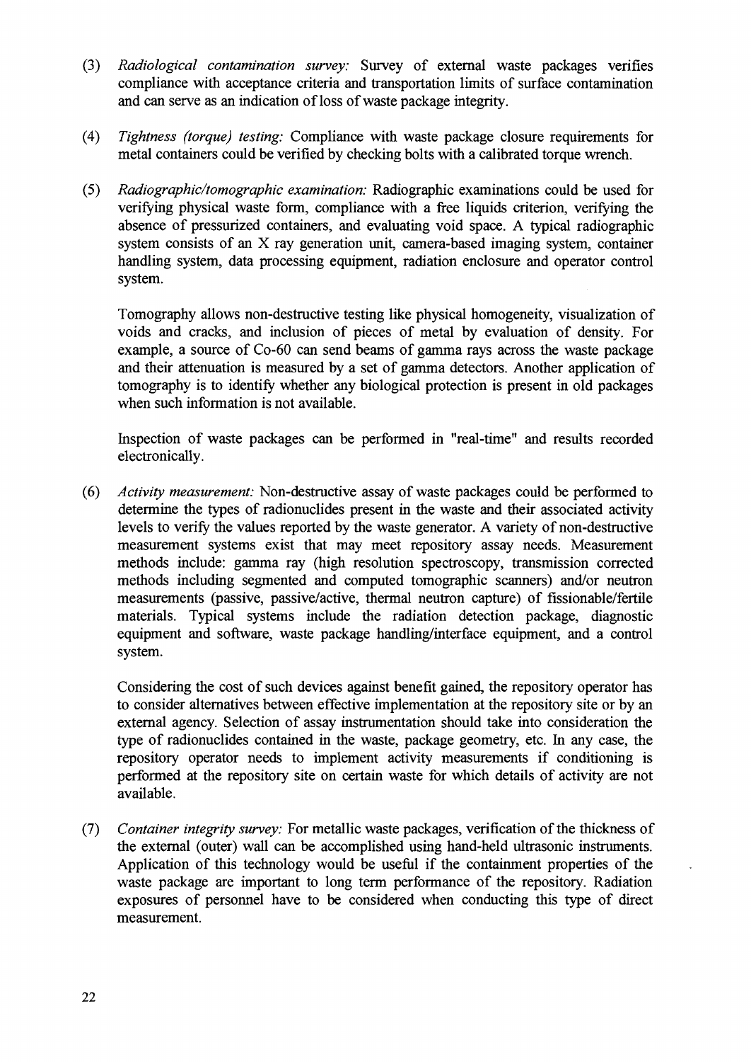(3) *Radiological contamination survey:* Survey of external waste packages verifies compliance with acceptance criteria and transportation limits of surface contamination and can serve as an indication of loss of waste package integrity.

(4) *Tightness (torque) testing:* Compliance with waste package closure requirements for metal containers could be verified by checking bolts with a calibrated torque wrench.

(5) *Radiographic/tomographic examination:* Radiographic examinations could be used for verifying physical waste form, compliance with a free liquids criterion, verifying the absence of pressurized containers, and evaluating void space. A typical radiographic system consists of an X ray generation unit, camera-based imaging system, container handling system, data processing equipment, radiation enclosure and operator control system.

Tomography allows non-destructive testing like physical homogeneity, visualization of voids and cracks, and inclusion of pieces of metal by evaluation of density. For example, a source of Co-60 can send beams of gamma rays across the waste package and their attenuation is measured by a set of gamma detectors. Another application of tomography is to identify whether any biological protection is present in old packages when such information is not available.

Inspection of waste packages can be performed in "real-time" and results recorded electronically.

(6) *Activity measurement:* Non-destructive assay of waste packages could be performed to determine the types of radionuclides present in the waste and their associated activity levels to verify the values reported by the waste generator. A variety of non-destructive measurement systems exist that may meet repository assay needs. Measurement methods include: gamma ray (high resolution spectroscopy, transmission corrected methods including segmented and computed tomographic scanners) and/or neutron measurements (passive, passive/active, thermal neutron capture) of fissionable/fertile materials. Typical systems include the radiation detection package, diagnostic equipment and software, waste package handling/interface equipment, and a control system.

Considering the cost of such devices against benefit gained, the repository operator has to consider alternatives between effective implementation at the repository site or by an external agency. Selection of assay instrumentation should take into consideration the type of radionuclides contained in the waste, package geometry, etc. In any case, the repository operator needs to implement activity measurements if conditioning is performed at the repository site on certain waste for which details of activity are not available.

(7) *Container integrity survey:* For metallic waste packages, verification of the thickness of the external (outer) wall can be accomplished using hand-held ultrasonic instruments. Application of this technology would be useful if the containment properties of the waste package are important to long term performance of the repository. Radiation exposures of personnel have to be considered when conducting this type of direct measurement.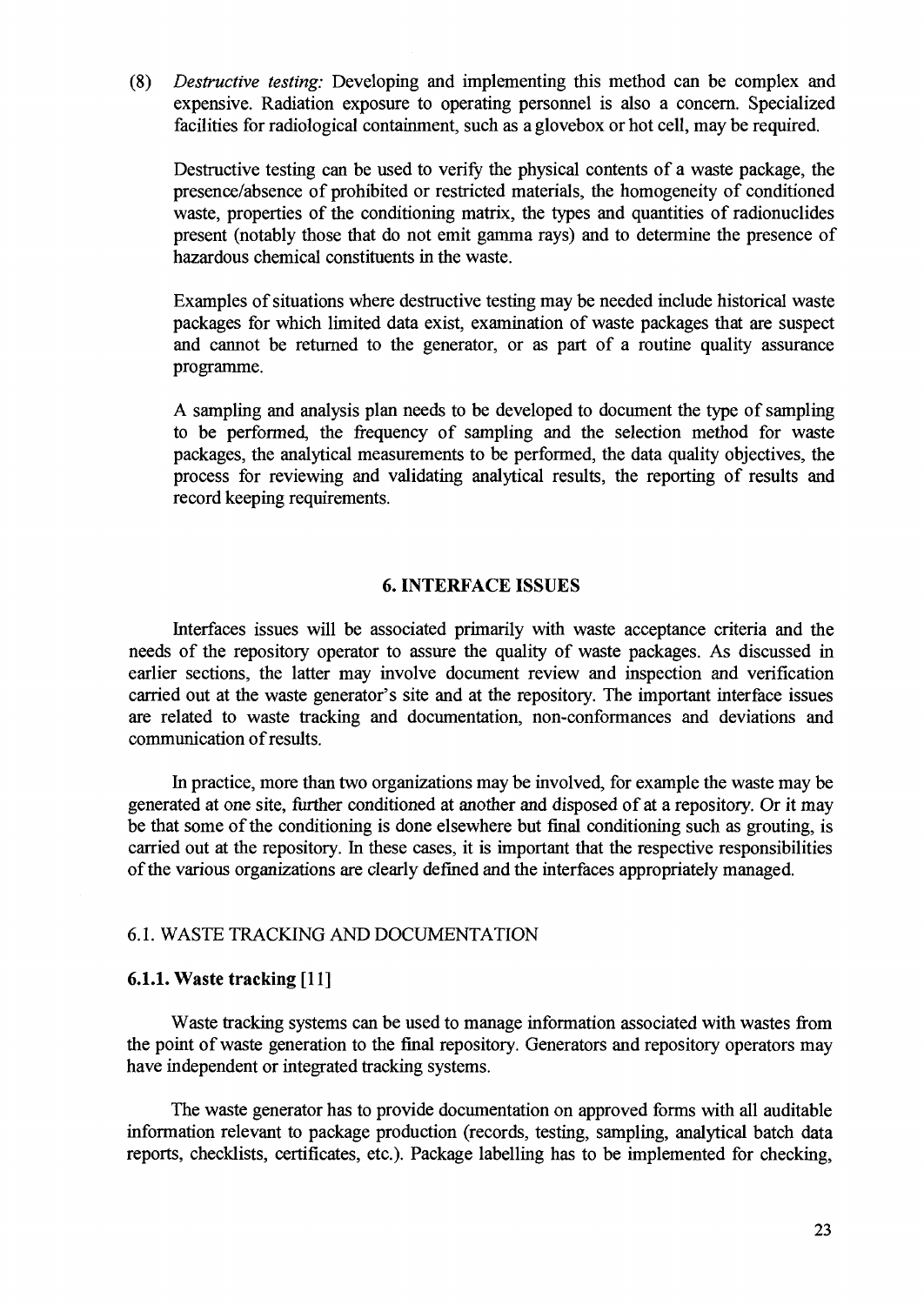(8) *Destructive testing:* Developing and implementing this method can be complex and expensive. Radiation exposure to operating personnel is also a concern. Specialized facilities for radiological containment, such as a glovebox or hot cell, may be required.

Destructive testing can be used to verify the physical contents of a waste package, the presence/absence of prohibited or restricted materials, the homogeneity of conditioned waste, properties of the conditioning matrix, the types and quantities of radionuclides present (notably those that do not emit gamma rays) and to determine the presence of hazardous chemical constituents in the waste.

Examples of situations where destructive testing may be needed include historical waste packages for which limited data exist, examination of waste packages that are suspect and cannot be returned to the generator, or as part of a routine quality assurance programme.

A sampling and analysis plan needs to be developed to document the type of sampling to be performed, the frequency of sampling and the selection method for waste packages, the analytical measurements to be performed, the data quality objectives, the process for reviewing and validating analytical results, the reporting of results and record keeping requirements.

# 6. INTERFACE ISSUES

Interfaces issues will be associated primarily with waste acceptance criteria and the needs of the repository operator to assure the quality of waste packages. As discussed in earlier sections, the latter may involve document review and inspection and verification carried out at the waste generator's site and at the repository. The important interface issues are related to waste tracking and documentation, non-conformances and deviations and communication of results.

In practice, more than two organizations may be involved, for example the waste may be generated at one site, further conditioned at another and disposed of at a repository. Or it may be that some of the conditioning is done elsewhere but final conditioning such as grouting, is carried out at the repository. In these cases, it is important that the respective responsibilities of the various organizations are clearly defined and the interfaces appropriately managed.

## 6.1. WASTE TRACKING AND DOCUMENTATION

### 6.1.1. Waste tracking [11]

Waste tracking systems can be used to manage information associated with wastes from the point of waste generation to the final repository. Generators and repository operators may have independent or integrated tracking systems.

The waste generator has to provide documentation on approved forms with all auditable information relevant to package production (records, testing, sampling, analytical batch data reports, checklists, certificates, etc.). Package labelling has to be implemented for checking,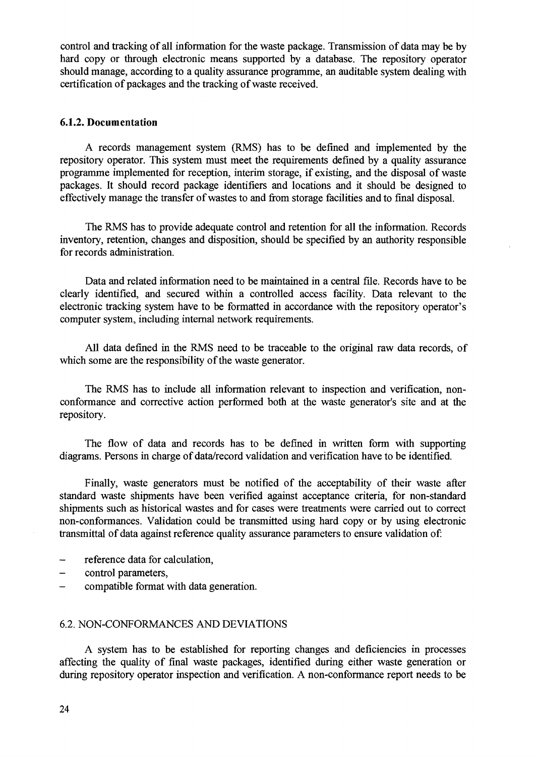control and tracking of all information for the waste package. Transmission of data may be by hard copy or through electronic means supported by a database. The repository operator should manage, according to a quality assurance programme, an auditable system dealing with certification of packages and the tracking of waste received.

### 6.1.2. Documentation

A records management system (RMS) has to be defined and implemented by the repository operator. This system must meet the requirements defined by a quality assurance programme implemented for reception, interim storage, if existing, and the disposal of waste packages. It should record package identifiers and locations and it should be designed to effectively manage the transfer of wastes to and from storage facilities and to final disposal.

The RMS has to provide adequate control and retention for all the information. Records inventory, retention, changes and disposition, should be specified by an authority responsible for records administration.

Data and related information need to be maintained in a central file. Records have to be clearly identified, and secured within a controlled access facility. Data relevant to the electronic tracking system have to be formatted in accordance with the repository operator's computer system, including internal network requirements.

All data defined in the RMS need to be traceable to the original raw data records, of which some are the responsibility of the waste generator.

The RMS has to include all information relevant to inspection and verification, non-conformance and corrective action performed both at the waste generator's site and at the repository.

The flow of data and records has to be defined in written form with supporting diagrams. Persons in charge of data/record validation and verification have to be identified.

Finally, waste generators must be notified of the acceptability of their waste after standard waste shipments have been verified against acceptance criteria, for non-standard shipments such as historical wastes and for cases were treatments were carried out to correct non-conformances. Validation could be transmitted using hard copy or by using electronic transmittal of data against reference quality assurance parameters to ensure validation of:

- reference data for calculation,
- control parameters,
- compatible format with data generation.

## 6.2. NON-CONFORMANCES AND DEVIATIONS

A system has to be established for reporting changes and deficiencies in processes affecting the quality of final waste packages, identified during either waste generation or during repository operator inspection and verification. A non-conformance report needs to be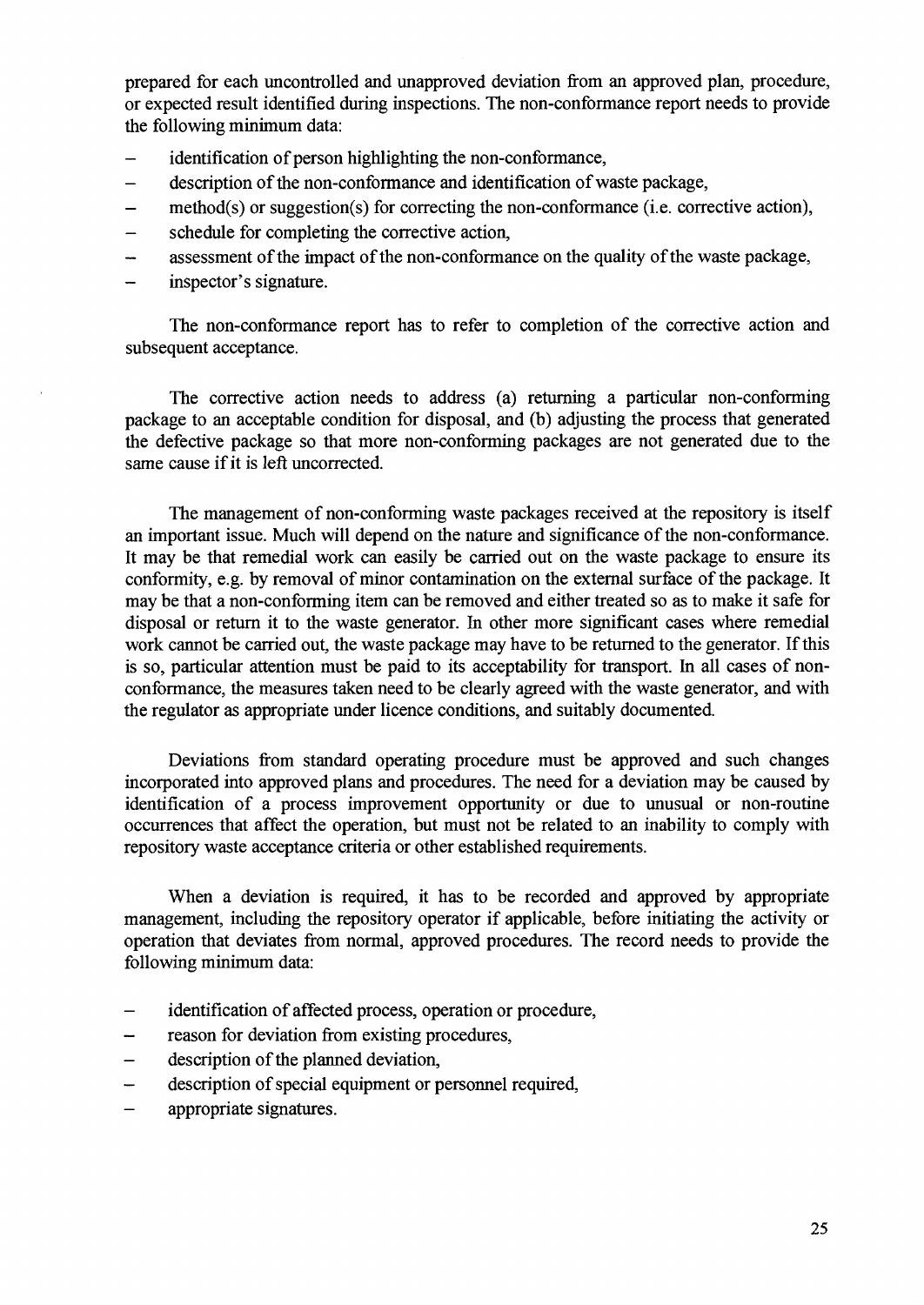prepared for each uncontrolled and unapproved deviation from an approved plan, procedure, or expected result identified during inspections. The non-conformance report needs to provide the following minimum data:

- identification of person highlighting the non-conformance,
- description of the non-conformance and identification of waste package,
- method(s) or suggestion(s) for correcting the non-conformance (i.e. corrective action),
- schedule for completing the corrective action,
- assessment of the impact of the non-conformance on the quality of the waste package,
- inspector's signature.

The non-conformance report has to refer to completion of the corrective action and subsequent acceptance.

The corrective action needs to address (a) returning a particular non-conforming package to an acceptable condition for disposal, and (b) adjusting the process that generated the defective package so that more non-conforming packages are not generated due to the same cause if it is left uncorrected.

The management of non-conforming waste packages received at the repository is itself an important issue. Much will depend on the nature and significance of the non-conformance. It may be that remedial work can easily be carried out on the waste package to ensure its conformity, e.g. by removal of minor contamination on the external surface of the package. It may be that a non-conforming item can be removed and either treated so as to make it safe for disposal or return it to the waste generator. In other more significant cases where remedial work cannot be carried out, the waste package may have to be returned to the generator. If this is so, particular attention must be paid to its acceptability for transport. In all cases of non-conformance, the measures taken need to be clearly agreed with the waste generator, and with the regulator as appropriate under licence conditions, and suitably documented.

Deviations from standard operating procedure must be approved and such changes incorporated into approved plans and procedures. The need for a deviation may be caused by identification of a process improvement opportunity or due to unusual or non-routine occurrences that affect the operation, but must not be related to an inability to comply with repository waste acceptance criteria or other established requirements.

When a deviation is required, it has to be recorded and approved by appropriate management, including the repository operator if applicable, before initiating the activity or operation that deviates from normal, approved procedures. The record needs to provide the following minimum data:

- identification of affected process, operation or procedure,
- reason for deviation from existing procedures,
- description of the planned deviation,
- description of special equipment or personnel required,
- appropriate signatures.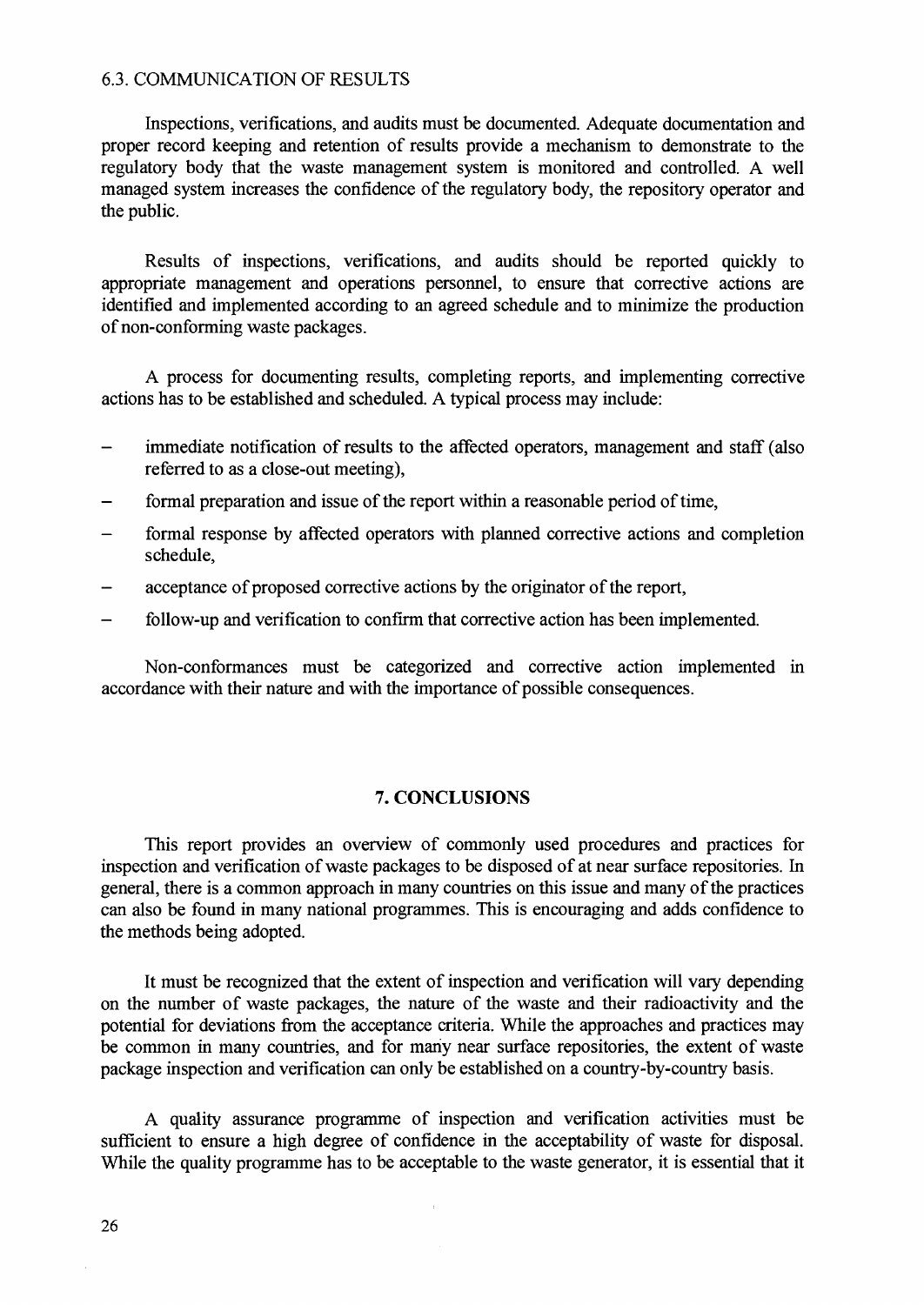### 6.3. COMMUNICATION OF RESULTS

Inspections, verifications, and audits must be documented. Adequate documentation and proper record keeping and retention of results provide a mechanism to demonstrate to the regulatory body that the waste management system is monitored and controlled. A well managed system increases the confidence of the regulatory body, the repository operator and the public.

Results of inspections, verifications, and audits should be reported quickly to appropriate management and operations personnel, to ensure that corrective actions are identified and implemented according to an agreed schedule and to minimize the production of non-conforming waste packages.

A process for documenting results, completing reports, and implementing corrective actions has to be established and scheduled. A typical process may include:

- immediate notification of results to the affected operators, management and staff (also referred to as a close-out meeting),
- formal preparation and issue of the report within a reasonable period of time,
- formal response by affected operators with planned corrective actions and completion schedule,
- acceptance of proposed corrective actions by the originator of the report,
- follow-up and verification to confirm that corrective action has been implemented.

Non-conformances must be categorized and corrective action implemented in accordance with their nature and with the importance of possible consequences.

## 7. CONCLUSIONS

This report provides an overview of commonly used procedures and practices for inspection and verification of waste packages to be disposed of at near surface repositories. In general, there is a common approach in many countries on this issue and many of the practices can also be found in many national programmes. This is encouraging and adds confidence to the methods being adopted.

It must be recognized that the extent of inspection and verification will vary depending on the number of waste packages, the nature of the waste and their radioactivity and the potential for deviations from the acceptance criteria. While the approaches and practices may be common in many countries, and for many near surface repositories, the extent of waste package inspection and verification can only be established on a country-by-country basis.

A quality assurance programme of inspection and verification activities must be sufficient to ensure a high degree of confidence in the acceptability of waste for disposal. While the quality programme has to be acceptable to the waste generator, it is essential that it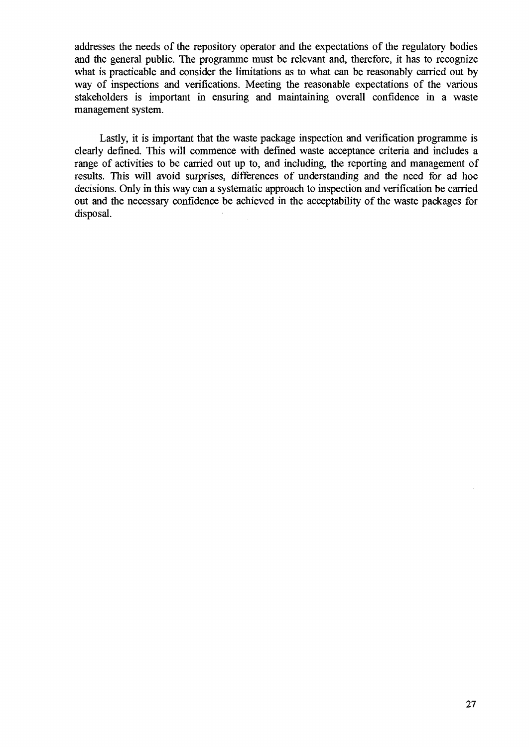addresses the needs of the repository operator and the expectations of the regulatory bodies and the general public. The programme must be relevant and, therefore, it has to recognize what is practicable and consider the limitations as to what can be reasonably carried out by way of inspections and verifications. Meeting the reasonable expectations of the various stakeholders is important in ensuring and maintaining overall confidence in a waste management system.

Lastly, it is important that the waste package inspection and verification programme is clearly defined. This will commence with defined waste acceptance criteria and includes a range of activities to be carried out up to, and including, the reporting and management of results. This will avoid surprises, differences of understanding and the need for ad hoc decisions. Only in this way can a systematic approach to inspection and verification be carried out and the necessary confidence be achieved in the acceptability of the waste packages for disposal.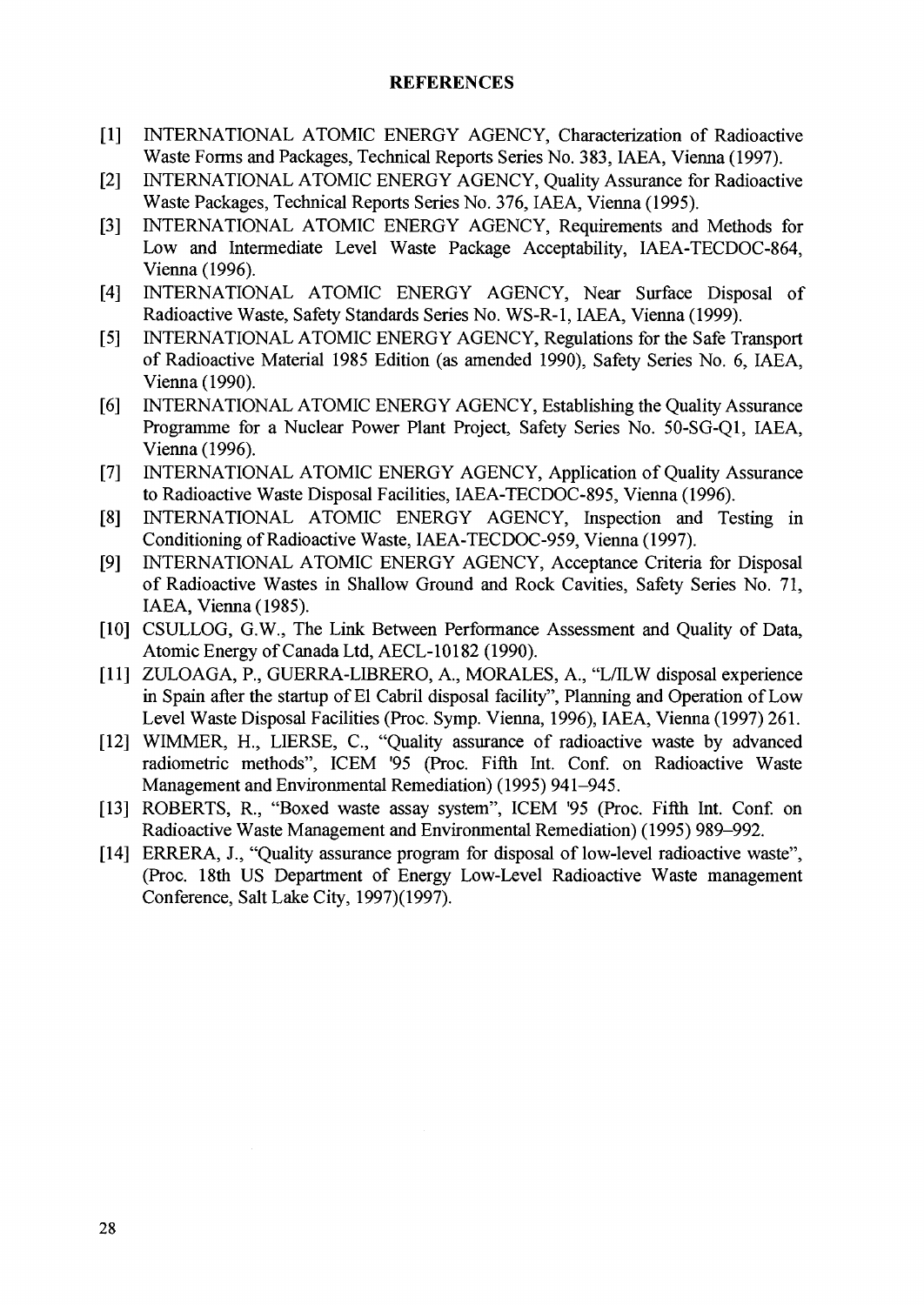## REFERENCES

[1] INTERNATIONAL ATOMIC ENERGY AGENCY, Characterization of Radioactive Waste Forms and Packages, Technical Reports Series No. 383, IAEA, Vienna (1997).

[2] INTERNATIONAL ATOMIC ENERGY AGENCY, Quality Assurance for Radioactive Waste Packages, Technical Reports Series No. 376, IAEA, Vienna (1995).

[3] INTERNATIONAL ATOMIC ENERGY AGENCY, Requirements and Methods for Low and Intermediate Level Waste Package Acceptability, IAEA-TECDOC-864, Vienna (1996).

[4] INTERNATIONAL ATOMIC ENERGY AGENCY, Near Surface Disposal of Radioactive Waste, Safety Standards Series No. WS-R-1, IAEA, Vienna (1999).

[5] INTERNATIONAL ATOMIC ENERGY AGENCY, Regulations for the Safe Transport of Radioactive Material 1985 Edition (as amended 1990), Safety Series No. 6, IAEA, Vienna (1990).

[6] INTERNATIONAL ATOMIC ENERGY AGENCY, Establishing the Quality Assurance Programme for a Nuclear Power Plant Project, Safety Series No. 50-SG-Q1, IAEA, Vienna (1996).

[7] INTERNATIONAL ATOMIC ENERGY AGENCY, Application of Quality Assurance to Radioactive Waste Disposal Facilities, IAEA-TECDOC-895, Vienna (1996).

[8] INTERNATIONAL ATOMIC ENERGY AGENCY, Inspection and Testing in Conditioning of Radioactive Waste, IAEA-TECDOC-959, Vienna (1997).

[9] INTERNATIONAL ATOMIC ENERGY AGENCY, Acceptance Criteria for Disposal of Radioactive Wastes in Shallow Ground and Rock Cavities, Safety Series No. 71, IAEA, Vienna (1985).

[10] CSULLOG, G.W., The Link Between Performance Assessment and Quality of Data, Atomic Energy of Canada Ltd, AECL-10182 (1990).

[11] ZULOAGA, P., GUERRA-LIBRERO, A., MORALES, A., "L/ILW disposal experience in Spain after the startup of El Cabril disposal facility", Planning and Operation of Low Level Waste Disposal Facilities (Proc. Symp. Vienna, 1996), IAEA, Vienna (1997) 261.

[12] WIMMER, H., LIERSE, C., "Quality assurance of radioactive waste by advanced radiometric methods", ICEM '95 (Proc. Fifth Int. Conf. on Radioactive Waste Management and Environmental Remediation) (1995) 941–945.

[13] ROBERTS, R., "Boxed waste assay system", ICEM '95 (Proc. Fifth Int. Conf. on Radioactive Waste Management and Environmental Remediation) (1995) 989–992.

[14] ERRERA, J., "Quality assurance program for disposal of low-level radioactive waste", (Proc. 18th US Department of Energy Low-Level Radioactive Waste management Conference, Salt Lake City, 1997)(1997).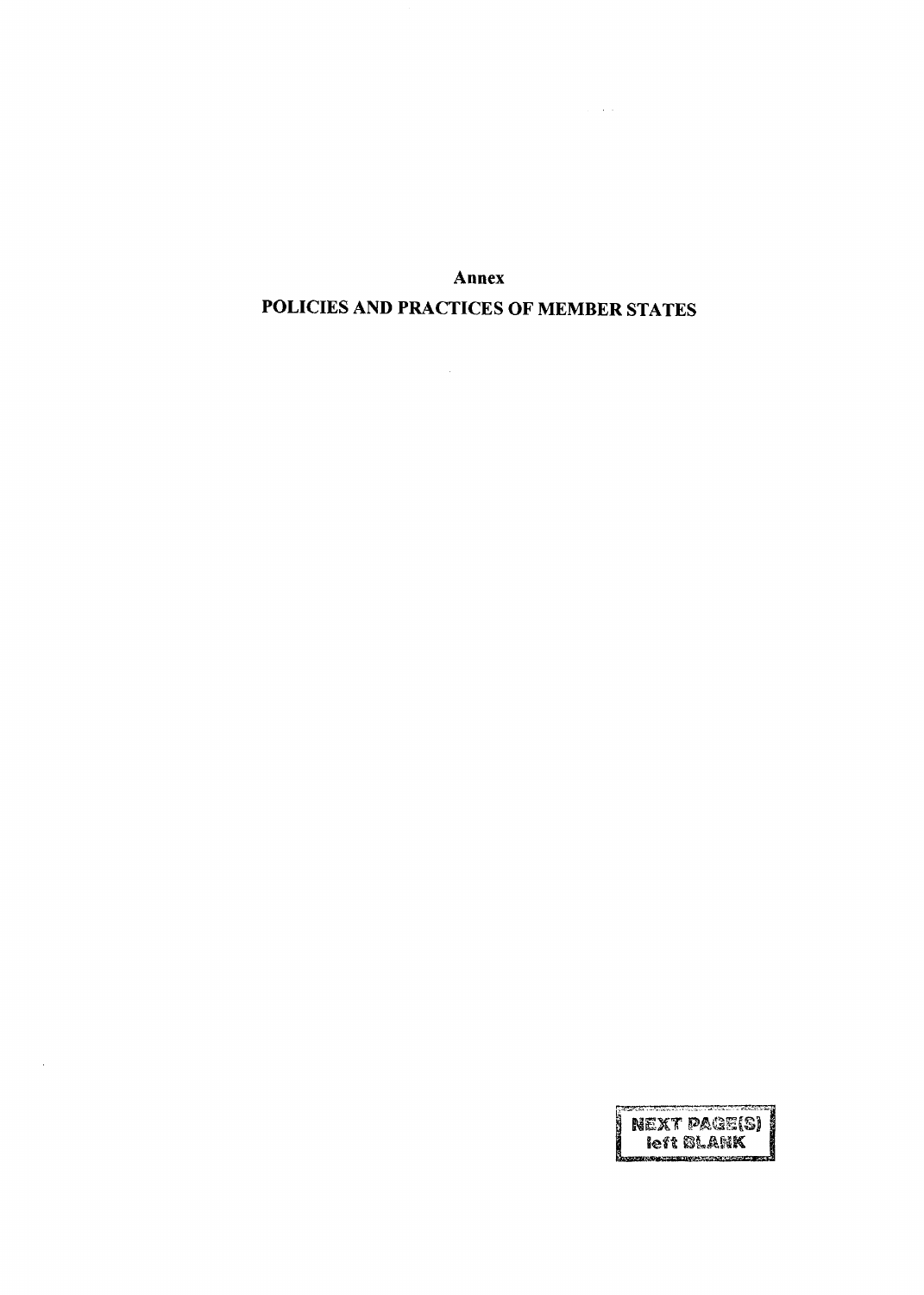# Annex

# POLICIES AND PRACTICES OF MEMBER STATES

NEXT PAGE(S) left BLANK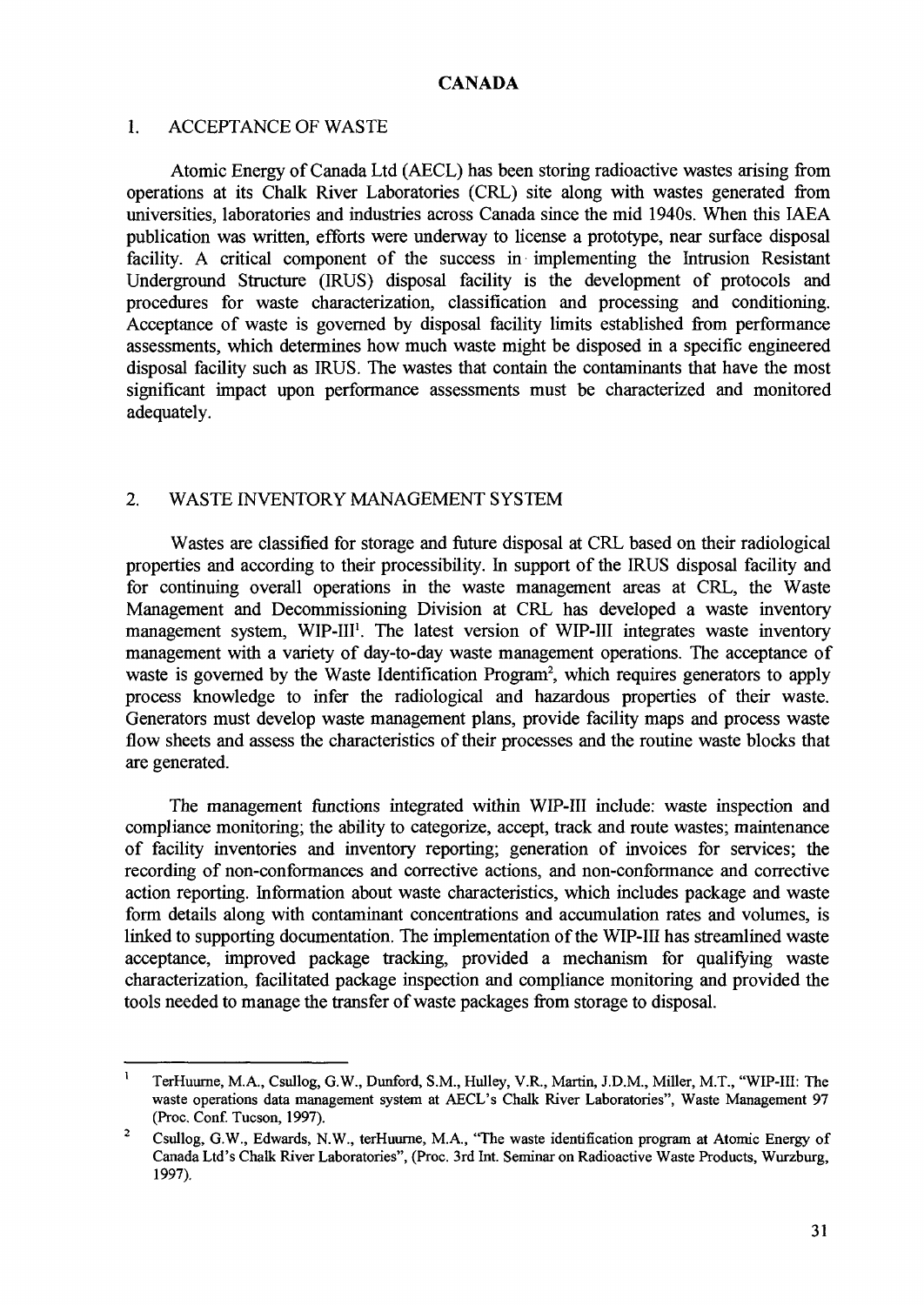# CANADA

## 1. ACCEPTANCE OF WASTE

Atomic Energy of Canada Ltd (AECL) has been storing radioactive wastes arising from operations at its Chalk River Laboratories (CRL) site along with wastes generated from universities, laboratories and industries across Canada since the mid 1940s. When this IAEA publication was written, efforts were underway to license a prototype, near surface disposal facility. A critical component of the success in implementing the Intrusion Resistant Underground Structure (IRUS) disposal facility is the development of protocols and procedures for waste characterization, classification and processing and conditioning. Acceptance of waste is governed by disposal facility limits established from performance assessments, which determines how much waste might be disposed in a specific engineered disposal facility such as IRUS. The wastes that contain the contaminants that have the most significant impact upon performance assessments must be characterized and monitored adequately.

## 2. WASTE INVENTORY MANAGEMENT SYSTEM

Wastes are classified for storage and future disposal at CRL based on their radiological properties and according to their processibility. In support of the IRUS disposal facility and for continuing overall operations in the waste management areas at CRL, the Waste Management and Decommissioning Division at CRL has developed a waste inventory management system, WIP-III[1]. The latest version of WIP-III integrates waste inventory management with a variety of day-to-day waste management operations. The acceptance of waste is governed by the Waste Identification Program[2], which requires generators to apply process knowledge to infer the radiological and hazardous properties of their waste. Generators must develop waste management plans, provide facility maps and process waste flow sheets and assess the characteristics of their processes and the routine waste blocks that are generated.

The management functions integrated within WIP-III include: waste inspection and compliance monitoring; the ability to categorize, accept, track and route wastes; maintenance of facility inventories and inventory reporting; generation of invoices for services; the recording of non-conformances and corrective actions, and non-conformance and corrective action reporting. Information about waste characteristics, which includes package and waste form details along with contaminant concentrations and accumulation rates and volumes, is linked to supporting documentation. The implementation of the WIP-III has streamlined waste acceptance, improved package tracking, provided a mechanism for qualifying waste characterization, facilitated package inspection and compliance monitoring and provided the tools needed to manage the transfer of waste packages from storage to disposal.

---

[1] TerHuurne, M.A., Csullog, G.W., Dunford, S.M., Hulley, V.R., Martin, J.D.M., Miller, M.T., "WIP-III: The waste operations data management system at AECL's Chalk River Laboratories", Waste Management 97 (Proc. Conf. Tucson, 1997).

[2] Csullog, G.W., Edwards, N.W., terHuurne, M.A., "The waste identification program at Atomic Energy of Canada Ltd's Chalk River Laboratories", (Proc. 3rd Int. Seminar on Radioactive Waste Products, Wurzburg, 1997).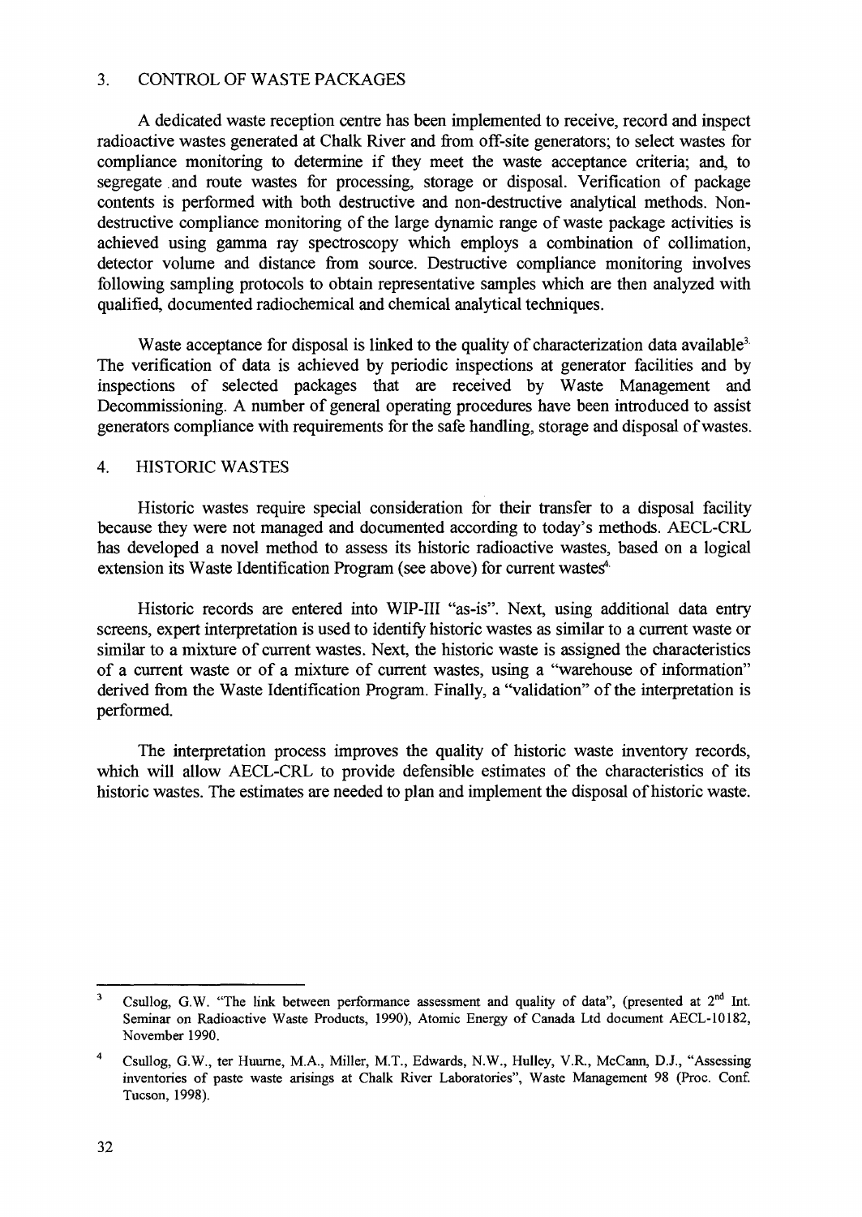## 3. CONTROL OF WASTE PACKAGES

A dedicated waste reception centre has been implemented to receive, record and inspect radioactive wastes generated at Chalk River and from off-site generators; to select wastes for compliance monitoring to determine if they meet the waste acceptance criteria; and, to segregate and route wastes for processing, storage or disposal. Verification of package contents is performed with both destructive and non-destructive analytical methods. Non-destructive compliance monitoring of the large dynamic range of waste package activities is achieved using gamma ray spectroscopy which employs a combination of collimation, detector volume and distance from source. Destructive compliance monitoring involves following sampling protocols to obtain representative samples which are then analyzed with qualified, documented radiochemical and chemical analytical techniques.

Waste acceptance for disposal is linked to the quality of characterization data available[3]. The verification of data is achieved by periodic inspections at generator facilities and by inspections of selected packages that are received by Waste Management and Decommissioning. A number of general operating procedures have been introduced to assist generators compliance with requirements for the safe handling, storage and disposal of wastes.

## 4. HISTORIC WASTES

Historic wastes require special consideration for their transfer to a disposal facility because they were not managed and documented according to today's methods. AECL-CRL has developed a novel method to assess its historic radioactive wastes, based on a logical extension its Waste Identification Program (see above) for current wastes[4].

Historic records are entered into WIP-III "as-is". Next, using additional data entry screens, expert interpretation is used to identify historic wastes as similar to a current waste or similar to a mixture of current wastes. Next, the historic waste is assigned the characteristics of a current waste or of a mixture of current wastes, using a "warehouse of information" derived from the Waste Identification Program. Finally, a "validation" of the interpretation is performed.

The interpretation process improves the quality of historic waste inventory records, which will allow AECL-CRL to provide defensible estimates of the characteristics of its historic wastes. The estimates are needed to plan and implement the disposal of historic waste.

---

[3] Csullog, G.W. "The link between performance assessment and quality of data", (presented at 2nd Int. Seminar on Radioactive Waste Products, 1990), Atomic Energy of Canada Ltd document AECL-10182, November 1990.

[4] Csullog, G.W., ter Huurne, M.A., Miller, M.T., Edwards, N.W., Hulley, V.R., McCann, D.J., "Assessing inventories of paste waste arisings at Chalk River Laboratories", Waste Management 98 (Proc. Conf. Tucson, 1998).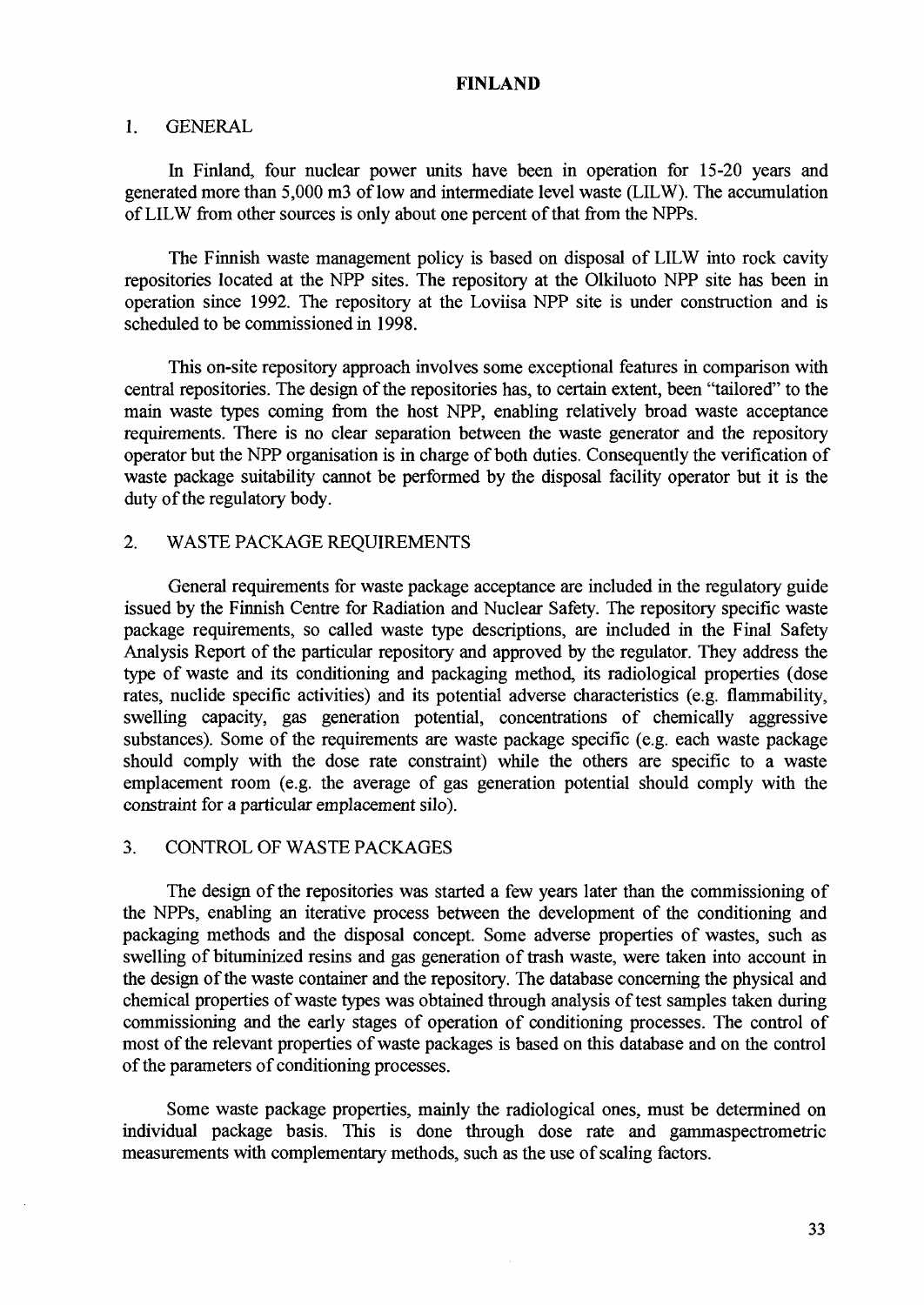# FINLAND

## 1. GENERAL

In Finland, four nuclear power units have been in operation for 15-20 years and generated more than 5,000 m3 of low and intermediate level waste (LILW). The accumulation of LILW from other sources is only about one percent of that from the NPPs.

The Finnish waste management policy is based on disposal of LILW into rock cavity repositories located at the NPP sites. The repository at the Olkiluoto NPP site has been in operation since 1992. The repository at the Loviisa NPP site is under construction and is scheduled to be commissioned in 1998.

This on-site repository approach involves some exceptional features in comparison with central repositories. The design of the repositories has, to certain extent, been "tailored" to the main waste types coming from the host NPP, enabling relatively broad waste acceptance requirements. There is no clear separation between the waste generator and the repository operator but the NPP organisation is in charge of both duties. Consequently the verification of waste package suitability cannot be performed by the disposal facility operator but it is the duty of the regulatory body.

## 2. WASTE PACKAGE REQUIREMENTS

General requirements for waste package acceptance are included in the regulatory guide issued by the Finnish Centre for Radiation and Nuclear Safety. The repository specific waste package requirements, so called waste type descriptions, are included in the Final Safety Analysis Report of the particular repository and approved by the regulator. They address the type of waste and its conditioning and packaging method, its radiological properties (dose rates, nuclide specific activities) and its potential adverse characteristics (e.g. flammability, swelling capacity, gas generation potential, concentrations of chemically aggressive substances). Some of the requirements are waste package specific (e.g. each waste package should comply with the dose rate constraint) while the others are specific to a waste emplacement room (e.g. the average of gas generation potential should comply with the constraint for a particular emplacement silo).

## 3. CONTROL OF WASTE PACKAGES

The design of the repositories was started a few years later than the commissioning of the NPPs, enabling an iterative process between the development of the conditioning and packaging methods and the disposal concept. Some adverse properties of wastes, such as swelling of bituminized resins and gas generation of trash waste, were taken into account in the design of the waste container and the repository. The database concerning the physical and chemical properties of waste types was obtained through analysis of test samples taken during commissioning and the early stages of operation of conditioning processes. The control of most of the relevant properties of waste packages is based on this database and on the control of the parameters of conditioning processes.

Some waste package properties, mainly the radiological ones, must be determined on individual package basis. This is done through dose rate and gammaspectrometric measurements with complementary methods, such as the use of scaling factors.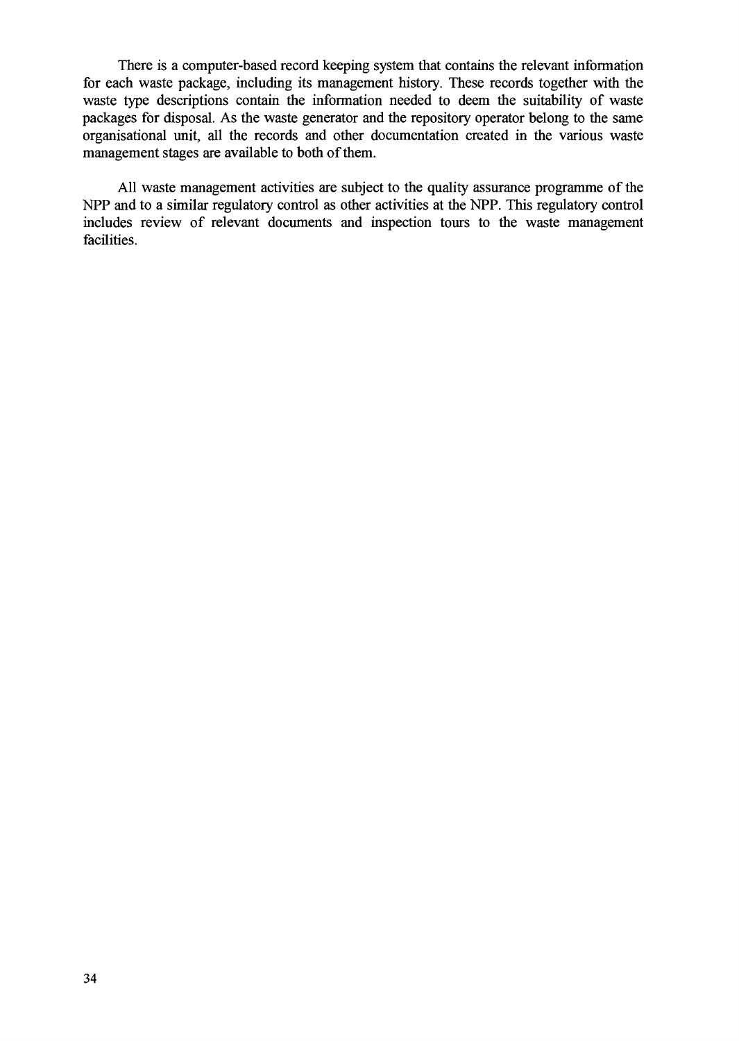There is a computer-based record keeping system that contains the relevant information for each waste package, including its management history. These records together with the waste type descriptions contain the information needed to deem the suitability of waste packages for disposal. As the waste generator and the repository operator belong to the same organisational unit, all the records and other documentation created in the various waste management stages are available to both of them.

All waste management activities are subject to the quality assurance programme of the NPP and to a similar regulatory control as other activities at the NPP. This regulatory control includes review of relevant documents and inspection tours to the waste management facilities.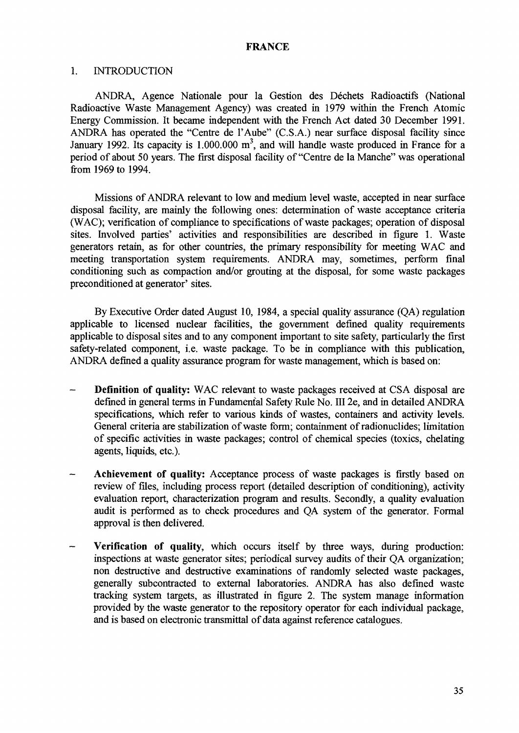# FRANCE

## 1. INTRODUCTION

ANDRA, Agence Nationale pour la Gestion des Déchets Radioactifs (National Radioactive Waste Management Agency) was created in 1979 within the French Atomic Energy Commission. It became independent with the French Act dated 30 December 1991. ANDRA has operated the "Centre de l'Aube" (C.S.A.) near surface disposal facility since January 1992. Its capacity is 1.000.000 $m^3$, and will handle waste produced in France for a period of about 50 years. The first disposal facility of "Centre de la Manche" was operational from 1969 to 1994.

Missions of ANDRA relevant to low and medium level waste, accepted in near surface disposal facility, are mainly the following ones: determination of waste acceptance criteria (WAC); verification of compliance to specifications of waste packages; operation of disposal sites. Involved parties' activities and responsibilities are described in figure 1. Waste generators retain, as for other countries, the primary responsibility for meeting WAC and meeting transportation system requirements. ANDRA may, sometimes, perform final conditioning such as compaction and/or grouting at the disposal, for some waste packages preconditioned at generator' sites.

By Executive Order dated August 10, 1984, a special quality assurance (QA) regulation applicable to licensed nuclear facilities, the government defined quality requirements applicable to disposal sites and to any component important to site safety, particularly the first safety-related component, i.e. waste package. To be in compliance with this publication, ANDRA defined a quality assurance program for waste management, which is based on:

- **Definition of quality:** WAC relevant to waste packages received at CSA disposal are defined in general terms in Fundamental Safety Rule No. III 2e, and in detailed ANDRA specifications, which refer to various kinds of wastes, containers and activity levels. General criteria are stabilization of waste form; containment of radionuclides; limitation of specific activities in waste packages; control of chemical species (toxics, chelating agents, liquids, etc.).
- **Achievement of quality:** Acceptance process of waste packages is firstly based on review of files, including process report (detailed description of conditioning), activity evaluation report, characterization program and results. Secondly, a quality evaluation audit is performed as to check procedures and QA system of the generator. Formal approval is then delivered.
- **Verification of quality**, which occurs itself by three ways, during production: inspections at waste generator sites; periodical survey audits of their QA organization; non destructive and destructive examinations of randomly selected waste packages, generally subcontracted to external laboratories. ANDRA has also defined waste tracking system targets, as illustrated in figure 2. The system manage information provided by the waste generator to the repository operator for each individual package, and is based on electronic transmittal of data against reference catalogues.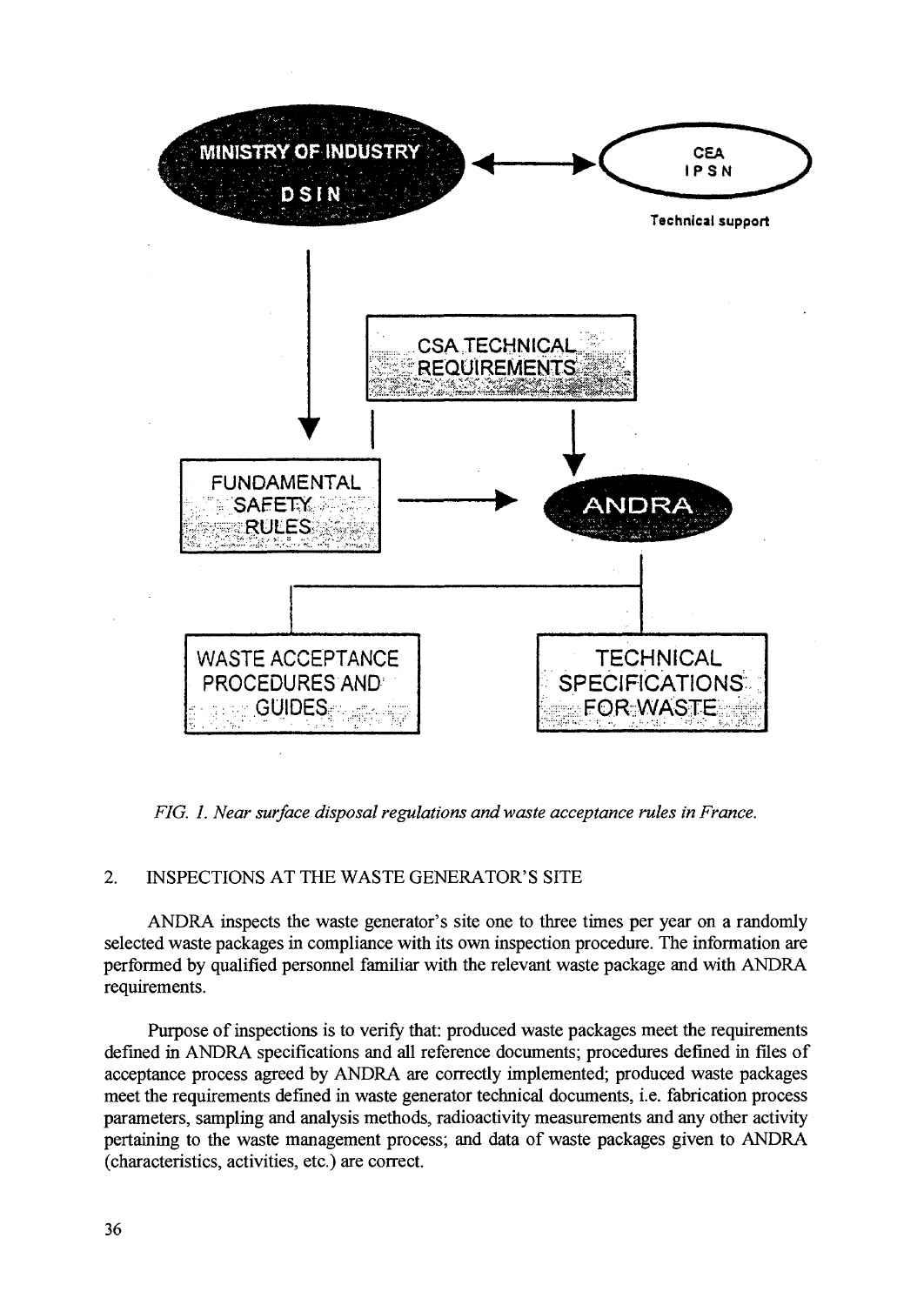MINISTRY OF INDUSTRY

DSIN

CEA
IPSN

Technical support

CSA TECHNICAL REQUIREMENTS

FUNDAMENTAL SAFETY RULES

ANDRA

WASTE ACCEPTANCE PROCEDURES AND GUIDES

TECHNICAL SPECIFICATIONS FOR WASTE

*FIG. 1. Near surface disposal regulations and waste acceptance rules in France.*

## 2. INSPECTIONS AT THE WASTE GENERATOR'S SITE

ANDRA inspects the waste generator's site one to three times per year on a randomly selected waste packages in compliance with its own inspection procedure. The information are performed by qualified personnel familiar with the relevant waste package and with ANDRA requirements.

Purpose of inspections is to verify that: produced waste packages meet the requirements defined in ANDRA specifications and all reference documents; procedures defined in files of acceptance process agreed by ANDRA are correctly implemented; produced waste packages meet the requirements defined in waste generator technical documents, i.e. fabrication process parameters, sampling and analysis methods, radioactivity measurements and any other activity pertaining to the waste management process; and data of waste packages given to ANDRA (characteristics, activities, etc.) are correct.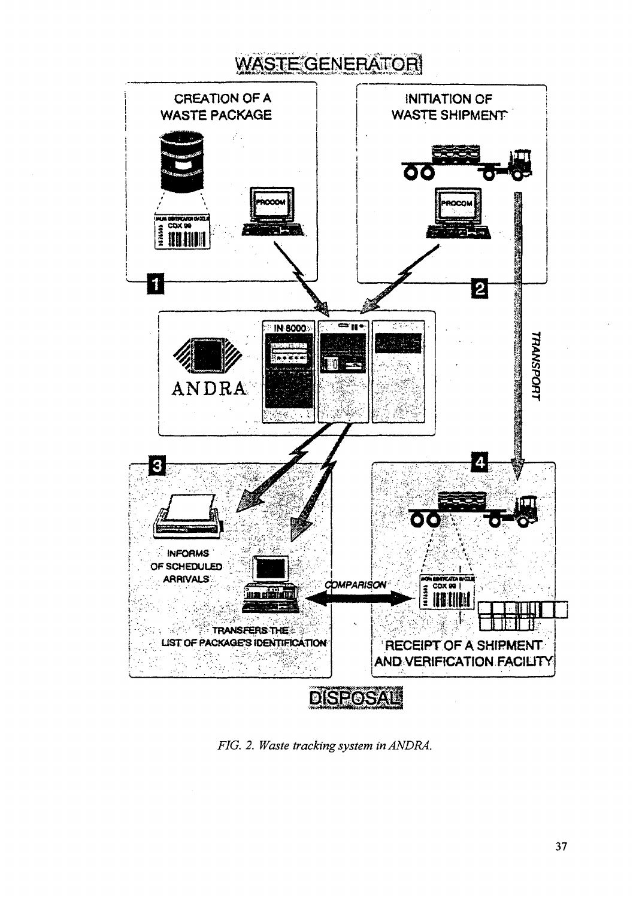WASTE GENERATOR

CREATION OF A WASTE PACKAGE

INITIATION OF WASTE SHIPMENT

1

2

ANDRA

IN 8000

TRANSPORT

3

4

INFORMS OF SCHEDULED ARRIVALS

COMPARISON

TRANSFERS THE LIST OF PACKAGE'S IDENTIFICATION

RECEIPT OF A SHIPMENT AND VERIFICATION FACILITY

DISPOSAL

*FIG. 2. Waste tracking system in ANDRA.*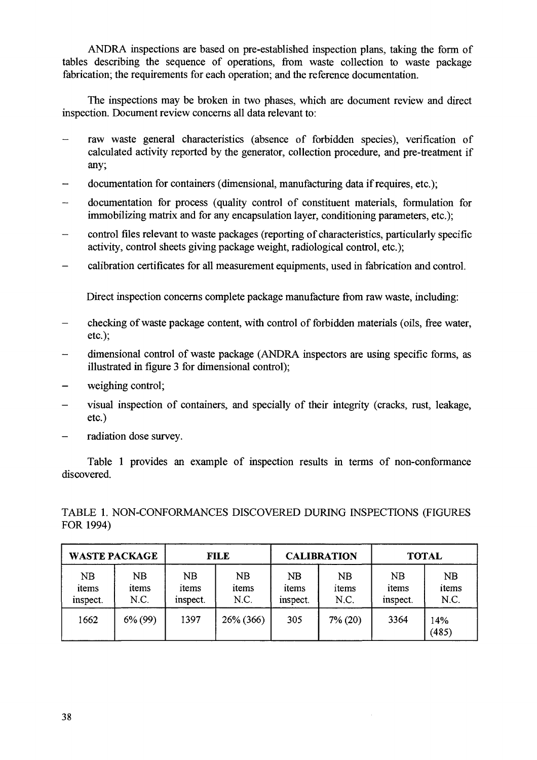ANDRA inspections are based on pre-established inspection plans, taking the form of tables describing the sequence of operations, from waste collection to waste package fabrication; the requirements for each operation; and the reference documentation.

The inspections may be broken in two phases, which are document review and direct inspection. Document review concerns all data relevant to:

- raw waste general characteristics (absence of forbidden species), verification of calculated activity reported by the generator, collection procedure, and pre-treatment if any;
- documentation for containers (dimensional, manufacturing data if requires, etc.);
- documentation for process (quality control of constituent materials, formulation for immobilizing matrix and for any encapsulation layer, conditioning parameters, etc.);
- control files relevant to waste packages (reporting of characteristics, particularly specific activity, control sheets giving package weight, radiological control, etc.);
- calibration certificates for all measurement equipments, used in fabrication and control.

Direct inspection concerns complete package manufacture from raw waste, including:

- checking of waste package content, with control of forbidden materials (oils, free water, etc.);
- dimensional control of waste package (ANDRA inspectors are using specific forms, as illustrated in figure 3 for dimensional control);
- weighing control;
- visual inspection of containers, and specially of their integrity (cracks, rust, leakage, etc.)
- radiation dose survey.

Table 1 provides an example of inspection results in terms of non-conformance discovered.

TABLE 1. NON-CONFORMANCES DISCOVERED DURING INSPECTIONS (FIGURES FOR 1994)

| **WASTE PACKAGE** | | **FILE** | | **CALIBRATION** | | **TOTAL** | |
|---|---|---|---|---|---|---|---|
| NB items inspect. | NB items N.C. | NB items inspect. | NB items N.C. | NB items inspect. | NB items N.C. | NB items inspect. | NB items N.C. |
| 1662 | 6% (99) | 1397 | 26% (366) | 305 | 7% (20) | 3364 | 14% (485) |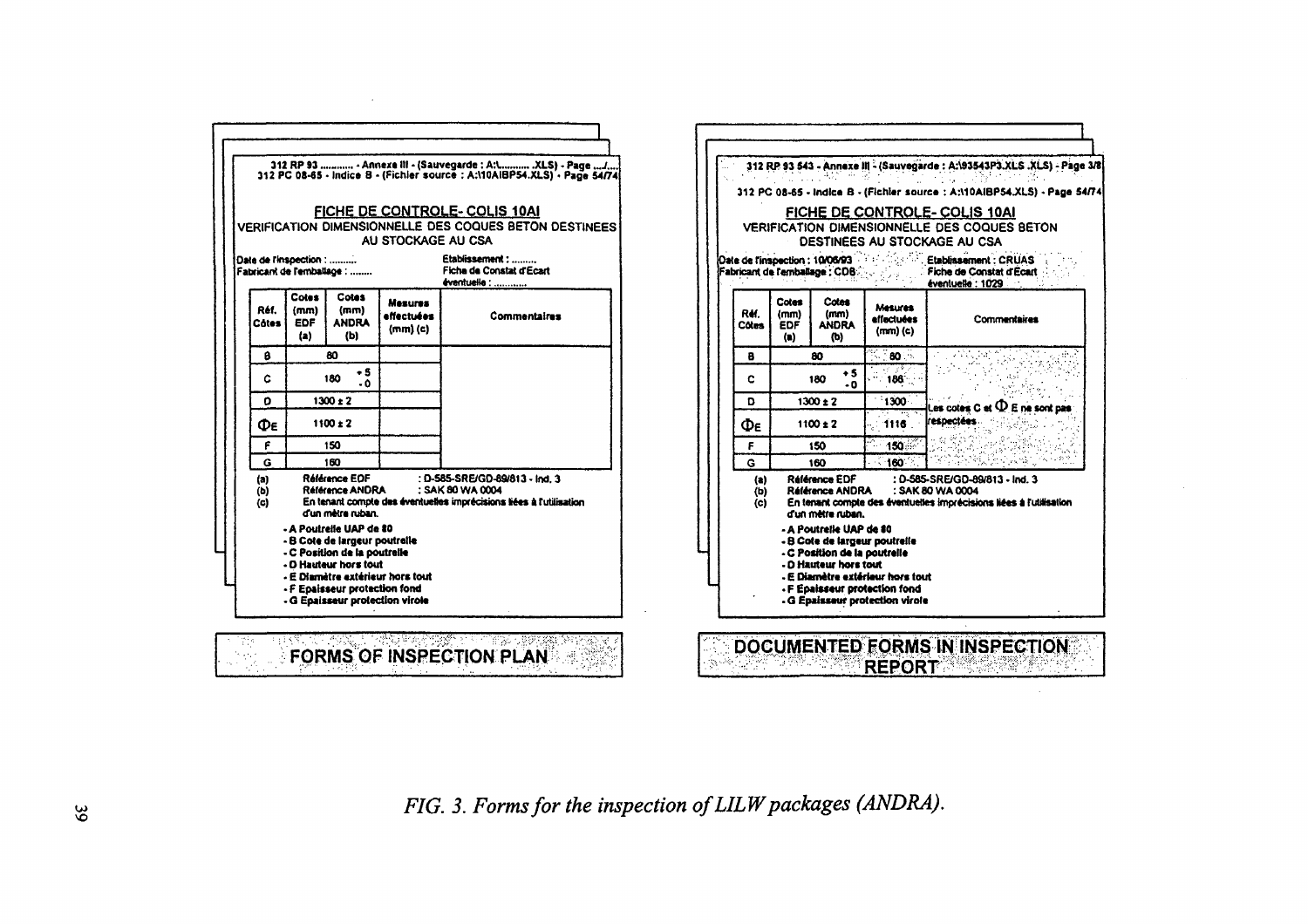312 RP 93 ........... - Annexe III - (Sauvegarde : A:\........... .XLS) - Page .../....
312 PC 08-65 - Indice B - (Fichier source : A:\10AIBP54.XLS) - Page 54/74

## FICHE DE CONTROLE- COLIS 10AI

VERIFICATION DIMENSIONNELLE DES COQUES BETON DESTINEES AU STOCKAGE AU CSA

Date de l'inspection : .........
Fabricant de l'emballage : ........

Etablissement : ........
Fiche de Constat d'Ecart éventuelle : ...........

| Réf. Côtes | Cotes (mm) EDF (a) | Cotes (mm) ANDRA (b) | Mesures effectuées (mm) (c) | Commentaires |
|---|---|---|---|---|
| B | 80 | | | |
| C | 180 +5 -0 | | | |
| D | 1300 ± 2 | | | |
| ΦE | 1100 ± 2 | | | |
| F | 150 | | | |
| G | 160 | | | |

(a) Référence EDF : D-585-SRE/GD-89/813 - Ind. 3
(b) Référence ANDRA : SAK 80 WA 0004
(c) En tenant compte des éventuelles imprécisions liées à l'utilisation d'un mètre ruban.

- A Poutrelle UAP de 80
- B Cote de largeur poutrelle
- C Position de la poutrelle
- D Hauteur hors tout
- E Diamètre extérieur hors tout
- F Epaisseur protection fond
- G Epaisseur protection virole

**FORMS OF INSPECTION PLAN**

312 RP 93 543 - Annexe III - (Sauvegarde : A:\93543P3.XLS .XLS) - Page 3/8
312 PC 08-65 - Indice B - (Fichier source : A:\10AIBP54.XLS) - Page 54/74

## FICHE DE CONTROLE- COLIS 10AI

VERIFICATION DIMENSIONNELLE DES COQUES BETON DESTINEES AU STOCKAGE AU CSA

Date de l'inspection : 10/06/93
Fabricant de l'emballage : CDB

Etablissement : CRUAS
Fiche de Constat d'Ecart éventuelle : 1029

| Réf. Côtes | Cotes (mm) EDF (a) | Cotes (mm) ANDRA (b) | Mesures effectuées (mm) (c) | Commentaires |
|---|---|---|---|---|
| B | 80 | | 80 | Les cotes C et Φ E ne sont pas respectées |
| C | 180 +5 -0 | | 186 | |
| D | 1300 ± 2 | | 1300 | |
| ΦE | 1100 ± 2 | | 1116 | |
| F | 150 | | 150 | |
| G | 160 | | 160 | |

(a) Référence EDF : D-585-SRE/GD-89/813 - Ind. 3
(b) Référence ANDRA : SAK 80 WA 0004
(c) En tenant compte des éventuelles imprécisions liées à l'utilisation d'un mètre ruban.

- A Poutrelle UAP de 80
- B Cote de largeur poutrelle
- C Position de la poutrelle
- D Hauteur hors tout
- E Diamètre extérieur hors tout
- F Epaisseur protection fond
- G Epaisseur protection virole

**DOCUMENTED FORMS IN INSPECTION REPORT**

*FIG. 3. Forms for the inspection of LILW packages (ANDRA).*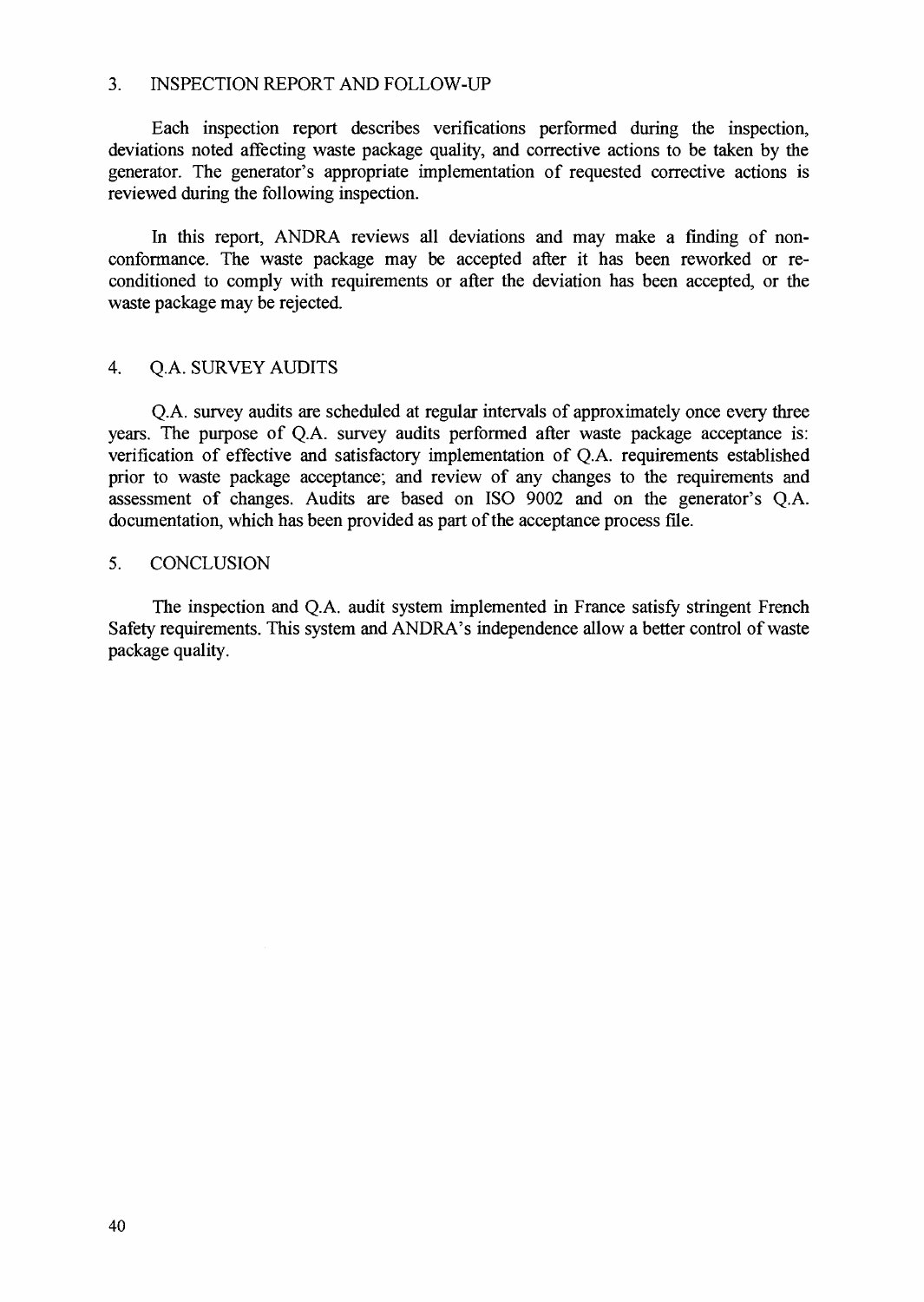## 3. INSPECTION REPORT AND FOLLOW-UP

Each inspection report describes verifications performed during the inspection, deviations noted affecting waste package quality, and corrective actions to be taken by the generator. The generator's appropriate implementation of requested corrective actions is reviewed during the following inspection.

In this report, ANDRA reviews all deviations and may make a finding of non-conformance. The waste package may be accepted after it has been reworked or re-conditioned to comply with requirements or after the deviation has been accepted, or the waste package may be rejected.

## 4. Q.A. SURVEY AUDITS

Q.A. survey audits are scheduled at regular intervals of approximately once every three years. The purpose of Q.A. survey audits performed after waste package acceptance is: verification of effective and satisfactory implementation of Q.A. requirements established prior to waste package acceptance; and review of any changes to the requirements and assessment of changes. Audits are based on ISO 9002 and on the generator's Q.A. documentation, which has been provided as part of the acceptance process file.

## 5. CONCLUSION

The inspection and Q.A. audit system implemented in France satisfy stringent French Safety requirements. This system and ANDRA's independence allow a better control of waste package quality.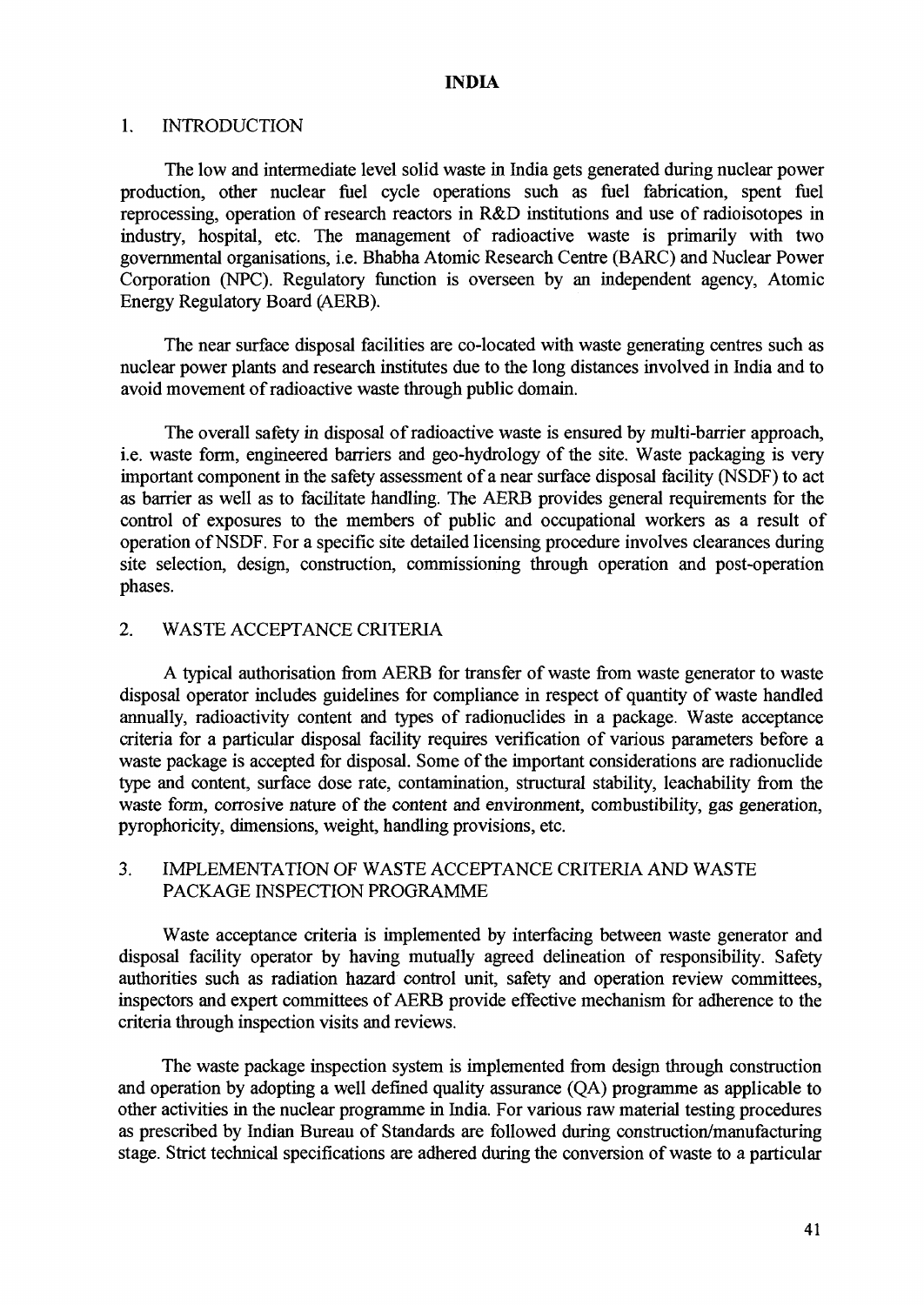# INDIA

## 1. INTRODUCTION

The low and intermediate level solid waste in India gets generated during nuclear power production, other nuclear fuel cycle operations such as fuel fabrication, spent fuel reprocessing, operation of research reactors in R&D institutions and use of radioisotopes in industry, hospital, etc. The management of radioactive waste is primarily with two governmental organisations, i.e. Bhabha Atomic Research Centre (BARC) and Nuclear Power Corporation (NPC). Regulatory function is overseen by an independent agency, Atomic Energy Regulatory Board (AERB).

The near surface disposal facilities are co-located with waste generating centres such as nuclear power plants and research institutes due to the long distances involved in India and to avoid movement of radioactive waste through public domain.

The overall safety in disposal of radioactive waste is ensured by multi-barrier approach, i.e. waste form, engineered barriers and geo-hydrology of the site. Waste packaging is very important component in the safety assessment of a near surface disposal facility (NSDF) to act as barrier as well as to facilitate handling. The AERB provides general requirements for the control of exposures to the members of public and occupational workers as a result of operation of NSDF. For a specific site detailed licensing procedure involves clearances during site selection, design, construction, commissioning through operation and post-operation phases.

## 2. WASTE ACCEPTANCE CRITERIA

A typical authorisation from AERB for transfer of waste from waste generator to waste disposal operator includes guidelines for compliance in respect of quantity of waste handled annually, radioactivity content and types of radionuclides in a package. Waste acceptance criteria for a particular disposal facility requires verification of various parameters before a waste package is accepted for disposal. Some of the important considerations are radionuclide type and content, surface dose rate, contamination, structural stability, leachability from the waste form, corrosive nature of the content and environment, combustibility, gas generation, pyrophoricity, dimensions, weight, handling provisions, etc.

## 3. IMPLEMENTATION OF WASTE ACCEPTANCE CRITERIA AND WASTE PACKAGE INSPECTION PROGRAMME

Waste acceptance criteria is implemented by interfacing between waste generator and disposal facility operator by having mutually agreed delineation of responsibility. Safety authorities such as radiation hazard control unit, safety and operation review committees, inspectors and expert committees of AERB provide effective mechanism for adherence to the criteria through inspection visits and reviews.

The waste package inspection system is implemented from design through construction and operation by adopting a well defined quality assurance (QA) programme as applicable to other activities in the nuclear programme in India. For various raw material testing procedures as prescribed by Indian Bureau of Standards are followed during construction/manufacturing stage. Strict technical specifications are adhered during the conversion of waste to a particular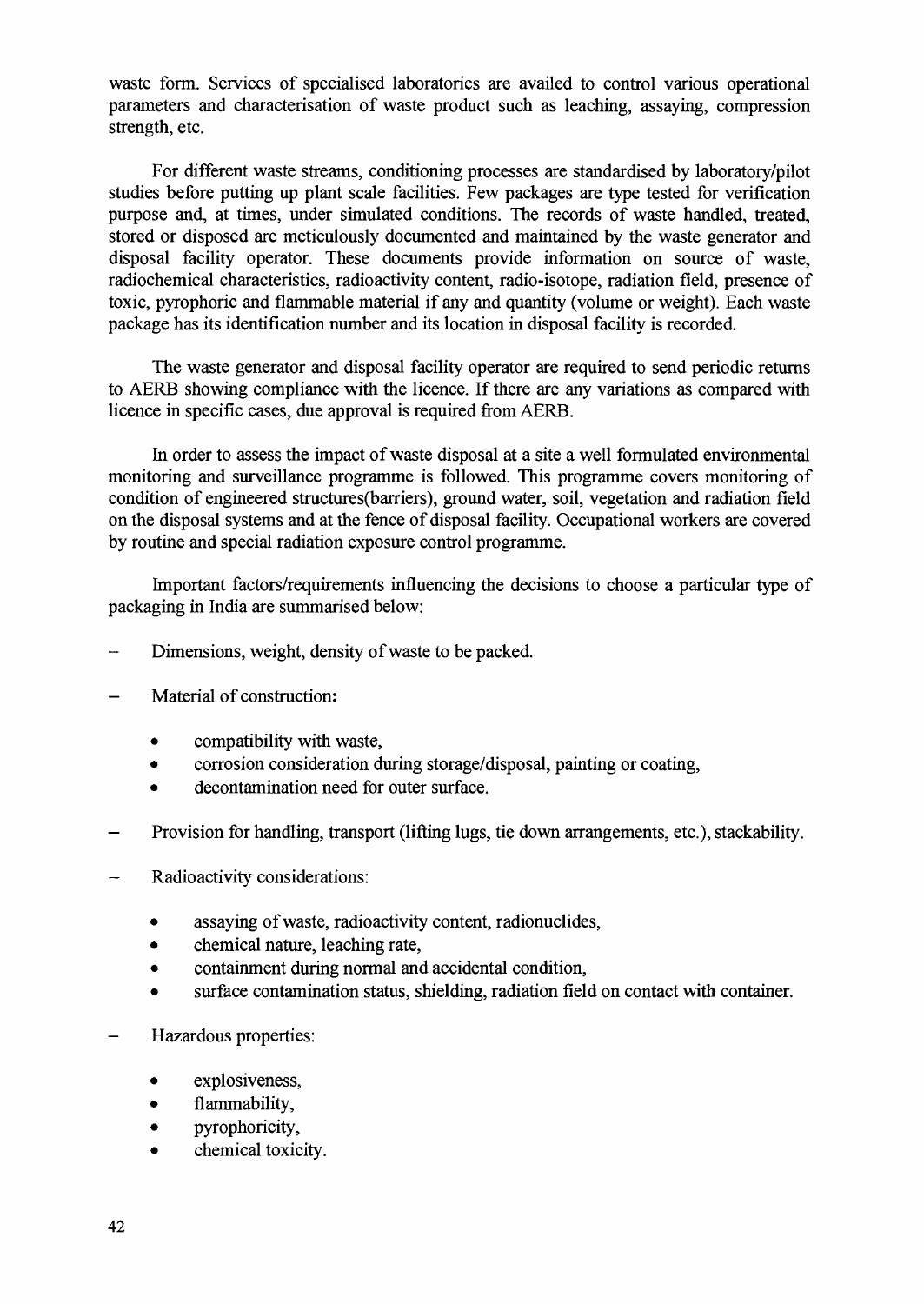waste form. Services of specialised laboratories are availed to control various operational parameters and characterisation of waste product such as leaching, assaying, compression strength, etc.

For different waste streams, conditioning processes are standardised by laboratory/pilot studies before putting up plant scale facilities. Few packages are type tested for verification purpose and, at times, under simulated conditions. The records of waste handled, treated, stored or disposed are meticulously documented and maintained by the waste generator and disposal facility operator. These documents provide information on source of waste, radiochemical characteristics, radioactivity content, radio-isotope, radiation field, presence of toxic, pyrophoric and flammable material if any and quantity (volume or weight). Each waste package has its identification number and its location in disposal facility is recorded.

The waste generator and disposal facility operator are required to send periodic returns to AERB showing compliance with the licence. If there are any variations as compared with licence in specific cases, due approval is required from AERB.

In order to assess the impact of waste disposal at a site a well formulated environmental monitoring and surveillance programme is followed. This programme covers monitoring of condition of engineered structures(barriers), ground water, soil, vegetation and radiation field on the disposal systems and at the fence of disposal facility. Occupational workers are covered by routine and special radiation exposure control programme.

Important factors/requirements influencing the decisions to choose a particular type of packaging in India are summarised below:

- Dimensions, weight, density of waste to be packed.
- Material of construction:
  - compatibility with waste,
  - corrosion consideration during storage/disposal, painting or coating,
  - decontamination need for outer surface.
- Provision for handling, transport (lifting lugs, tie down arrangements, etc.), stackability.
- Radioactivity considerations:
  - assaying of waste, radioactivity content, radionuclides,
  - chemical nature, leaching rate,
  - containment during normal and accidental condition,
  - surface contamination status, shielding, radiation field on contact with container.
- Hazardous properties:
  - explosiveness,
  - flammability,
  - pyrophoricity,
  - chemical toxicity.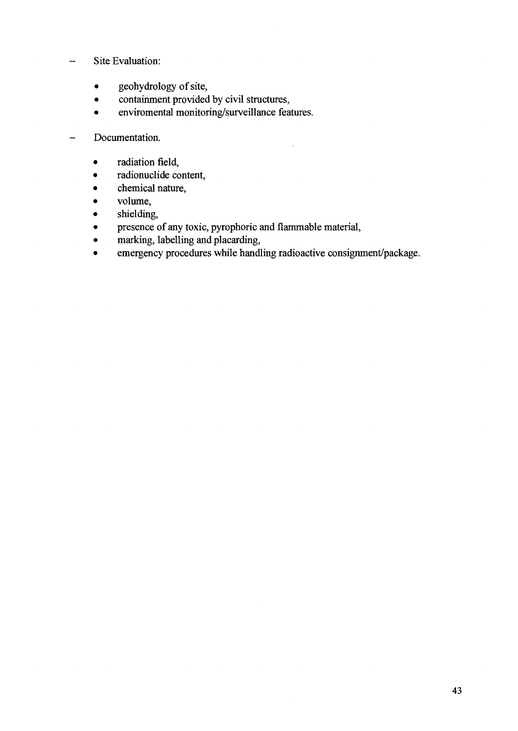- Site Evaluation:

    - geohydrology of site,
    - containment provided by civil structures,
    - enviromental monitoring/surveillance features.

- Documentation.

    - radiation field,
    - radionuclide content,
    - chemical nature,
    - volume,
    - shielding,
    - presence of any toxic, pyrophoric and flammable material,
    - marking, labelling and placarding,
    - emergency procedures while handling radioactive consignment/package.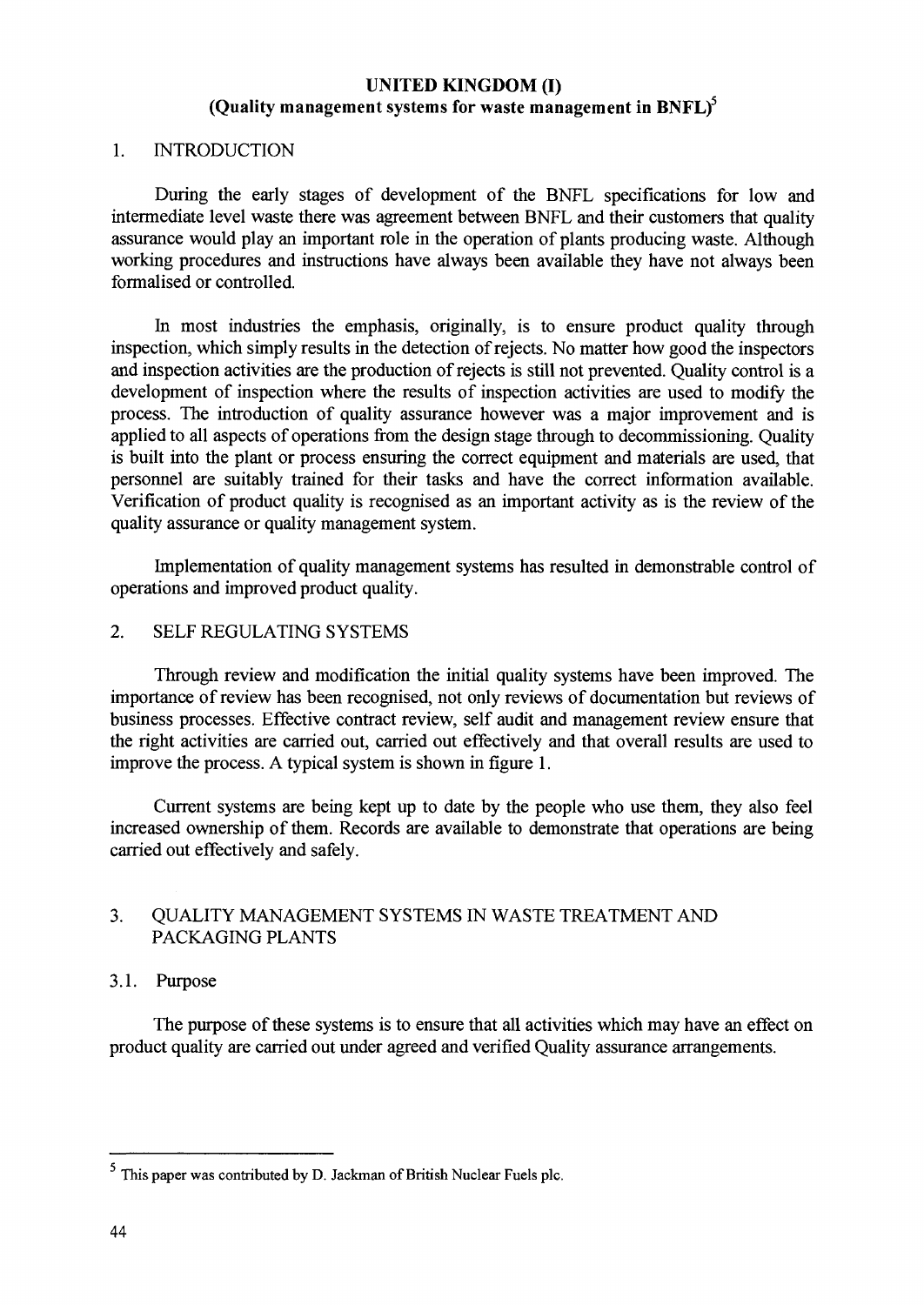## UNITED KINGDOM (I)
### (Quality management systems for waste management in BNFL)[5]

### 1. INTRODUCTION

During the early stages of development of the BNFL specifications for low and intermediate level waste there was agreement between BNFL and their customers that quality assurance would play an important role in the operation of plants producing waste. Although working procedures and instructions have always been available they have not always been formalised or controlled.

In most industries the emphasis, originally, is to ensure product quality through inspection, which simply results in the detection of rejects. No matter how good the inspectors and inspection activities are the production of rejects is still not prevented. Quality control is a development of inspection where the results of inspection activities are used to modify the process. The introduction of quality assurance however was a major improvement and is applied to all aspects of operations from the design stage through to decommissioning. Quality is built into the plant or process ensuring the correct equipment and materials are used, that personnel are suitably trained for their tasks and have the correct information available. Verification of product quality is recognised as an important activity as is the review of the quality assurance or quality management system.

Implementation of quality management systems has resulted in demonstrable control of operations and improved product quality.

### 2. SELF REGULATING SYSTEMS

Through review and modification the initial quality systems have been improved. The importance of review has been recognised, not only reviews of documentation but reviews of business processes. Effective contract review, self audit and management review ensure that the right activities are carried out, carried out effectively and that overall results are used to improve the process. A typical system is shown in figure 1.

Current systems are being kept up to date by the people who use them, they also feel increased ownership of them. Records are available to demonstrate that operations are being carried out effectively and safely.

### 3. QUALITY MANAGEMENT SYSTEMS IN WASTE TREATMENT AND PACKAGING PLANTS

#### 3.1. Purpose

The purpose of these systems is to ensure that all activities which may have an effect on product quality are carried out under agreed and verified Quality assurance arrangements.

---

[5] This paper was contributed by D. Jackman of British Nuclear Fuels plc.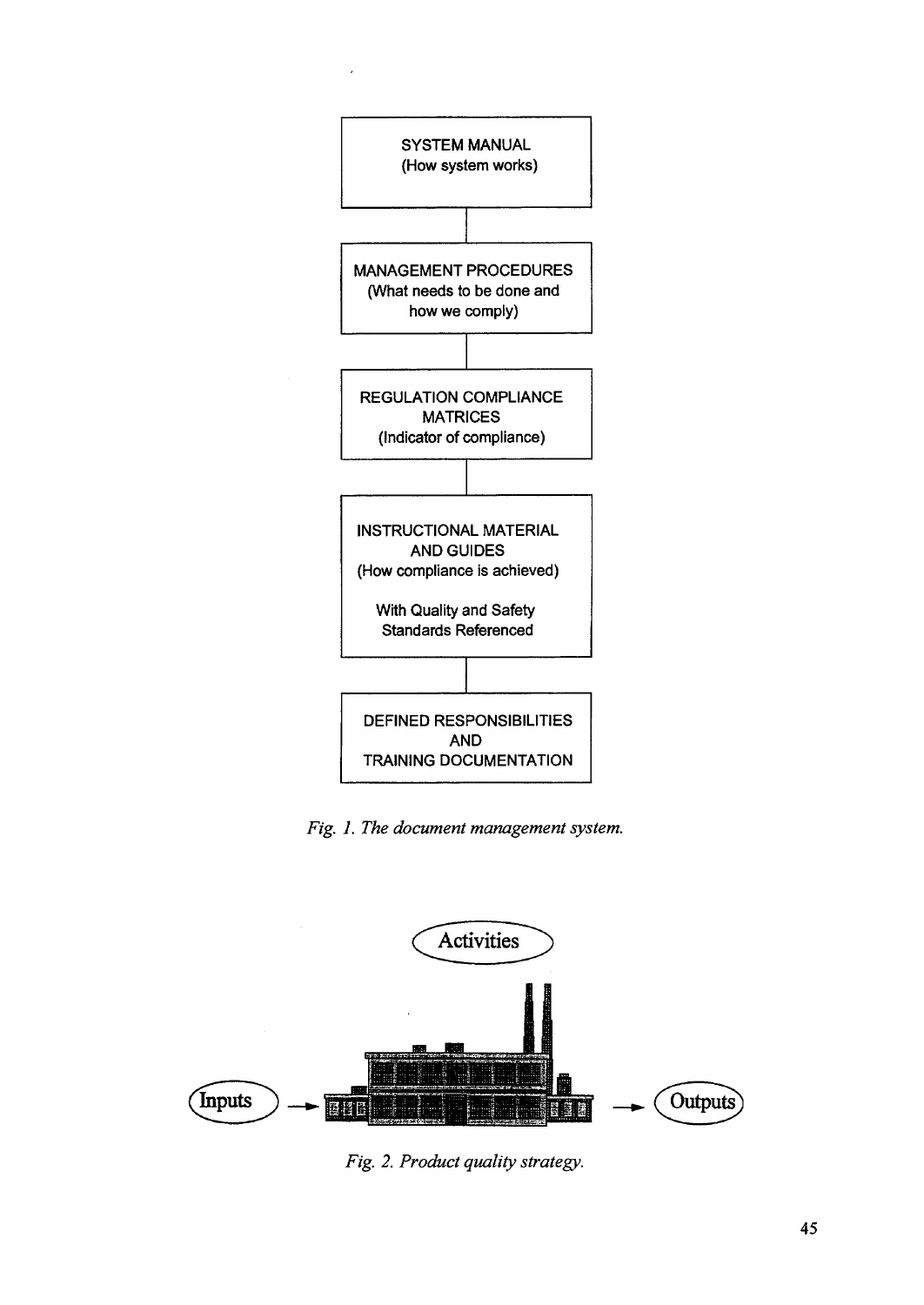SYSTEM MANUAL
(How system works)

MANAGEMENT PROCEDURES
(What needs to be done and how we comply)

REGULATION COMPLIANCE MATRICES
(Indicator of compliance)

INSTRUCTIONAL MATERIAL AND GUIDES
(How compliance is achieved)

With Quality and Safety Standards Referenced

DEFINED RESPONSIBILITIES AND TRAINING DOCUMENTATION

*Fig. 1. The document management system.*

Activities

Inputs → → Outputs

*Fig. 2. Product quality strategy.*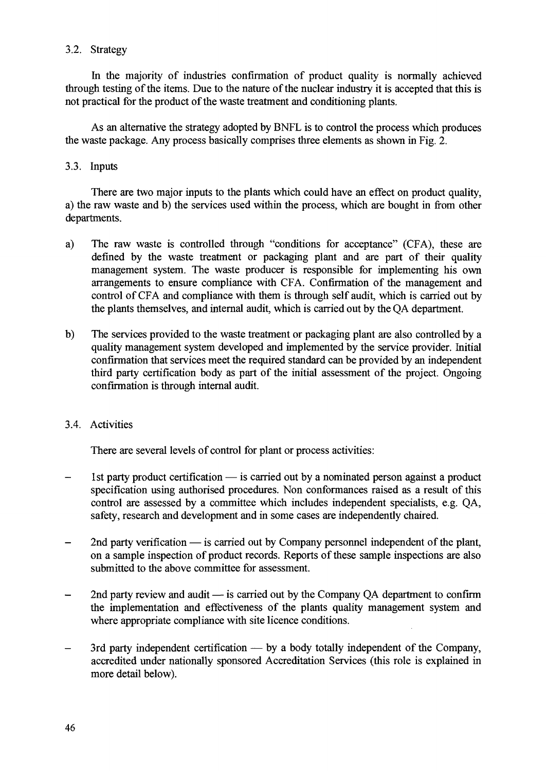### 3.2. Strategy

In the majority of industries confirmation of product quality is normally achieved through testing of the items. Due to the nature of the nuclear industry it is accepted that this is not practical for the product of the waste treatment and conditioning plants.

As an alternative the strategy adopted by BNFL is to control the process which produces the waste package. Any process basically comprises three elements as shown in Fig. 2.

### 3.3. Inputs

There are two major inputs to the plants which could have an effect on product quality, a) the raw waste and b) the services used within the process, which are bought in from other departments.

a) The raw waste is controlled through "conditions for acceptance" (CFA), these are defined by the waste treatment or packaging plant and are part of their quality management system. The waste producer is responsible for implementing his own arrangements to ensure compliance with CFA. Confirmation of the management and control of CFA and compliance with them is through self audit, which is carried out by the plants themselves, and internal audit, which is carried out by the QA department.

b) The services provided to the waste treatment or packaging plant are also controlled by a quality management system developed and implemented by the service provider. Initial confirmation that services meet the required standard can be provided by an independent third party certification body as part of the initial assessment of the project. Ongoing confirmation is through internal audit.

### 3.4. Activities

There are several levels of control for plant or process activities:

- 1st party product certification — is carried out by a nominated person against a product specification using authorised procedures. Non conformances raised as a result of this control are assessed by a committee which includes independent specialists, e.g. QA, safety, research and development and in some cases are independently chaired.
- 2nd party verification — is carried out by Company personnel independent of the plant, on a sample inspection of product records. Reports of these sample inspections are also submitted to the above committee for assessment.
- 2nd party review and audit — is carried out by the Company QA department to confirm the implementation and effectiveness of the plants quality management system and where appropriate compliance with site licence conditions.
- 3rd party independent certification — by a body totally independent of the Company, accredited under nationally sponsored Accreditation Services (this role is explained in more detail below).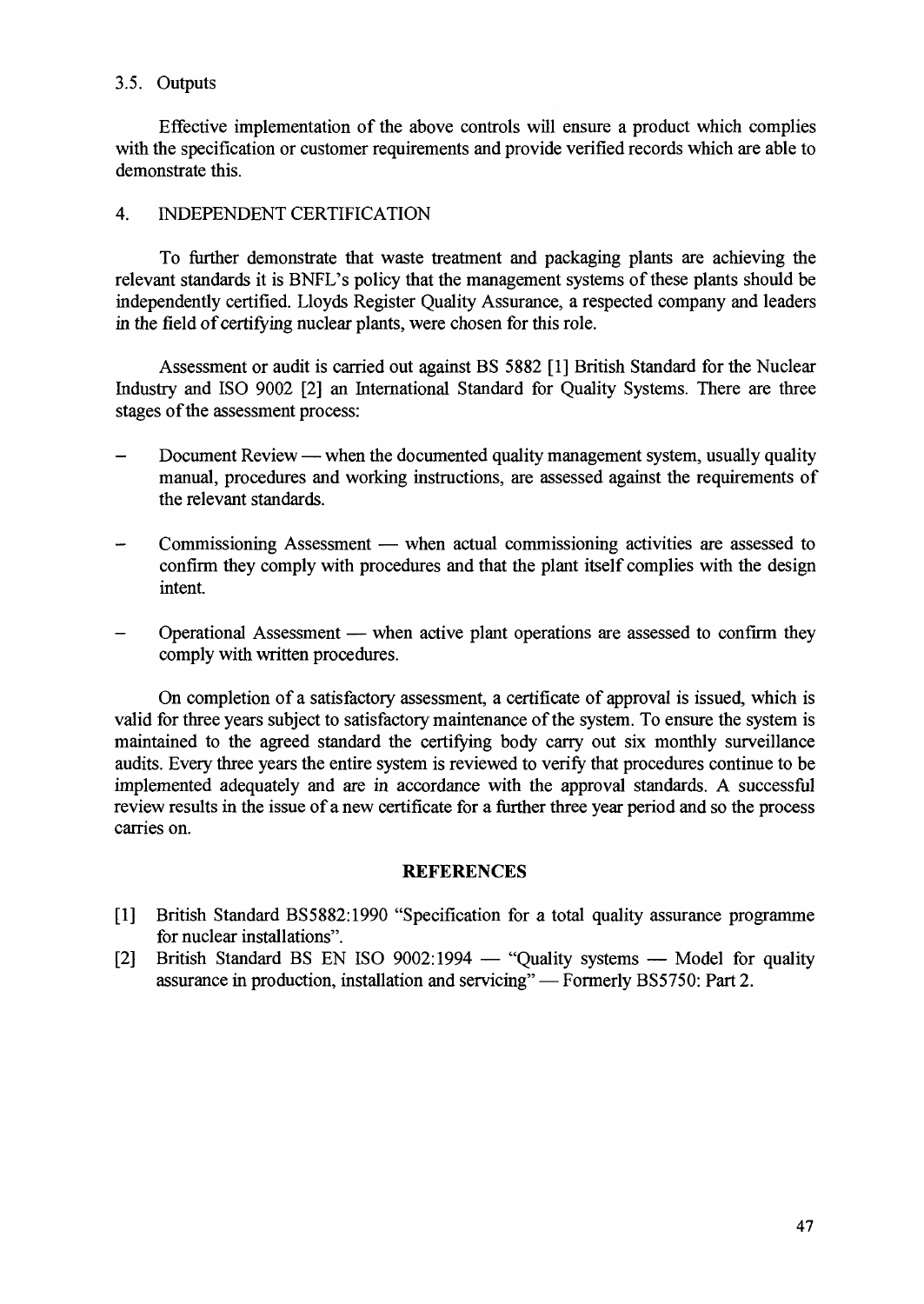### 3.5. Outputs

Effective implementation of the above controls will ensure a product which complies with the specification or customer requirements and provide verified records which are able to demonstrate this.

## 4. INDEPENDENT CERTIFICATION

To further demonstrate that waste treatment and packaging plants are achieving the relevant standards it is BNFL's policy that the management systems of these plants should be independently certified. Lloyds Register Quality Assurance, a respected company and leaders in the field of certifying nuclear plants, were chosen for this role.

Assessment or audit is carried out against BS 5882 [1] British Standard for the Nuclear Industry and ISO 9002 [2] an International Standard for Quality Systems. There are three stages of the assessment process:

- Document Review — when the documented quality management system, usually quality manual, procedures and working instructions, are assessed against the requirements of the relevant standards.
- Commissioning Assessment — when actual commissioning activities are assessed to confirm they comply with procedures and that the plant itself complies with the design intent.
- Operational Assessment — when active plant operations are assessed to confirm they comply with written procedures.

On completion of a satisfactory assessment, a certificate of approval is issued, which is valid for three years subject to satisfactory maintenance of the system. To ensure the system is maintained to the agreed standard the certifying body carry out six monthly surveillance audits. Every three years the entire system is reviewed to verify that procedures continue to be implemented adequately and are in accordance with the approval standards. A successful review results in the issue of a new certificate for a further three year period and so the process carries on.

## REFERENCES

[1] British Standard BS5882:1990 "Specification for a total quality assurance programme for nuclear installations".

[2] British Standard BS EN ISO 9002:1994 — "Quality systems — Model for quality assurance in production, installation and servicing" — Formerly BS5750: Part 2.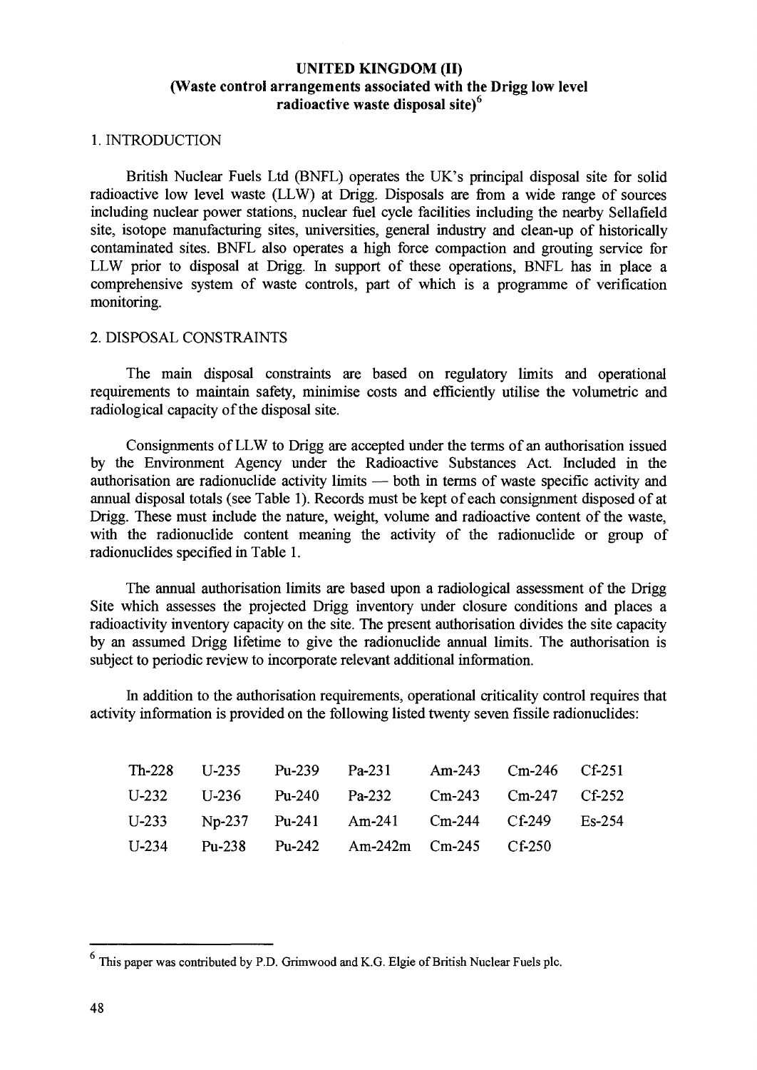## UNITED KINGDOM (II)
### (Waste control arrangements associated with the Drigg low level radioactive waste disposal site)[6]

1. INTRODUCTION

British Nuclear Fuels Ltd (BNFL) operates the UK's principal disposal site for solid radioactive low level waste (LLW) at Drigg. Disposals are from a wide range of sources including nuclear power stations, nuclear fuel cycle facilities including the nearby Sellafield site, isotope manufacturing sites, universities, general industry and clean-up of historically contaminated sites. BNFL also operates a high force compaction and grouting service for LLW prior to disposal at Drigg. In support of these operations, BNFL has in place a comprehensive system of waste controls, part of which is a programme of verification monitoring.

2. DISPOSAL CONSTRAINTS

The main disposal constraints are based on regulatory limits and operational requirements to maintain safety, minimise costs and efficiently utilise the volumetric and radiological capacity of the disposal site.

Consignments of LLW to Drigg are accepted under the terms of an authorisation issued by the Environment Agency under the Radioactive Substances Act. Included in the authorisation are radionuclide activity limits — both in terms of waste specific activity and annual disposal totals (see Table 1). Records must be kept of each consignment disposed of at Drigg. These must include the nature, weight, volume and radioactive content of the waste, with the radionuclide content meaning the activity of the radionuclide or group of radionuclides specified in Table 1.

The annual authorisation limits are based upon a radiological assessment of the Drigg Site which assesses the projected Drigg inventory under closure conditions and places a radioactivity inventory capacity on the site. The present authorisation divides the site capacity by an assumed Drigg lifetime to give the radionuclide annual limits. The authorisation is subject to periodic review to incorporate relevant additional information.

In addition to the authorisation requirements, operational criticality control requires that activity information is provided on the following listed twenty seven fissile radionuclides:

| | | | | | | |
|---|---|---|---|---|---|---|
| Th-228 | U-235 | Pu-239 | Pa-231 | Am-243 | Cm-246 | Cf-251 |
| U-232 | U-236 | Pu-240 | Pa-232 | Cm-243 | Cm-247 | Cf-252 |
| U-233 | Np-237 | Pu-241 | Am-241 | Cm-244 | Cf-249 | Es-254 |
| U-234 | Pu-238 | Pu-242 | Am-242m | Cm-245 | Cf-250 | |

[6] This paper was contributed by P.D. Grimwood and K.G. Elgie of British Nuclear Fuels plc.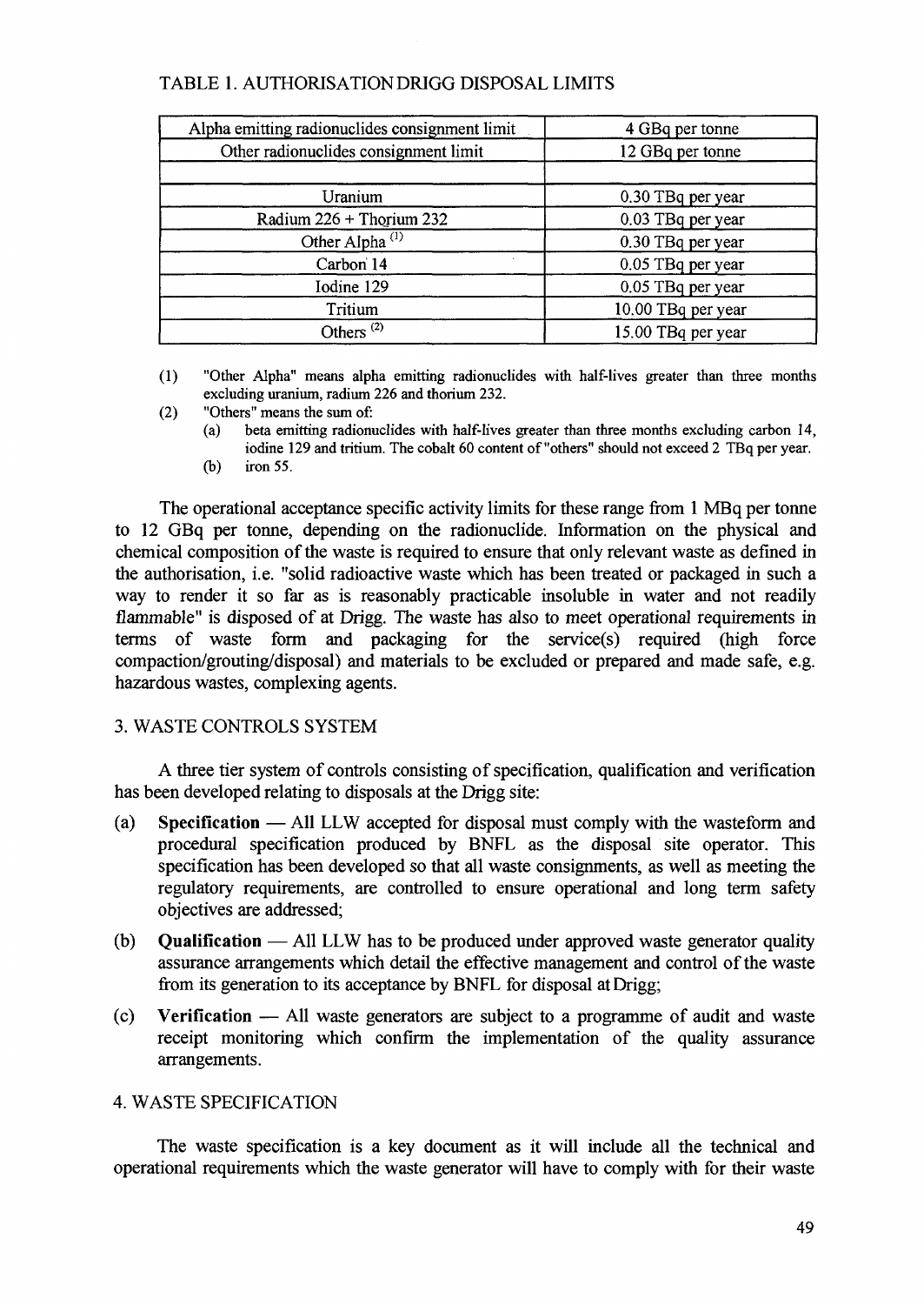TABLE 1. AUTHORISATION DRIGG DISPOSAL LIMITS

| | |
|---|---|
| Alpha emitting radionuclides consignment limit | 4 GBq per tonne |
| Other radionuclides consignment limit | 12 GBq per tonne |
| | |
| Uranium | 0.30 TBq per year |
| Radium 226 + Thorium 232 | 0.03 TBq per year |
| Other Alpha [(1)] | 0.30 TBq per year |
| Carbon 14 | 0.05 TBq per year |
| Iodine 129 | 0.05 TBq per year |
| Tritium | 10.00 TBq per year |
| Others [(2)] | 15.00 TBq per year |

(1) "Other Alpha" means alpha emitting radionuclides with half-lives greater than three months excluding uranium, radium 226 and thorium 232.

(2) "Others" means the sum of:
   - (a) beta emitting radionuclides with half-lives greater than three months excluding carbon 14, iodine 129 and tritium. The cobalt 60 content of "others" should not exceed 2 TBq per year.
   - (b) iron 55.

The operational acceptance specific activity limits for these range from 1 MBq per tonne to 12 GBq per tonne, depending on the radionuclide. Information on the physical and chemical composition of the waste is required to ensure that only relevant waste as defined in the authorisation, i.e. "solid radioactive waste which has been treated or packaged in such a way to render it so far as is reasonably practicable insoluble in water and not readily flammable" is disposed of at Drigg. The waste has also to meet operational requirements in terms of waste form and packaging for the service(s) required (high force compaction/grouting/disposal) and materials to be excluded or prepared and made safe, e.g. hazardous wastes, complexing agents.

## 3. WASTE CONTROLS SYSTEM

A three tier system of controls consisting of specification, qualification and verification has been developed relating to disposals at the Drigg site:

(a) **Specification** — All LLW accepted for disposal must comply with the wasteform and procedural specification produced by BNFL as the disposal site operator. This specification has been developed so that all waste consignments, as well as meeting the regulatory requirements, are controlled to ensure operational and long term safety objectives are addressed;

(b) **Qualification** — All LLW has to be produced under approved waste generator quality assurance arrangements which detail the effective management and control of the waste from its generation to its acceptance by BNFL for disposal at Drigg;

(c) **Verification** — All waste generators are subject to a programme of audit and waste receipt monitoring which confirm the implementation of the quality assurance arrangements.

## 4. WASTE SPECIFICATION

The waste specification is a key document as it will include all the technical and operational requirements which the waste generator will have to comply with for their waste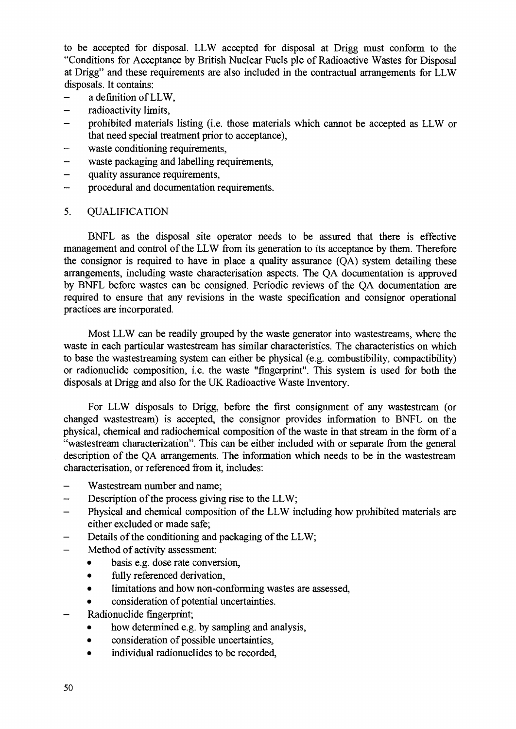to be accepted for disposal. LLW accepted for disposal at Drigg must conform to the "Conditions for Acceptance by British Nuclear Fuels plc of Radioactive Wastes for Disposal at Drigg" and these requirements are also included in the contractual arrangements for LLW disposals. It contains:

- a definition of LLW,
- radioactivity limits,
- prohibited materials listing (i.e. those materials which cannot be accepted as LLW or that need special treatment prior to acceptance),
- waste conditioning requirements,
- waste packaging and labelling requirements,
- quality assurance requirements,
- procedural and documentation requirements.

## 5. QUALIFICATION

BNFL as the disposal site operator needs to be assured that there is effective management and control of the LLW from its generation to its acceptance by them. Therefore the consignor is required to have in place a quality assurance (QA) system detailing these arrangements, including waste characterisation aspects. The QA documentation is approved by BNFL before wastes can be consigned. Periodic reviews of the QA documentation are required to ensure that any revisions in the waste specification and consignor operational practices are incorporated.

Most LLW can be readily grouped by the waste generator into wastestreams, where the waste in each particular wastestream has similar characteristics. The characteristics on which to base the wastestreaming system can either be physical (e.g. combustibility, compactibility) or radionuclide composition, i.e. the waste "fingerprint". This system is used for both the disposals at Drigg and also for the UK Radioactive Waste Inventory.

For LLW disposals to Drigg, before the first consignment of any wastestream (or changed wastestream) is accepted, the consignor provides information to BNFL on the physical, chemical and radiochemical composition of the waste in that stream in the form of a "wastestream characterization". This can be either included with or separate from the general description of the QA arrangements. The information which needs to be in the wastestream characterisation, or referenced from it, includes:

- Wastestream number and name;
- Description of the process giving rise to the LLW;
- Physical and chemical composition of the LLW including how prohibited materials are either excluded or made safe;
- Details of the conditioning and packaging of the LLW;
- Method of activity assessment:
  - basis e.g. dose rate conversion,
  - fully referenced derivation,
  - limitations and how non-conforming wastes are assessed,
  - consideration of potential uncertainties.
- Radionuclide fingerprint;
  - how determined e.g. by sampling and analysis,
  - consideration of possible uncertainties,
  - individual radionuclides to be recorded,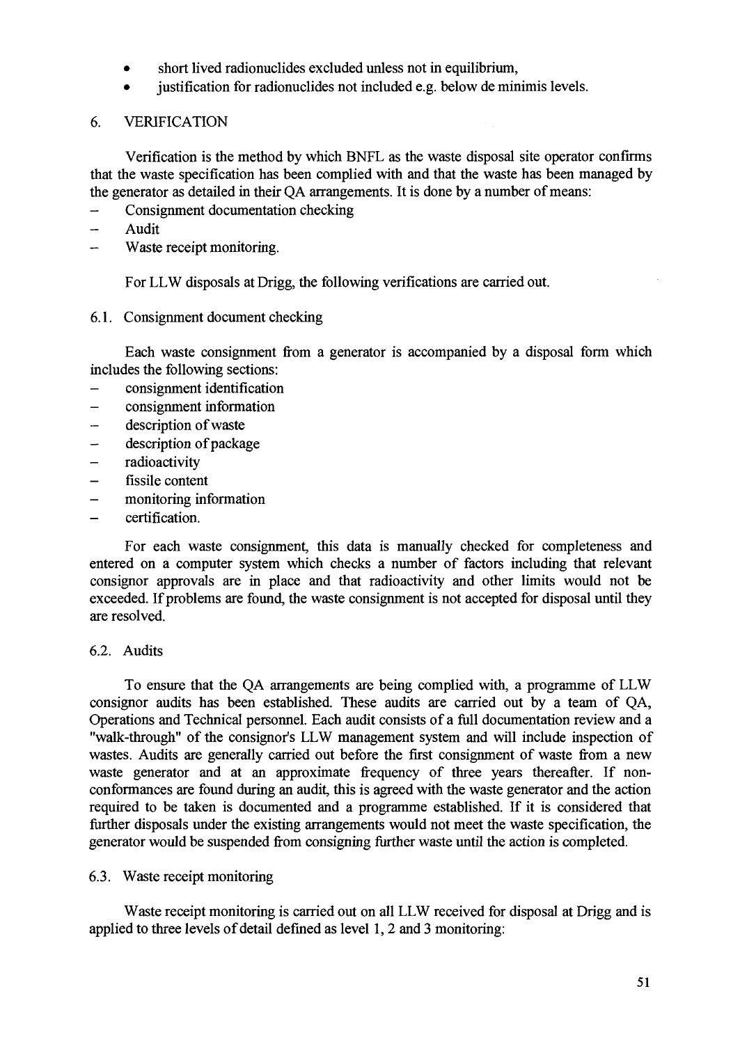- short lived radionuclides excluded unless not in equilibrium,
- justification for radionuclides not included e.g. below de minimis levels.

## 6. VERIFICATION

Verification is the method by which BNFL as the waste disposal site operator confirms that the waste specification has been complied with and that the waste has been managed by the generator as detailed in their QA arrangements. It is done by a number of means:

- Consignment documentation checking
- Audit
- Waste receipt monitoring.

For LLW disposals at Drigg, the following verifications are carried out.

### 6.1. Consignment document checking

Each waste consignment from a generator is accompanied by a disposal form which includes the following sections:

- consignment identification
- consignment information
- description of waste
- description of package
- radioactivity
- fissile content
- monitoring information
- certification.

For each waste consignment, this data is manually checked for completeness and entered on a computer system which checks a number of factors including that relevant consignor approvals are in place and that radioactivity and other limits would not be exceeded. If problems are found, the waste consignment is not accepted for disposal until they are resolved.

### 6.2. Audits

To ensure that the QA arrangements are being complied with, a programme of LLW consignor audits has been established. These audits are carried out by a team of QA, Operations and Technical personnel. Each audit consists of a full documentation review and a "walk-through" of the consignor's LLW management system and will include inspection of wastes. Audits are generally carried out before the first consignment of waste from a new waste generator and at an approximate frequency of three years thereafter. If non-conformances are found during an audit, this is agreed with the waste generator and the action required to be taken is documented and a programme established. If it is considered that further disposals under the existing arrangements would not meet the waste specification, the generator would be suspended from consigning further waste until the action is completed.

### 6.3. Waste receipt monitoring

Waste receipt monitoring is carried out on all LLW received for disposal at Drigg and is applied to three levels of detail defined as level 1, 2 and 3 monitoring: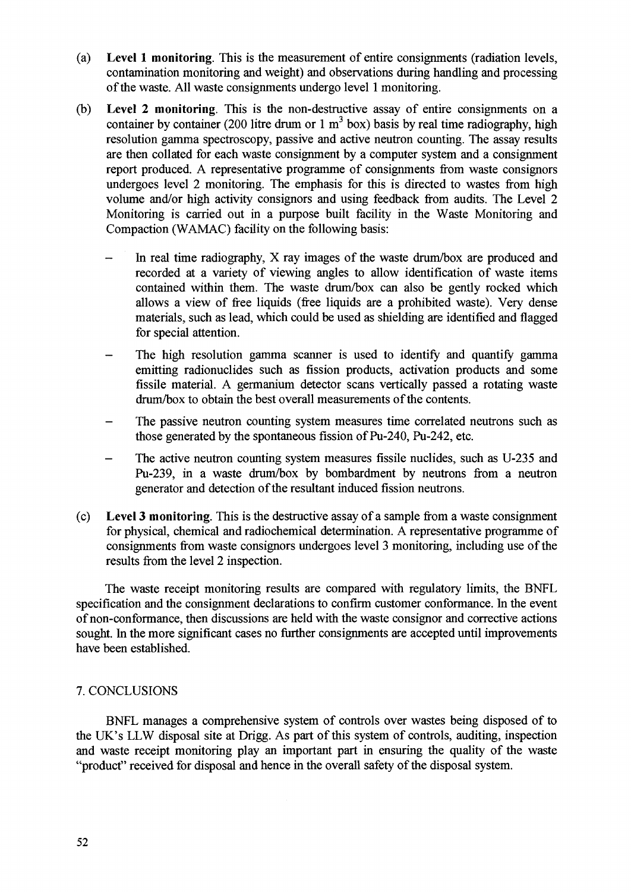(a) **Level 1 monitoring**. This is the measurement of entire consignments (radiation levels, contamination monitoring and weight) and observations during handling and processing of the waste. All waste consignments undergo level 1 monitoring.

(b) **Level 2 monitoring**. This is the non-destructive assay of entire consignments on a container by container (200 litre drum or 1 $m^3$ box) basis by real time radiography, high resolution gamma spectroscopy, passive and active neutron counting. The assay results are then collated for each waste consignment by a computer system and a consignment report produced. A representative programme of consignments from waste consignors undergoes level 2 monitoring. The emphasis for this is directed to wastes from high volume and/or high activity consignors and using feedback from audits. The Level 2 Monitoring is carried out in a purpose built facility in the Waste Monitoring and Compaction (WAMAC) facility on the following basis:

- In real time radiography, X ray images of the waste drum/box are produced and recorded at a variety of viewing angles to allow identification of waste items contained within them. The waste drum/box can also be gently rocked which allows a view of free liquids (free liquids are a prohibited waste). Very dense materials, such as lead, which could be used as shielding are identified and flagged for special attention.
- The high resolution gamma scanner is used to identify and quantify gamma emitting radionuclides such as fission products, activation products and some fissile material. A germanium detector scans vertically passed a rotating waste drum/box to obtain the best overall measurements of the contents.
- The passive neutron counting system measures time correlated neutrons such as those generated by the spontaneous fission of Pu-240, Pu-242, etc.
- The active neutron counting system measures fissile nuclides, such as U-235 and Pu-239, in a waste drum/box by bombardment by neutrons from a neutron generator and detection of the resultant induced fission neutrons.

(c) **Level 3 monitoring**. This is the destructive assay of a sample from a waste consignment for physical, chemical and radiochemical determination. A representative programme of consignments from waste consignors undergoes level 3 monitoring, including use of the results from the level 2 inspection.

The waste receipt monitoring results are compared with regulatory limits, the BNFL specification and the consignment declarations to confirm customer conformance. In the event of non-conformance, then discussions are held with the waste consignor and corrective actions sought. In the more significant cases no further consignments are accepted until improvements have been established.

## 7. CONCLUSIONS

BNFL manages a comprehensive system of controls over wastes being disposed of to the UK's LLW disposal site at Drigg. As part of this system of controls, auditing, inspection and waste receipt monitoring play an important part in ensuring the quality of the waste "product" received for disposal and hence in the overall safety of the disposal system.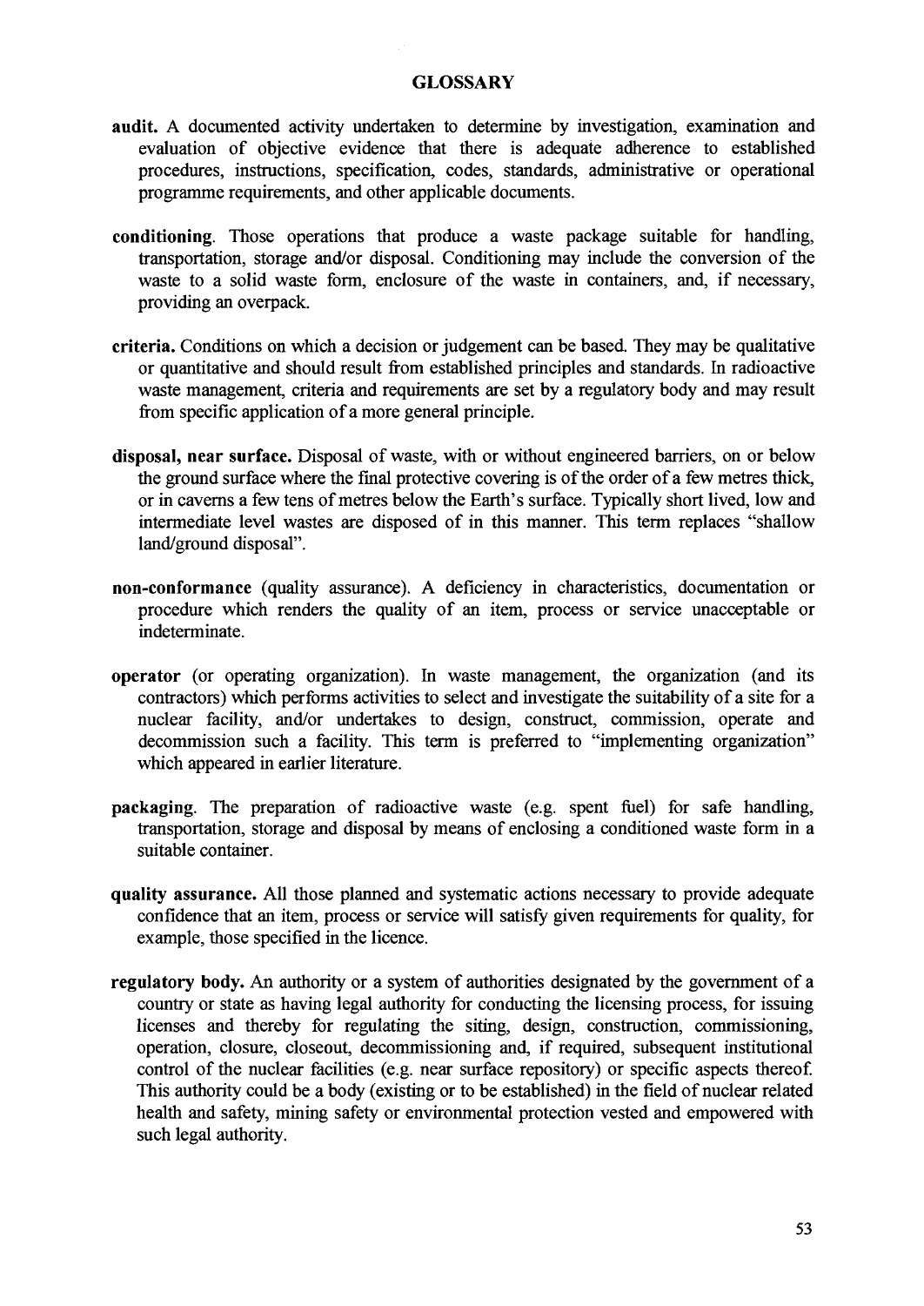## GLOSSARY

**audit.** A documented activity undertaken to determine by investigation, examination and evaluation of objective evidence that there is adequate adherence to established procedures, instructions, specification, codes, standards, administrative or operational programme requirements, and other applicable documents.

**conditioning**. Those operations that produce a waste package suitable for handling, transportation, storage and/or disposal. Conditioning may include the conversion of the waste to a solid waste form, enclosure of the waste in containers, and, if necessary, providing an overpack.

**criteria.** Conditions on which a decision or judgement can be based. They may be qualitative or quantitative and should result from established principles and standards. In radioactive waste management, criteria and requirements are set by a regulatory body and may result from specific application of a more general principle.

**disposal, near surface.** Disposal of waste, with or without engineered barriers, on or below the ground surface where the final protective covering is of the order of a few metres thick, or in caverns a few tens of metres below the Earth's surface. Typically short lived, low and intermediate level wastes are disposed of in this manner. This term replaces "shallow land/ground disposal".

**non-conformance** (quality assurance). A deficiency in characteristics, documentation or procedure which renders the quality of an item, process or service unacceptable or indeterminate.

**operator** (or operating organization). In waste management, the organization (and its contractors) which performs activities to select and investigate the suitability of a site for a nuclear facility, and/or undertakes to design, construct, commission, operate and decommission such a facility. This term is preferred to "implementing organization" which appeared in earlier literature.

**packaging**. The preparation of radioactive waste (e.g. spent fuel) for safe handling, transportation, storage and disposal by means of enclosing a conditioned waste form in a suitable container.

**quality assurance.** All those planned and systematic actions necessary to provide adequate confidence that an item, process or service will satisfy given requirements for quality, for example, those specified in the licence.

**regulatory body.** An authority or a system of authorities designated by the government of a country or state as having legal authority for conducting the licensing process, for issuing licenses and thereby for regulating the siting, design, construction, commissioning, operation, closure, closeout, decommissioning and, if required, subsequent institutional control of the nuclear facilities (e.g. near surface repository) or specific aspects thereof. This authority could be a body (existing or to be established) in the field of nuclear related health and safety, mining safety or environmental protection vested and empowered with such legal authority.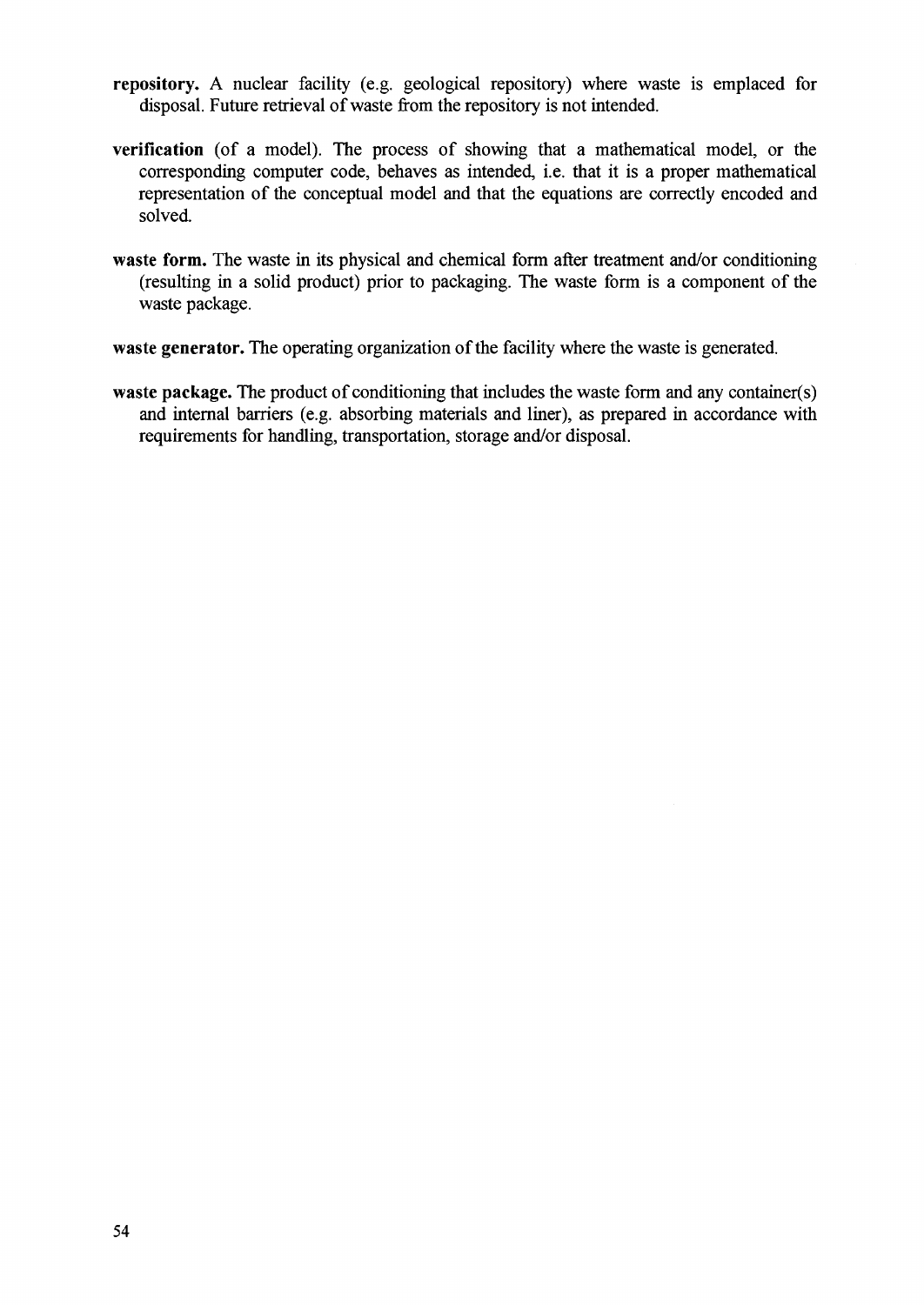**repository.** A nuclear facility (e.g. geological repository) where waste is emplaced for disposal. Future retrieval of waste from the repository is not intended.

**verification** (of a model). The process of showing that a mathematical model, or the corresponding computer code, behaves as intended, i.e. that it is a proper mathematical representation of the conceptual model and that the equations are correctly encoded and solved.

**waste form.** The waste in its physical and chemical form after treatment and/or conditioning (resulting in a solid product) prior to packaging. The waste form is a component of the waste package.

**waste generator.** The operating organization of the facility where the waste is generated.

**waste package.** The product of conditioning that includes the waste form and any container(s) and internal barriers (e.g. absorbing materials and liner), as prepared in accordance with requirements for handling, transportation, storage and/or disposal.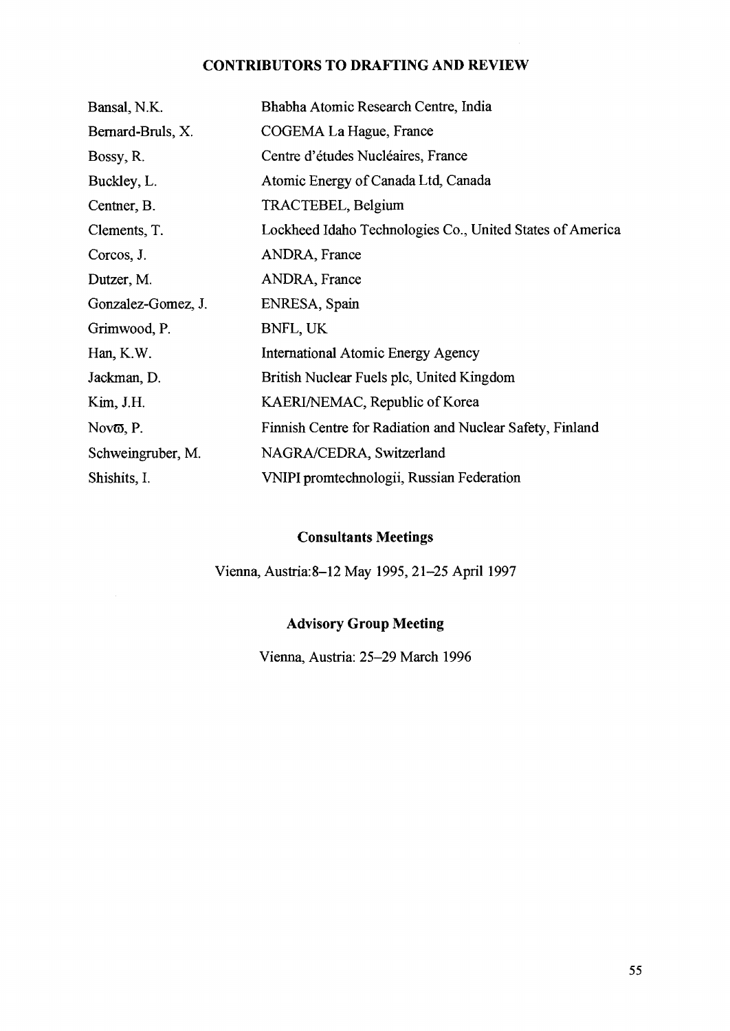## CONTRIBUTORS TO DRAFTING AND REVIEW

| | |
|---|---|
| Bansal, N.K. | Bhabha Atomic Research Centre, India |
| Bernard-Bruls, X. | COGEMA La Hague, France |
| Bossy, R. | Centre d'études Nucléaires, France |
| Buckley, L. | Atomic Energy of Canada Ltd, Canada |
| Centner, B. | TRACTEBEL, Belgium |
| Clements, T. | Lockheed Idaho Technologies Co., United States of America |
| Corcos, J. | ANDRA, France |
| Dutzer, M. | ANDRA, France |
| Gonzalez-Gomez, J. | ENRESA, Spain |
| Grimwood, P. | BNFL, UK |
| Han, K.W. | International Atomic Energy Agency |
| Jackman, D. | British Nuclear Fuels plc, United Kingdom |
| Kim, J.H. | KAERI/NEMAC, Republic of Korea |
| Novϖ, P. | Finnish Centre for Radiation and Nuclear Safety, Finland |
| Schweingruber, M. | NAGRA/CEDRA, Switzerland |
| Shishits, I. | VNIPI promtechnologii, Russian Federation |

### Consultants Meetings

Vienna, Austria:8–12 May 1995, 21–25 April 1997

### Advisory Group Meeting

Vienna, Austria: 25–29 March 1996